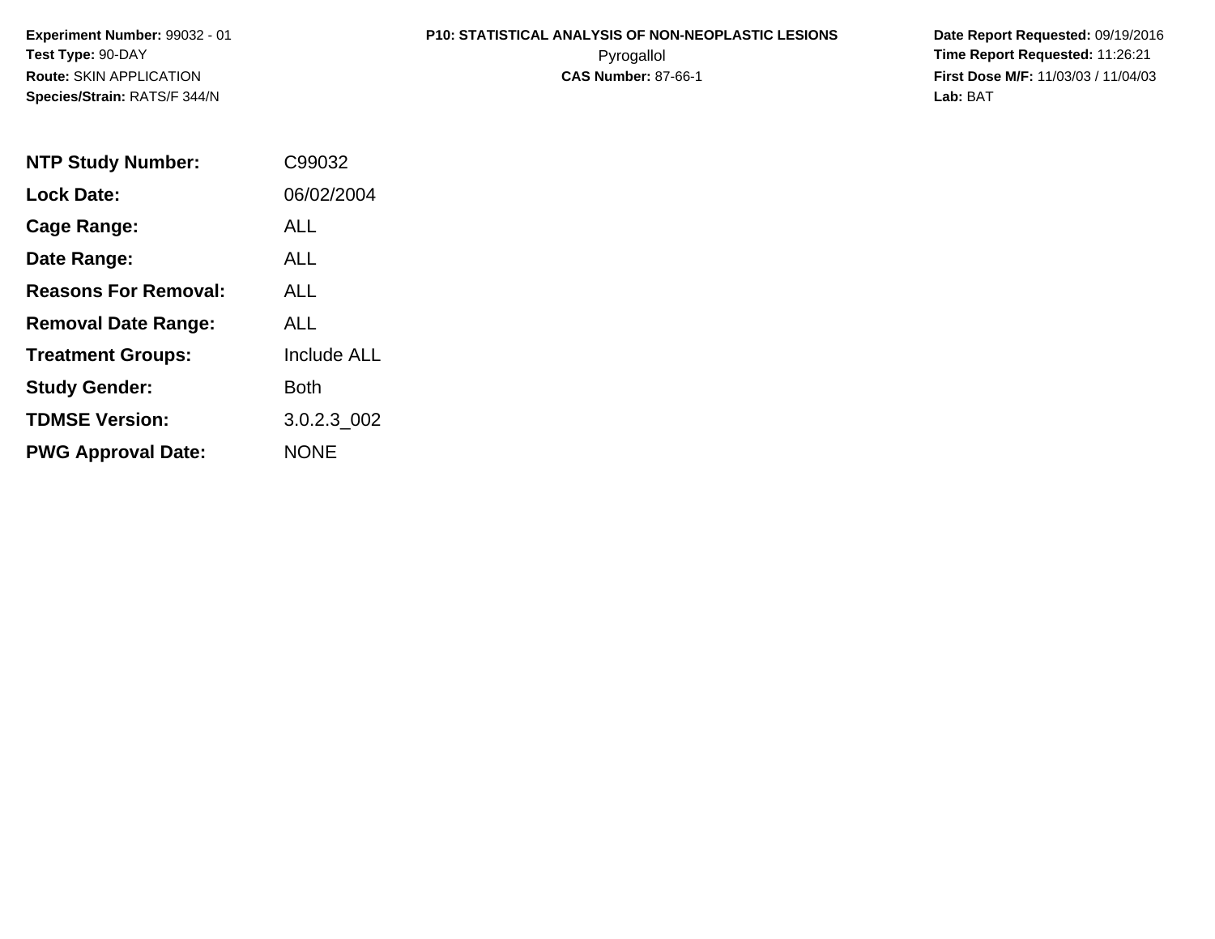**Experiment Number:** 99032 - 01
**Test Type:** 90-DAY
**Route:** SKIN APPLICATION
**Species/Strain:** RATS/F 344/N

**P10: STATISTICAL ANALYSIS OF NON-NEOPLASTIC LESIONS**
Pyrogallol
**CAS Number:** 87-66-1

**Date Report Requested:** 09/19/2016
**Time Report Requested:** 11:26:21
**First Dose M/F:** 11/03/03 / 11/04/03
**Lab:** BAT

| | |
|---|---|
| **NTP Study Number:** | C99032 |
| **Lock Date:** | 06/02/2004 |
| **Cage Range:** | ALL |
| **Date Range:** | ALL |
| **Reasons For Removal:** | ALL |
| **Removal Date Range:** | ALL |
| **Treatment Groups:** | Include ALL |
| **Study Gender:** | Both |
| **TDMSE Version:** | 3.0.2.3_002 |
| **PWG Approval Date:** | NONE |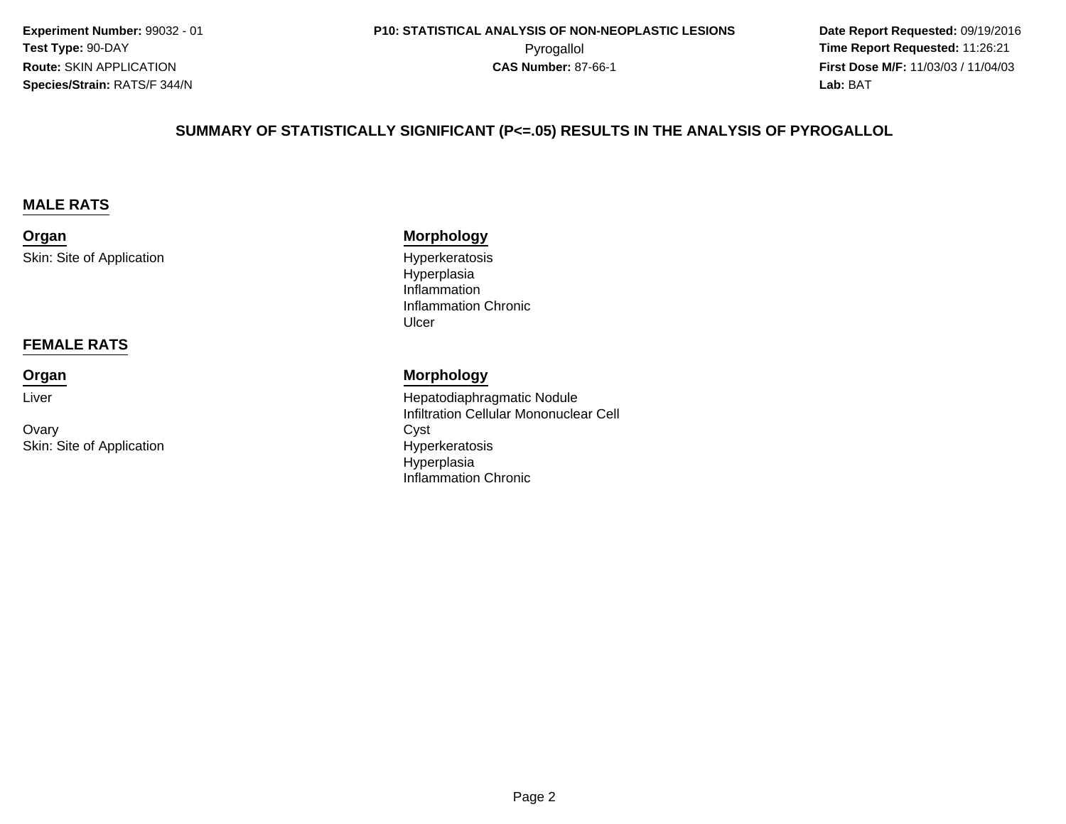Experiment Number: 99032 - 01
Test Type: 90-DAY
Route: SKIN APPLICATION
Species/Strain: RATS/F 344/N

P10: STATISTICAL ANALYSIS OF NON-NEOPLASTIC LESIONS
Pyrogallol
CAS Number: 87-66-1

Date Report Requested: 09/19/2016
Time Report Requested: 11:26:21
First Dose M/F: 11/03/03 / 11/04/03
Lab: BAT

## SUMMARY OF STATISTICALLY SIGNIFICANT (P<=.05) RESULTS IN THE ANALYSIS OF PYROGALLOL

### MALE RATS

| Organ | Morphology |
| --- | --- |
| Skin: Site of Application | Hyperkeratosis |
| | Hyperplasia |
| | Inflammation |
| | Inflammation Chronic |
| | Ulcer |

### FEMALE RATS

| Organ | Morphology |
| --- | --- |
| Liver | Hepatodiaphragmatic Nodule |
| | Infiltration Cellular Mononuclear Cell |
| Ovary | Cyst |
| Skin: Site of Application | Hyperkeratosis |
| | Hyperplasia |
| | Inflammation Chronic |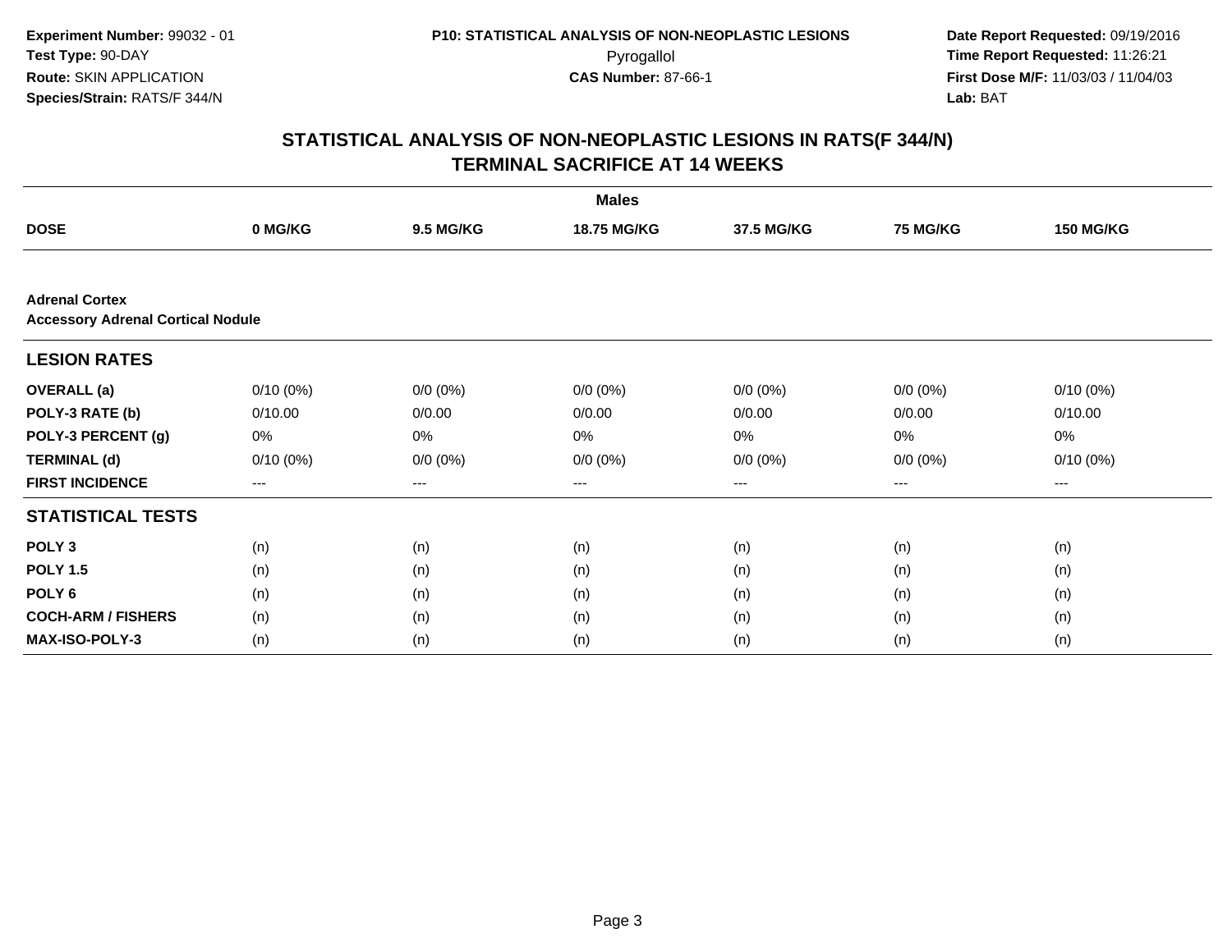**Experiment Number:** 99032 - 01
**Test Type:** 90-DAY
**Route:** SKIN APPLICATION
**Species/Strain:** RATS/F 344/N

**P10: STATISTICAL ANALYSIS OF NON-NEOPLASTIC LESIONS**
Pyrogallol
**CAS Number:** 87-66-1

**Date Report Requested:** 09/19/2016
**Time Report Requested:** 11:26:21
**First Dose M/F:** 11/03/03 / 11/04/03
**Lab:** BAT

## STATISTICAL ANALYSIS OF NON-NEOPLASTIC LESIONS IN RATS(F 344/N)
## TERMINAL SACRIFICE AT 14 WEEKS

| | Males | | | | | |
|---|---|---|---|---|---|---|
| **DOSE** | **0 MG/KG** | **9.5 MG/KG** | **18.75 MG/KG** | **37.5 MG/KG** | **75 MG/KG** | **150 MG/KG** |
| **Adrenal Cortex** | | | | | | |
| **Accessory Adrenal Cortical Nodule** | | | | | | |
| **LESION RATES** | | | | | | |
| **OVERALL (a)** | 0/10 (0%) | 0/0 (0%) | 0/0 (0%) | 0/0 (0%) | 0/0 (0%) | 0/10 (0%) |
| **POLY-3 RATE (b)** | 0/10.00 | 0/0.00 | 0/0.00 | 0/0.00 | 0/0.00 | 0/10.00 |
| **POLY-3 PERCENT (g)** | 0% | 0% | 0% | 0% | 0% | 0% |
| **TERMINAL (d)** | 0/10 (0%) | 0/0 (0%) | 0/0 (0%) | 0/0 (0%) | 0/0 (0%) | 0/10 (0%) |
| **FIRST INCIDENCE** | --- | --- | --- | --- | --- | --- |
| **STATISTICAL TESTS** | | | | | | |
| **POLY 3** | (n) | (n) | (n) | (n) | (n) | (n) |
| **POLY 1.5** | (n) | (n) | (n) | (n) | (n) | (n) |
| **POLY 6** | (n) | (n) | (n) | (n) | (n) | (n) |
| **COCH-ARM / FISHERS** | (n) | (n) | (n) | (n) | (n) | (n) |
| **MAX-ISO-POLY-3** | (n) | (n) | (n) | (n) | (n) | (n) |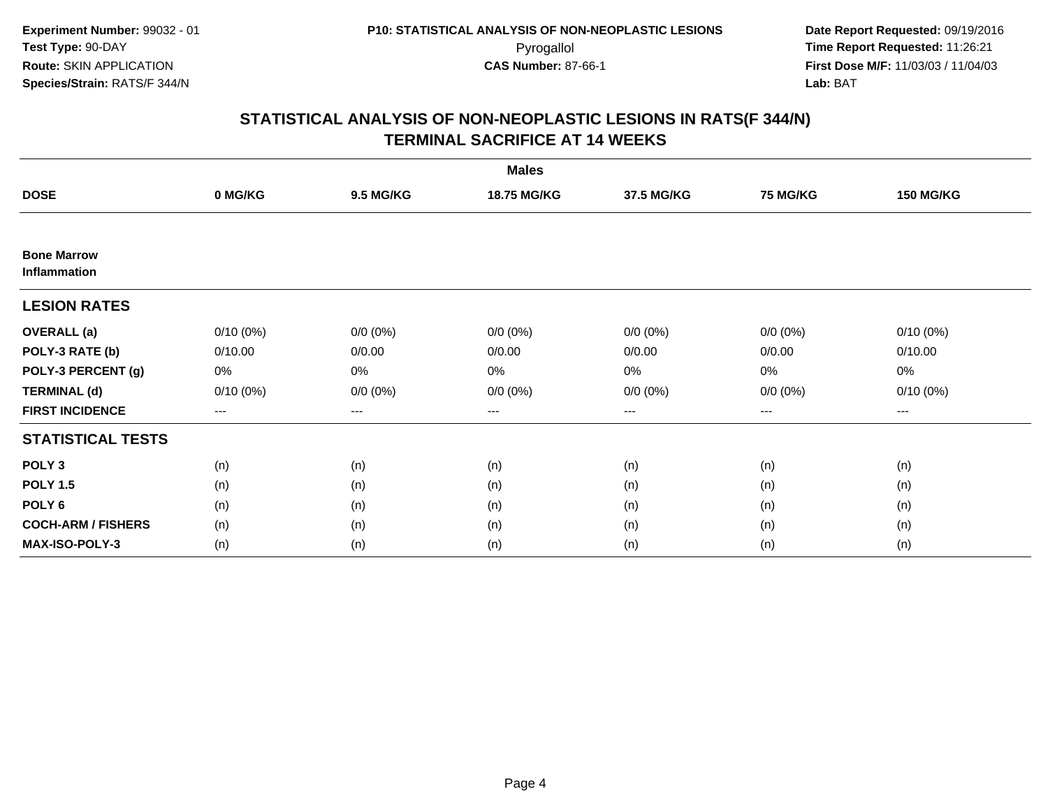**Experiment Number:** 99032 - 01
**Test Type:** 90-DAY
**Route:** SKIN APPLICATION
**Species/Strain:** RATS/F 344/N

**P10: STATISTICAL ANALYSIS OF NON-NEOPLASTIC LESIONS**
Pyrogallol
**CAS Number:** 87-66-1

**Date Report Requested:** 09/19/2016
**Time Report Requested:** 11:26:21
**First Dose M/F:** 11/03/03 / 11/04/03
**Lab:** BAT

# STATISTICAL ANALYSIS OF NON-NEOPLASTIC LESIONS IN RATS(F 344/N)
# TERMINAL SACRIFICE AT 14 WEEKS

| | | | Males | | | |
|---|---|---|---|---|---|---|
| **DOSE** | **0 MG/KG** | **9.5 MG/KG** | **18.75 MG/KG** | **37.5 MG/KG** | **75 MG/KG** | **150 MG/KG** |
| **Bone Marrow** | | | | | | |
| **Inflammation** | | | | | | |
| **LESION RATES** | | | | | | |
| **OVERALL (a)** | 0/10 (0%) | 0/0 (0%) | 0/0 (0%) | 0/0 (0%) | 0/0 (0%) | 0/10 (0%) |
| **POLY-3 RATE (b)** | 0/10.00 | 0/0.00 | 0/0.00 | 0/0.00 | 0/0.00 | 0/10.00 |
| **POLY-3 PERCENT (g)** | 0% | 0% | 0% | 0% | 0% | 0% |
| **TERMINAL (d)** | 0/10 (0%) | 0/0 (0%) | 0/0 (0%) | 0/0 (0%) | 0/0 (0%) | 0/10 (0%) |
| **FIRST INCIDENCE** | --- | --- | --- | --- | --- | --- |
| **STATISTICAL TESTS** | | | | | | |
| **POLY 3** | (n) | (n) | (n) | (n) | (n) | (n) |
| **POLY 1.5** | (n) | (n) | (n) | (n) | (n) | (n) |
| **POLY 6** | (n) | (n) | (n) | (n) | (n) | (n) |
| **COCH-ARM / FISHERS** | (n) | (n) | (n) | (n) | (n) | (n) |
| **MAX-ISO-POLY-3** | (n) | (n) | (n) | (n) | (n) | (n) |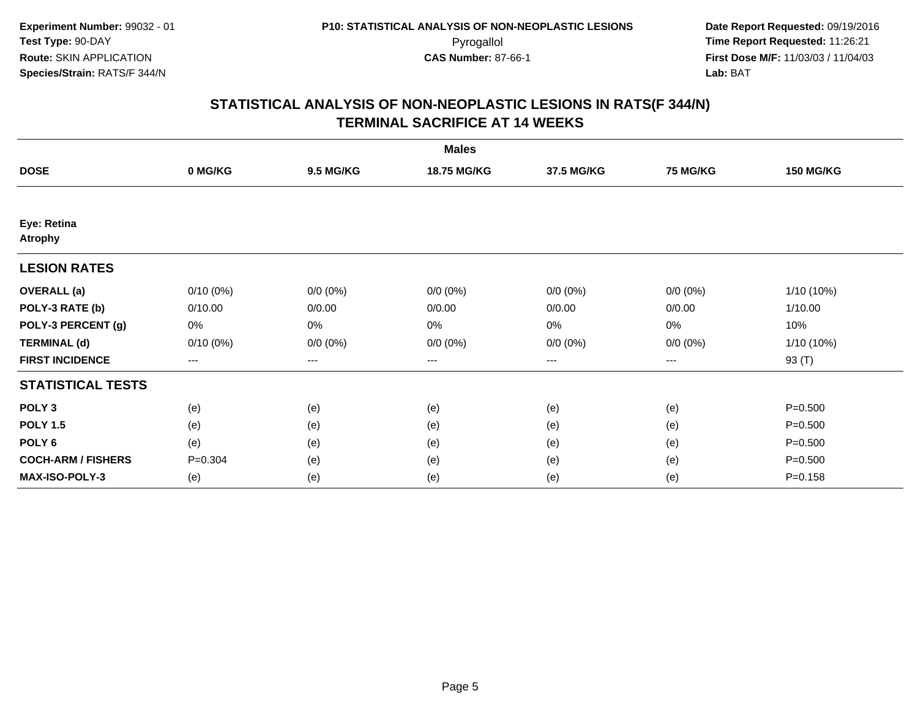**Experiment Number:** 99032 - 01
**Test Type:** 90-DAY
**Route:** SKIN APPLICATION
**Species/Strain:** RATS/F 344/N

**P10: STATISTICAL ANALYSIS OF NON-NEOPLASTIC LESIONS**
Pyrogallol
**CAS Number:** 87-66-1

**Date Report Requested:** 09/19/2016
**Time Report Requested:** 11:26:21
**First Dose M/F:** 11/03/03 / 11/04/03
**Lab:** BAT

## STATISTICAL ANALYSIS OF NON-NEOPLASTIC LESIONS IN RATS(F 344/N)
## TERMINAL SACRIFICE AT 14 WEEKS

| | Males | | | | | |
|---|---|---|---|---|---|---|
| **DOSE** | **0 MG/KG** | **9.5 MG/KG** | **18.75 MG/KG** | **37.5 MG/KG** | **75 MG/KG** | **150 MG/KG** |
| **Eye: Retina** | | | | | | |
| **Atrophy** | | | | | | |
| **LESION RATES** | | | | | | |
| **OVERALL (a)** | 0/10 (0%) | 0/0 (0%) | 0/0 (0%) | 0/0 (0%) | 0/0 (0%) | 1/10 (10%) |
| **POLY-3 RATE (b)** | 0/10.00 | 0/0.00 | 0/0.00 | 0/0.00 | 0/0.00 | 1/10.00 |
| **POLY-3 PERCENT (g)** | 0% | 0% | 0% | 0% | 0% | 10% |
| **TERMINAL (d)** | 0/10 (0%) | 0/0 (0%) | 0/0 (0%) | 0/0 (0%) | 0/0 (0%) | 1/10 (10%) |
| **FIRST INCIDENCE** | --- | --- | --- | --- | --- | 93 (T) |
| **STATISTICAL TESTS** | | | | | | |
| **POLY 3** | (e) | (e) | (e) | (e) | (e) | P=0.500 |
| **POLY 1.5** | (e) | (e) | (e) | (e) | (e) | P=0.500 |
| **POLY 6** | (e) | (e) | (e) | (e) | (e) | P=0.500 |
| **COCH-ARM / FISHERS** | P=0.304 | (e) | (e) | (e) | (e) | P=0.500 |
| **MAX-ISO-POLY-3** | (e) | (e) | (e) | (e) | (e) | P=0.158 |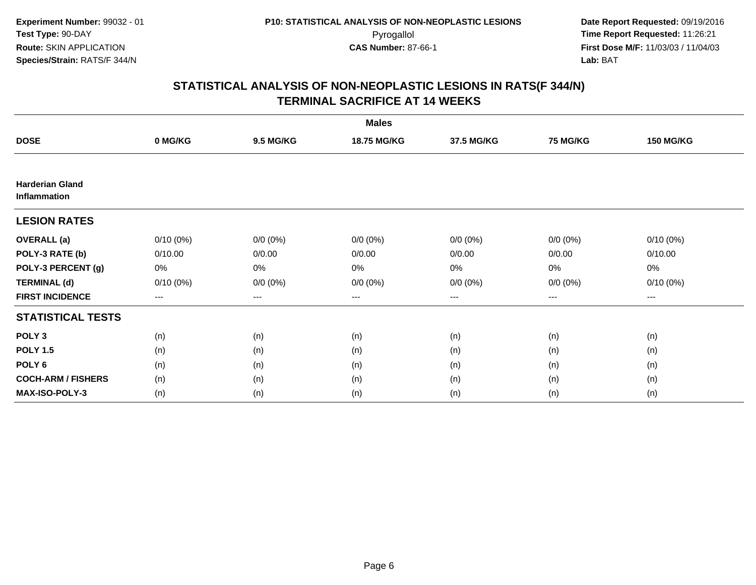**Experiment Number:** 99032 - 01
**Test Type:** 90-DAY
**Route:** SKIN APPLICATION
**Species/Strain:** RATS/F 344/N

**P10: STATISTICAL ANALYSIS OF NON-NEOPLASTIC LESIONS**
Pyrogallol
**CAS Number:** 87-66-1

**Date Report Requested:** 09/19/2016
**Time Report Requested:** 11:26:21
**First Dose M/F:** 11/03/03 / 11/04/03
**Lab:** BAT

## STATISTICAL ANALYSIS OF NON-NEOPLASTIC LESIONS IN RATS(F 344/N)
## TERMINAL SACRIFICE AT 14 WEEKS

| | Males | | | | | |
|---|---|---|---|---|---|---|
| **DOSE** | **0 MG/KG** | **9.5 MG/KG** | **18.75 MG/KG** | **37.5 MG/KG** | **75 MG/KG** | **150 MG/KG** |
| **Harderian Gland Inflammation** | | | | | | |
| **LESION RATES** | | | | | | |
| **OVERALL (a)** | 0/10 (0%) | 0/0 (0%) | 0/0 (0%) | 0/0 (0%) | 0/0 (0%) | 0/10 (0%) |
| **POLY-3 RATE (b)** | 0/10.00 | 0/0.00 | 0/0.00 | 0/0.00 | 0/0.00 | 0/10.00 |
| **POLY-3 PERCENT (g)** | 0% | 0% | 0% | 0% | 0% | 0% |
| **TERMINAL (d)** | 0/10 (0%) | 0/0 (0%) | 0/0 (0%) | 0/0 (0%) | 0/0 (0%) | 0/10 (0%) |
| **FIRST INCIDENCE** | --- | --- | --- | --- | --- | --- |
| **STATISTICAL TESTS** | | | | | | |
| **POLY 3** | (n) | (n) | (n) | (n) | (n) | (n) |
| **POLY 1.5** | (n) | (n) | (n) | (n) | (n) | (n) |
| **POLY 6** | (n) | (n) | (n) | (n) | (n) | (n) |
| **COCH-ARM / FISHERS** | (n) | (n) | (n) | (n) | (n) | (n) |
| **MAX-ISO-POLY-3** | (n) | (n) | (n) | (n) | (n) | (n) |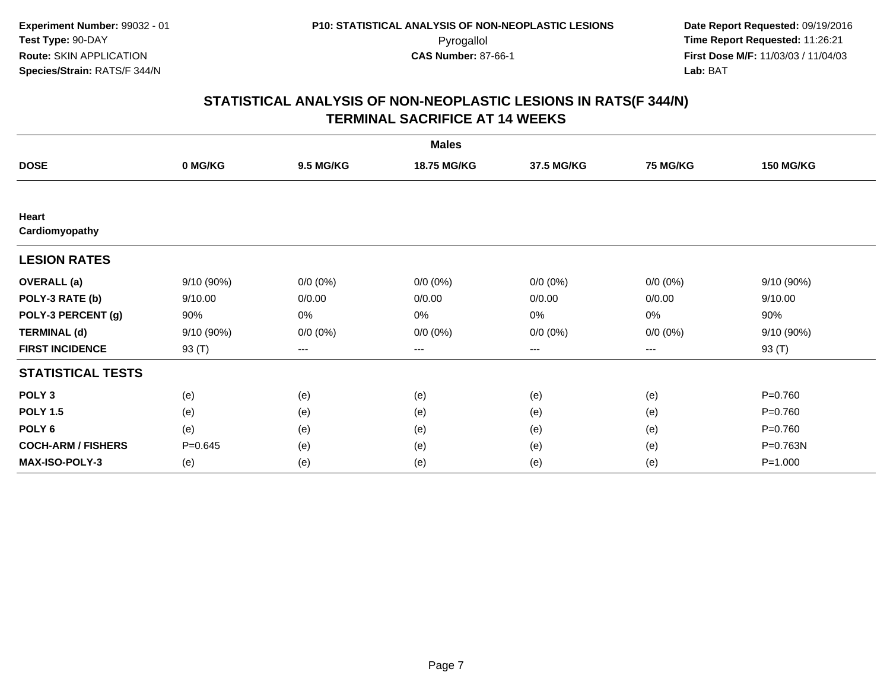Experiment Number: 99032 - 01
Test Type: 90-DAY
Route: SKIN APPLICATION
Species/Strain: RATS/F 344/N

P10: STATISTICAL ANALYSIS OF NON-NEOPLASTIC LESIONS
Pyrogallol
CAS Number: 87-66-1

Date Report Requested: 09/19/2016
Time Report Requested: 11:26:21
First Dose M/F: 11/03/03 / 11/04/03
Lab: BAT

# STATISTICAL ANALYSIS OF NON-NEOPLASTIC LESIONS IN RATS(F 344/N)
## TERMINAL SACRIFICE AT 14 WEEKS

| | Males | | | | | |
|---|---|---|---|---|---|---|
| **DOSE** | **0 MG/KG** | **9.5 MG/KG** | **18.75 MG/KG** | **37.5 MG/KG** | **75 MG/KG** | **150 MG/KG** |
| **Heart** | | | | | | |
| **Cardiomyopathy** | | | | | | |
| **LESION RATES** | | | | | | |
| **OVERALL (a)** | 9/10 (90%) | 0/0 (0%) | 0/0 (0%) | 0/0 (0%) | 0/0 (0%) | 9/10 (90%) |
| **POLY-3 RATE (b)** | 9/10.00 | 0/0.00 | 0/0.00 | 0/0.00 | 0/0.00 | 9/10.00 |
| **POLY-3 PERCENT (g)** | 90% | 0% | 0% | 0% | 0% | 90% |
| **TERMINAL (d)** | 9/10 (90%) | 0/0 (0%) | 0/0 (0%) | 0/0 (0%) | 0/0 (0%) | 9/10 (90%) |
| **FIRST INCIDENCE** | 93 (T) | --- | --- | --- | --- | 93 (T) |
| **STATISTICAL TESTS** | | | | | | |
| **POLY 3** | (e) | (e) | (e) | (e) | (e) | P=0.760 |
| **POLY 1.5** | (e) | (e) | (e) | (e) | (e) | P=0.760 |
| **POLY 6** | (e) | (e) | (e) | (e) | (e) | P=0.760 |
| **COCH-ARM / FISHERS** | P=0.645 | (e) | (e) | (e) | (e) | P=0.763N |
| **MAX-ISO-POLY-3** | (e) | (e) | (e) | (e) | (e) | P=1.000 |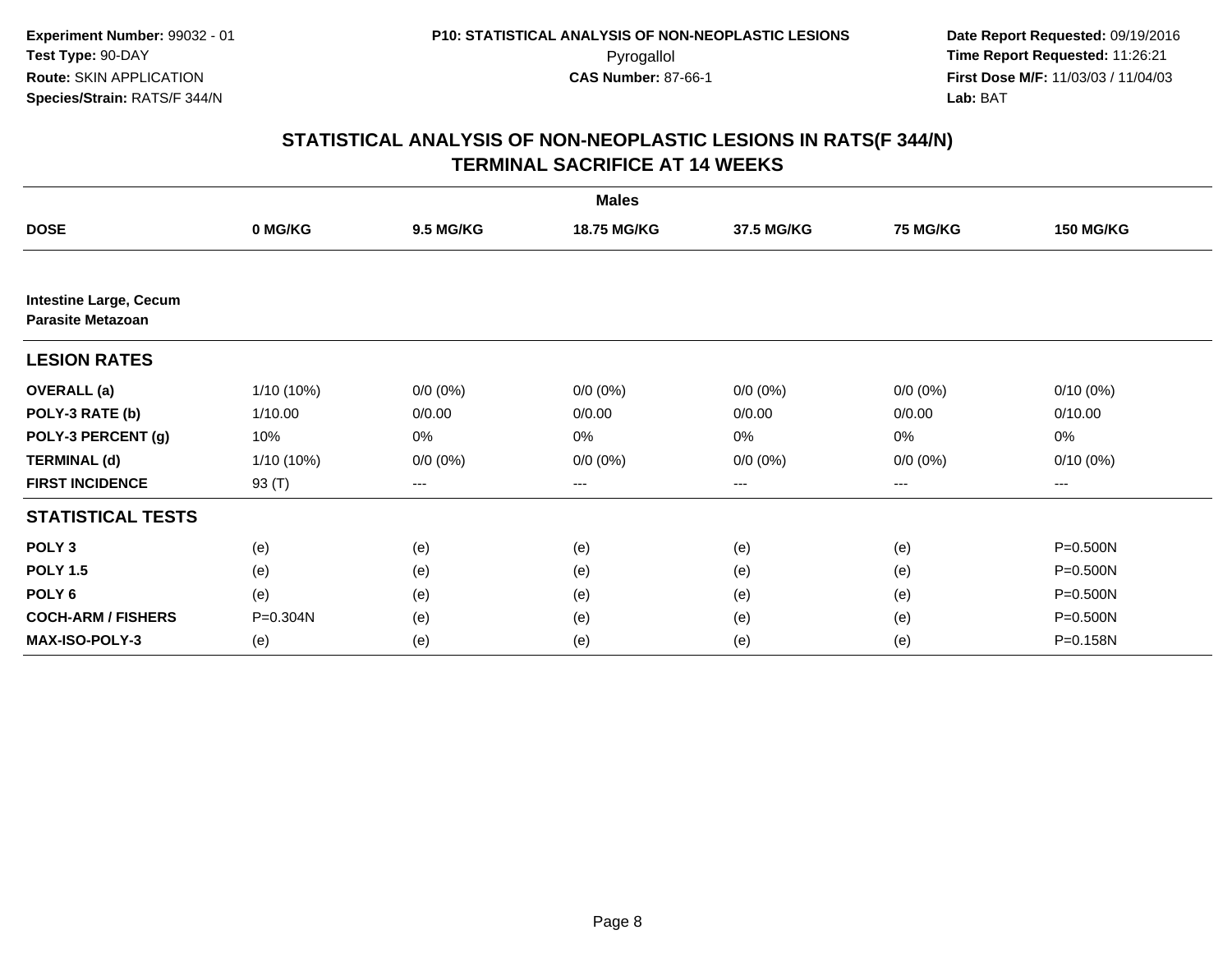**Experiment Number:** 99032 - 01
**Test Type:** 90-DAY
**Route:** SKIN APPLICATION
**Species/Strain:** RATS/F 344/N

**P10: STATISTICAL ANALYSIS OF NON-NEOPLASTIC LESIONS**
Pyrogallol
**CAS Number:** 87-66-1

**Date Report Requested:** 09/19/2016
**Time Report Requested:** 11:26:21
**First Dose M/F:** 11/03/03 / 11/04/03
**Lab:** BAT

## STATISTICAL ANALYSIS OF NON-NEOPLASTIC LESIONS IN RATS(F 344/N)
## TERMINAL SACRIFICE AT 14 WEEKS

| | Males | | | | | |
|---|---|---|---|---|---|---|
| **DOSE** | **0 MG/KG** | **9.5 MG/KG** | **18.75 MG/KG** | **37.5 MG/KG** | **75 MG/KG** | **150 MG/KG** |
| **Intestine Large, Cecum** | | | | | | |
| **Parasite Metazoan** | | | | | | |
| **LESION RATES** | | | | | | |
| **OVERALL (a)** | 1/10 (10%) | 0/0 (0%) | 0/0 (0%) | 0/0 (0%) | 0/0 (0%) | 0/10 (0%) |
| **POLY-3 RATE (b)** | 1/10.00 | 0/0.00 | 0/0.00 | 0/0.00 | 0/0.00 | 0/10.00 |
| **POLY-3 PERCENT (g)** | 10% | 0% | 0% | 0% | 0% | 0% |
| **TERMINAL (d)** | 1/10 (10%) | 0/0 (0%) | 0/0 (0%) | 0/0 (0%) | 0/0 (0%) | 0/10 (0%) |
| **FIRST INCIDENCE** | 93 (T) | --- | --- | --- | --- | --- |
| **STATISTICAL TESTS** | | | | | | |
| **POLY 3** | (e) | (e) | (e) | (e) | (e) | P=0.500N |
| **POLY 1.5** | (e) | (e) | (e) | (e) | (e) | P=0.500N |
| **POLY 6** | (e) | (e) | (e) | (e) | (e) | P=0.500N |
| **COCH-ARM / FISHERS** | P=0.304N | (e) | (e) | (e) | (e) | P=0.500N |
| **MAX-ISO-POLY-3** | (e) | (e) | (e) | (e) | (e) | P=0.158N |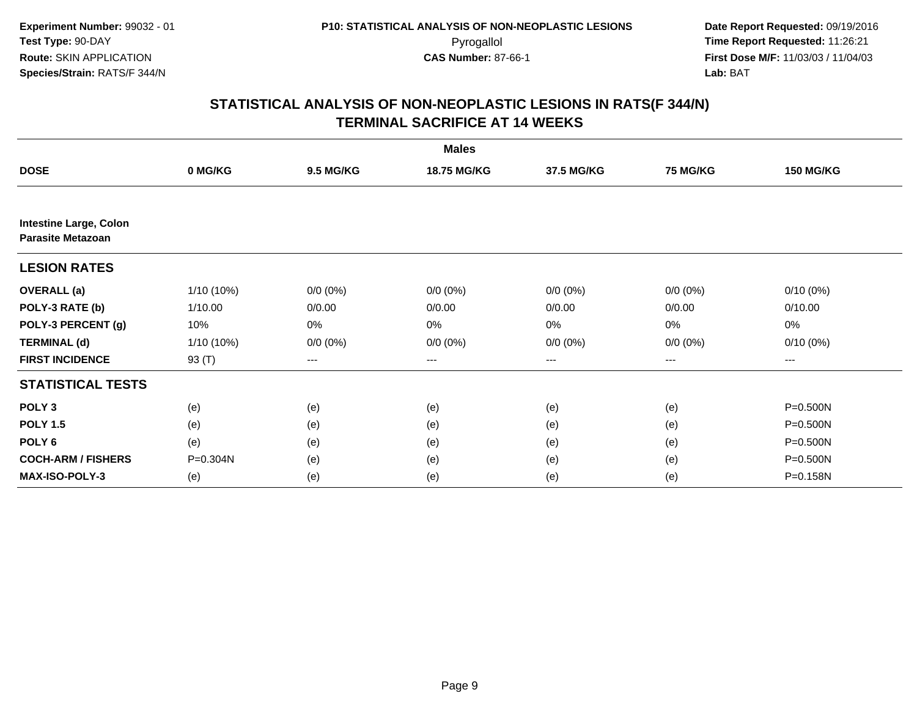**Experiment Number:** 99032 - 01
**Test Type:** 90-DAY
**Route:** SKIN APPLICATION
**Species/Strain:** RATS/F 344/N

**P10: STATISTICAL ANALYSIS OF NON-NEOPLASTIC LESIONS**
Pyrogallol
**CAS Number:** 87-66-1

**Date Report Requested:** 09/19/2016
**Time Report Requested:** 11:26:21
**First Dose M/F:** 11/03/03 / 11/04/03
**Lab:** BAT

## STATISTICAL ANALYSIS OF NON-NEOPLASTIC LESIONS IN RATS(F 344/N)
## TERMINAL SACRIFICE AT 14 WEEKS

| | Males | | | | | |
|---|---|---|---|---|---|---|
| **DOSE** | **0 MG/KG** | **9.5 MG/KG** | **18.75 MG/KG** | **37.5 MG/KG** | **75 MG/KG** | **150 MG/KG** |
| **Intestine Large, Colon** | | | | | | |
| **Parasite Metazoan** | | | | | | |
| **LESION RATES** | | | | | | |
| **OVERALL (a)** | 1/10 (10%) | 0/0 (0%) | 0/0 (0%) | 0/0 (0%) | 0/0 (0%) | 0/10 (0%) |
| **POLY-3 RATE (b)** | 1/10.00 | 0/0.00 | 0/0.00 | 0/0.00 | 0/0.00 | 0/10.00 |
| **POLY-3 PERCENT (g)** | 10% | 0% | 0% | 0% | 0% | 0% |
| **TERMINAL (d)** | 1/10 (10%) | 0/0 (0%) | 0/0 (0%) | 0/0 (0%) | 0/0 (0%) | 0/10 (0%) |
| **FIRST INCIDENCE** | 93 (T) | --- | --- | --- | --- | --- |
| **STATISTICAL TESTS** | | | | | | |
| **POLY 3** | (e) | (e) | (e) | (e) | (e) | P=0.500N |
| **POLY 1.5** | (e) | (e) | (e) | (e) | (e) | P=0.500N |
| **POLY 6** | (e) | (e) | (e) | (e) | (e) | P=0.500N |
| **COCH-ARM / FISHERS** | P=0.304N | (e) | (e) | (e) | (e) | P=0.500N |
| **MAX-ISO-POLY-3** | (e) | (e) | (e) | (e) | (e) | P=0.158N |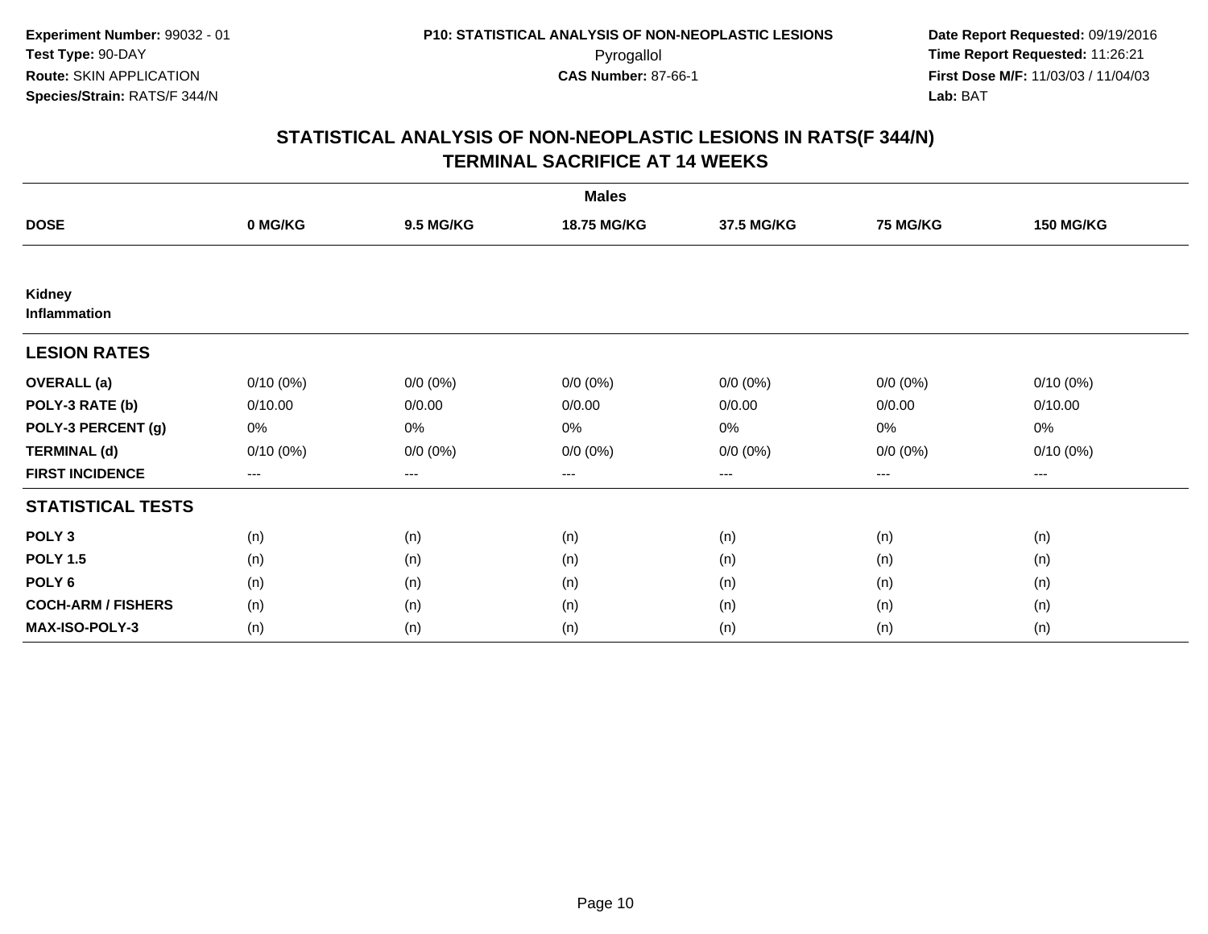**Experiment Number:** 99032 - 01
**Test Type:** 90-DAY
**Route:** SKIN APPLICATION
**Species/Strain:** RATS/F 344/N

**P10: STATISTICAL ANALYSIS OF NON-NEOPLASTIC LESIONS**
Pyrogallol
**CAS Number:** 87-66-1

**Date Report Requested:** 09/19/2016
**Time Report Requested:** 11:26:21
**First Dose M/F:** 11/03/03 / 11/04/03
**Lab:** BAT

## STATISTICAL ANALYSIS OF NON-NEOPLASTIC LESIONS IN RATS(F 344/N)
## TERMINAL SACRIFICE AT 14 WEEKS

| | Males | | | | | |
|---|---|---|---|---|---|---|
| **DOSE** | **0 MG/KG** | **9.5 MG/KG** | **18.75 MG/KG** | **37.5 MG/KG** | **75 MG/KG** | **150 MG/KG** |
| **Kidney** | | | | | | |
| **Inflammation** | | | | | | |
| **LESION RATES** | | | | | | |
| **OVERALL (a)** | 0/10 (0%) | 0/0 (0%) | 0/0 (0%) | 0/0 (0%) | 0/0 (0%) | 0/10 (0%) |
| **POLY-3 RATE (b)** | 0/10.00 | 0/0.00 | 0/0.00 | 0/0.00 | 0/0.00 | 0/10.00 |
| **POLY-3 PERCENT (g)** | 0% | 0% | 0% | 0% | 0% | 0% |
| **TERMINAL (d)** | 0/10 (0%) | 0/0 (0%) | 0/0 (0%) | 0/0 (0%) | 0/0 (0%) | 0/10 (0%) |
| **FIRST INCIDENCE** | --- | --- | --- | --- | --- | --- |
| **STATISTICAL TESTS** | | | | | | |
| **POLY 3** | (n) | (n) | (n) | (n) | (n) | (n) |
| **POLY 1.5** | (n) | (n) | (n) | (n) | (n) | (n) |
| **POLY 6** | (n) | (n) | (n) | (n) | (n) | (n) |
| **COCH-ARM / FISHERS** | (n) | (n) | (n) | (n) | (n) | (n) |
| **MAX-ISO-POLY-3** | (n) | (n) | (n) | (n) | (n) | (n) |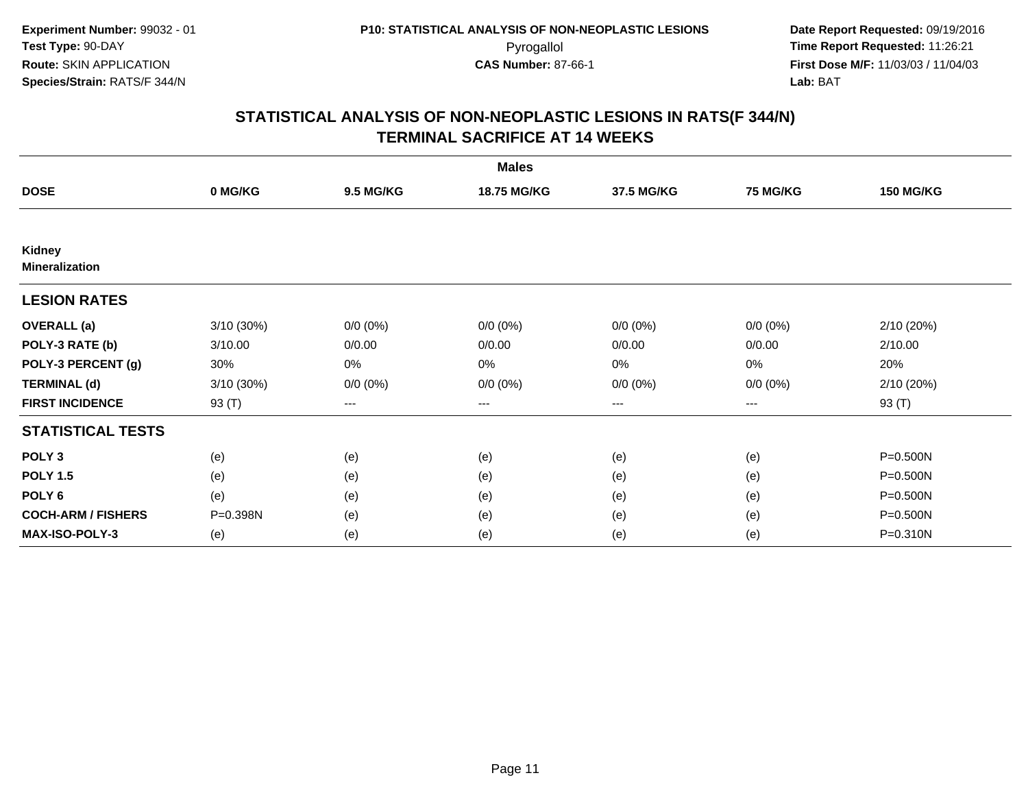Experiment Number: 99032 - 01
Test Type: 90-DAY
Route: SKIN APPLICATION
Species/Strain: RATS/F 344/N

P10: STATISTICAL ANALYSIS OF NON-NEOPLASTIC LESIONS
Pyrogallol
CAS Number: 87-66-1

Date Report Requested: 09/19/2016
Time Report Requested: 11:26:21
First Dose M/F: 11/03/03 / 11/04/03
Lab: BAT

## STATISTICAL ANALYSIS OF NON-NEOPLASTIC LESIONS IN RATS(F 344/N) TERMINAL SACRIFICE AT 14 WEEKS

| Males | | | | | | |
|---|---|---|---|---|---|---|
| **DOSE** | **0 MG/KG** | **9.5 MG/KG** | **18.75 MG/KG** | **37.5 MG/KG** | **75 MG/KG** | **150 MG/KG** |
| **Kidney Mineralization** | | | | | | |
| **LESION RATES** | | | | | | |
| **OVERALL (a)** | 3/10 (30%) | 0/0 (0%) | 0/0 (0%) | 0/0 (0%) | 0/0 (0%) | 2/10 (20%) |
| **POLY-3 RATE (b)** | 3/10.00 | 0/0.00 | 0/0.00 | 0/0.00 | 0/0.00 | 2/10.00 |
| **POLY-3 PERCENT (g)** | 30% | 0% | 0% | 0% | 0% | 20% |
| **TERMINAL (d)** | 3/10 (30%) | 0/0 (0%) | 0/0 (0%) | 0/0 (0%) | 0/0 (0%) | 2/10 (20%) |
| **FIRST INCIDENCE** | 93 (T) | --- | --- | --- | --- | 93 (T) |
| **STATISTICAL TESTS** | | | | | | |
| **POLY 3** | (e) | (e) | (e) | (e) | (e) | P=0.500N |
| **POLY 1.5** | (e) | (e) | (e) | (e) | (e) | P=0.500N |
| **POLY 6** | (e) | (e) | (e) | (e) | (e) | P=0.500N |
| **COCH-ARM / FISHERS** | P=0.398N | (e) | (e) | (e) | (e) | P=0.500N |
| **MAX-ISO-POLY-3** | (e) | (e) | (e) | (e) | (e) | P=0.310N |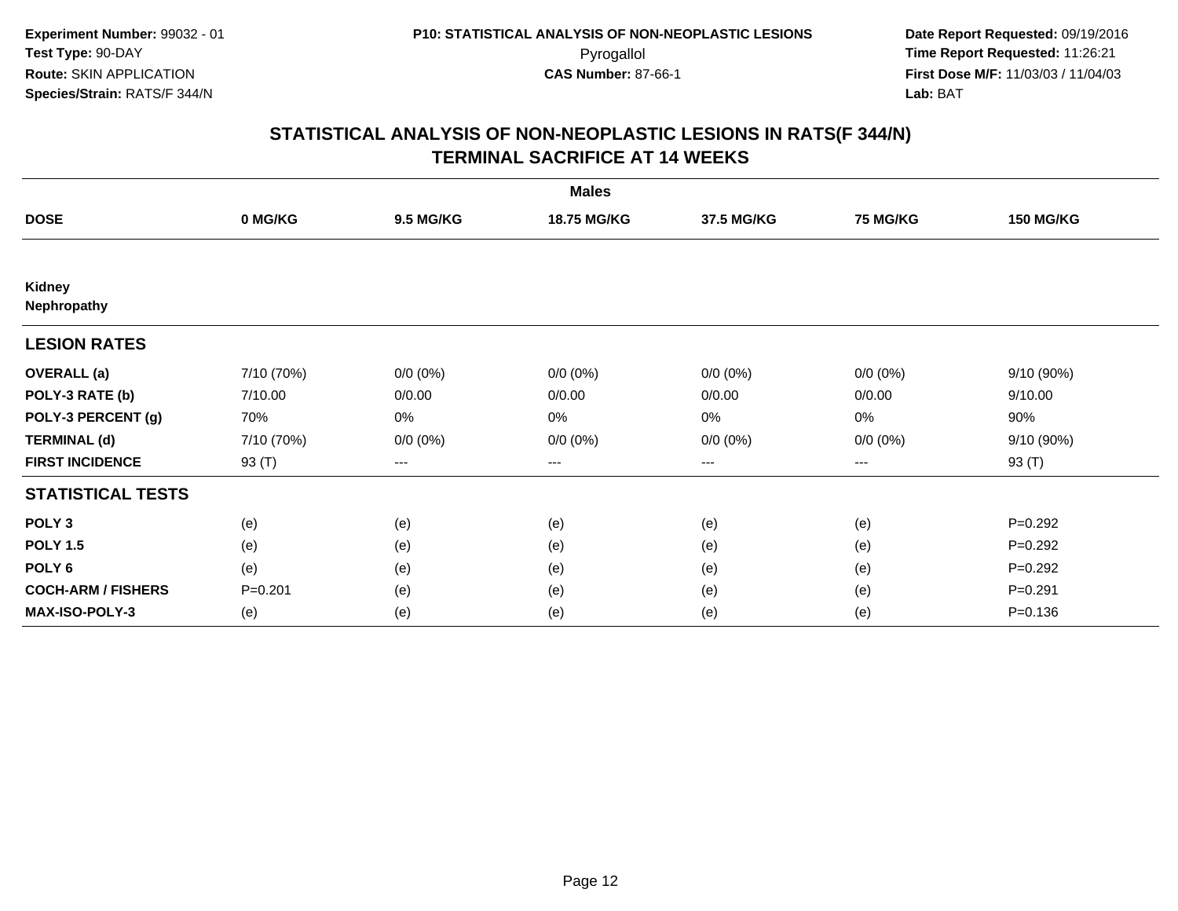**Experiment Number:** 99032 - 01
**Test Type:** 90-DAY
**Route:** SKIN APPLICATION
**Species/Strain:** RATS/F 344/N

**P10: STATISTICAL ANALYSIS OF NON-NEOPLASTIC LESIONS**
Pyrogallol
**CAS Number:** 87-66-1

**Date Report Requested:** 09/19/2016
**Time Report Requested:** 11:26:21
**First Dose M/F:** 11/03/03 / 11/04/03
**Lab:** BAT

## STATISTICAL ANALYSIS OF NON-NEOPLASTIC LESIONS IN RATS(F 344/N)
## TERMINAL SACRIFICE AT 14 WEEKS

| | Males | | | | | |
|---|---|---|---|---|---|---|
| **DOSE** | **0 MG/KG** | **9.5 MG/KG** | **18.75 MG/KG** | **37.5 MG/KG** | **75 MG/KG** | **150 MG/KG** |
| **Kidney** | | | | | | |
| **Nephropathy** | | | | | | |
| **LESION RATES** | | | | | | |
| **OVERALL (a)** | 7/10 (70%) | 0/0 (0%) | 0/0 (0%) | 0/0 (0%) | 0/0 (0%) | 9/10 (90%) |
| **POLY-3 RATE (b)** | 7/10.00 | 0/0.00 | 0/0.00 | 0/0.00 | 0/0.00 | 9/10.00 |
| **POLY-3 PERCENT (g)** | 70% | 0% | 0% | 0% | 0% | 90% |
| **TERMINAL (d)** | 7/10 (70%) | 0/0 (0%) | 0/0 (0%) | 0/0 (0%) | 0/0 (0%) | 9/10 (90%) |
| **FIRST INCIDENCE** | 93 (T) | --- | --- | --- | --- | 93 (T) |
| **STATISTICAL TESTS** | | | | | | |
| **POLY 3** | (e) | (e) | (e) | (e) | (e) | P=0.292 |
| **POLY 1.5** | (e) | (e) | (e) | (e) | (e) | P=0.292 |
| **POLY 6** | (e) | (e) | (e) | (e) | (e) | P=0.292 |
| **COCH-ARM / FISHERS** | P=0.201 | (e) | (e) | (e) | (e) | P=0.291 |
| **MAX-ISO-POLY-3** | (e) | (e) | (e) | (e) | (e) | P=0.136 |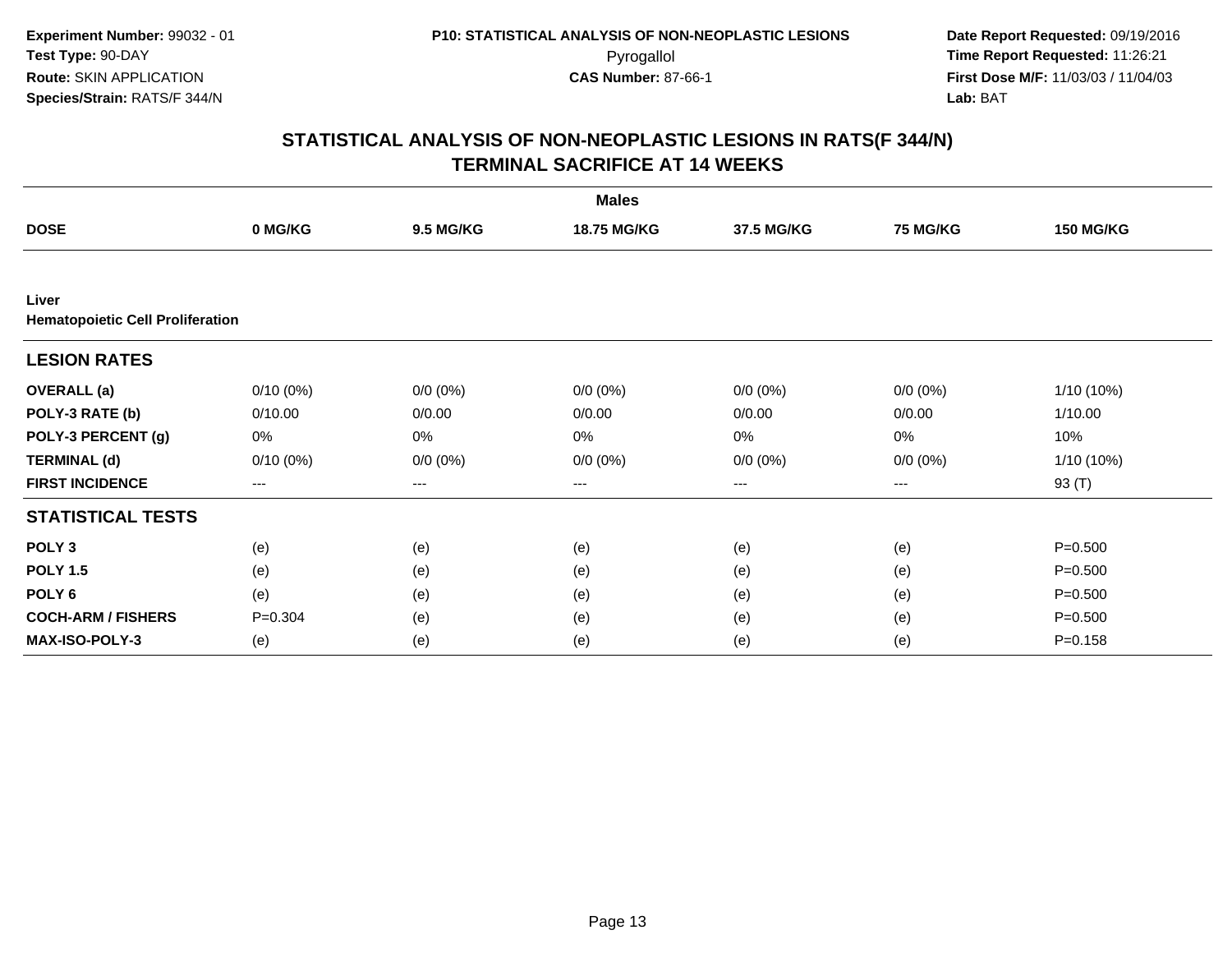**Experiment Number:** 99032 - 01
**Test Type:** 90-DAY
**Route:** SKIN APPLICATION
**Species/Strain:** RATS/F 344/N

**P10: STATISTICAL ANALYSIS OF NON-NEOPLASTIC LESIONS**
Pyrogallol
**CAS Number:** 87-66-1

**Date Report Requested:** 09/19/2016
**Time Report Requested:** 11:26:21
**First Dose M/F:** 11/03/03 / 11/04/03
**Lab:** BAT

## STATISTICAL ANALYSIS OF NON-NEOPLASTIC LESIONS IN RATS(F 344/N)
## TERMINAL SACRIFICE AT 14 WEEKS

| | Males | | | | | |
|---|---|---|---|---|---|---|
| **DOSE** | **0 MG/KG** | **9.5 MG/KG** | **18.75 MG/KG** | **37.5 MG/KG** | **75 MG/KG** | **150 MG/KG** |
| **Liver** | | | | | | |
| **Hematopoietic Cell Proliferation** | | | | | | |
| **LESION RATES** | | | | | | |
| **OVERALL (a)** | 0/10 (0%) | 0/0 (0%) | 0/0 (0%) | 0/0 (0%) | 0/0 (0%) | 1/10 (10%) |
| **POLY-3 RATE (b)** | 0/10.00 | 0/0.00 | 0/0.00 | 0/0.00 | 0/0.00 | 1/10.00 |
| **POLY-3 PERCENT (g)** | 0% | 0% | 0% | 0% | 0% | 10% |
| **TERMINAL (d)** | 0/10 (0%) | 0/0 (0%) | 0/0 (0%) | 0/0 (0%) | 0/0 (0%) | 1/10 (10%) |
| **FIRST INCIDENCE** | --- | --- | --- | --- | --- | 93 (T) |
| **STATISTICAL TESTS** | | | | | | |
| **POLY 3** | (e) | (e) | (e) | (e) | (e) | P=0.500 |
| **POLY 1.5** | (e) | (e) | (e) | (e) | (e) | P=0.500 |
| **POLY 6** | (e) | (e) | (e) | (e) | (e) | P=0.500 |
| **COCH-ARM / FISHERS** | P=0.304 | (e) | (e) | (e) | (e) | P=0.500 |
| **MAX-ISO-POLY-3** | (e) | (e) | (e) | (e) | (e) | P=0.158 |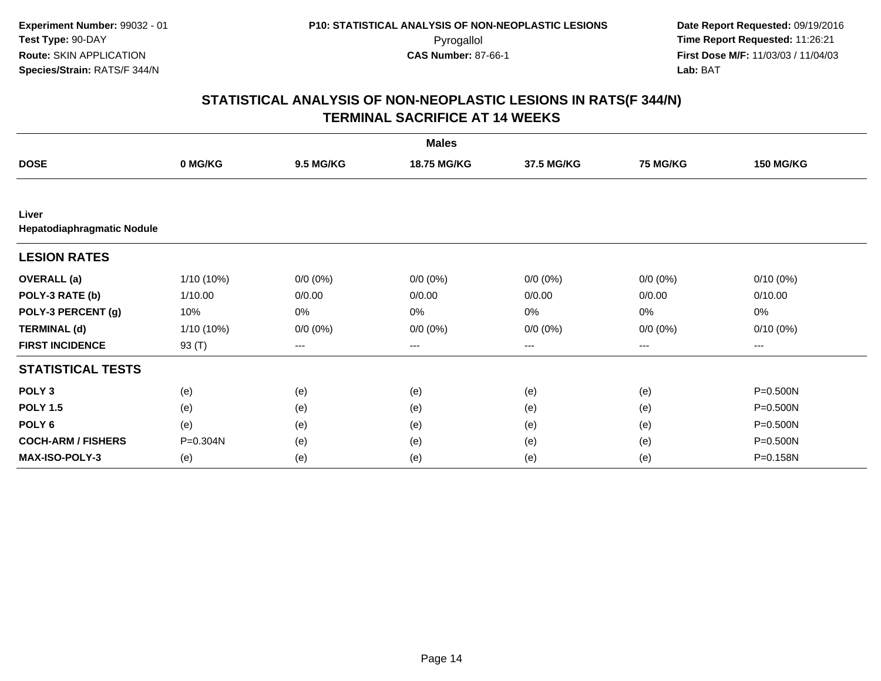**Experiment Number:** 99032 - 01
**Test Type:** 90-DAY
**Route:** SKIN APPLICATION
**Species/Strain:** RATS/F 344/N

**P10: STATISTICAL ANALYSIS OF NON-NEOPLASTIC LESIONS**
Pyrogallol
**CAS Number:** 87-66-1

**Date Report Requested:** 09/19/2016
**Time Report Requested:** 11:26:21
**First Dose M/F:** 11/03/03 / 11/04/03
**Lab:** BAT

## STATISTICAL ANALYSIS OF NON-NEOPLASTIC LESIONS IN RATS(F 344/N)
## TERMINAL SACRIFICE AT 14 WEEKS

| | Males | | | | | |
|---|---|---|---|---|---|---|
| **DOSE** | **0 MG/KG** | **9.5 MG/KG** | **18.75 MG/KG** | **37.5 MG/KG** | **75 MG/KG** | **150 MG/KG** |
| **Liver** | | | | | | |
| **Hepatodiaphragmatic Nodule** | | | | | | |
| **LESION RATES** | | | | | | |
| **OVERALL (a)** | 1/10 (10%) | 0/0 (0%) | 0/0 (0%) | 0/0 (0%) | 0/0 (0%) | 0/10 (0%) |
| **POLY-3 RATE (b)** | 1/10.00 | 0/0.00 | 0/0.00 | 0/0.00 | 0/0.00 | 0/10.00 |
| **POLY-3 PERCENT (g)** | 10% | 0% | 0% | 0% | 0% | 0% |
| **TERMINAL (d)** | 1/10 (10%) | 0/0 (0%) | 0/0 (0%) | 0/0 (0%) | 0/0 (0%) | 0/10 (0%) |
| **FIRST INCIDENCE** | 93 (T) | --- | --- | --- | --- | --- |
| **STATISTICAL TESTS** | | | | | | |
| **POLY 3** | (e) | (e) | (e) | (e) | (e) | P=0.500N |
| **POLY 1.5** | (e) | (e) | (e) | (e) | (e) | P=0.500N |
| **POLY 6** | (e) | (e) | (e) | (e) | (e) | P=0.500N |
| **COCH-ARM / FISHERS** | P=0.304N | (e) | (e) | (e) | (e) | P=0.500N |
| **MAX-ISO-POLY-3** | (e) | (e) | (e) | (e) | (e) | P=0.158N |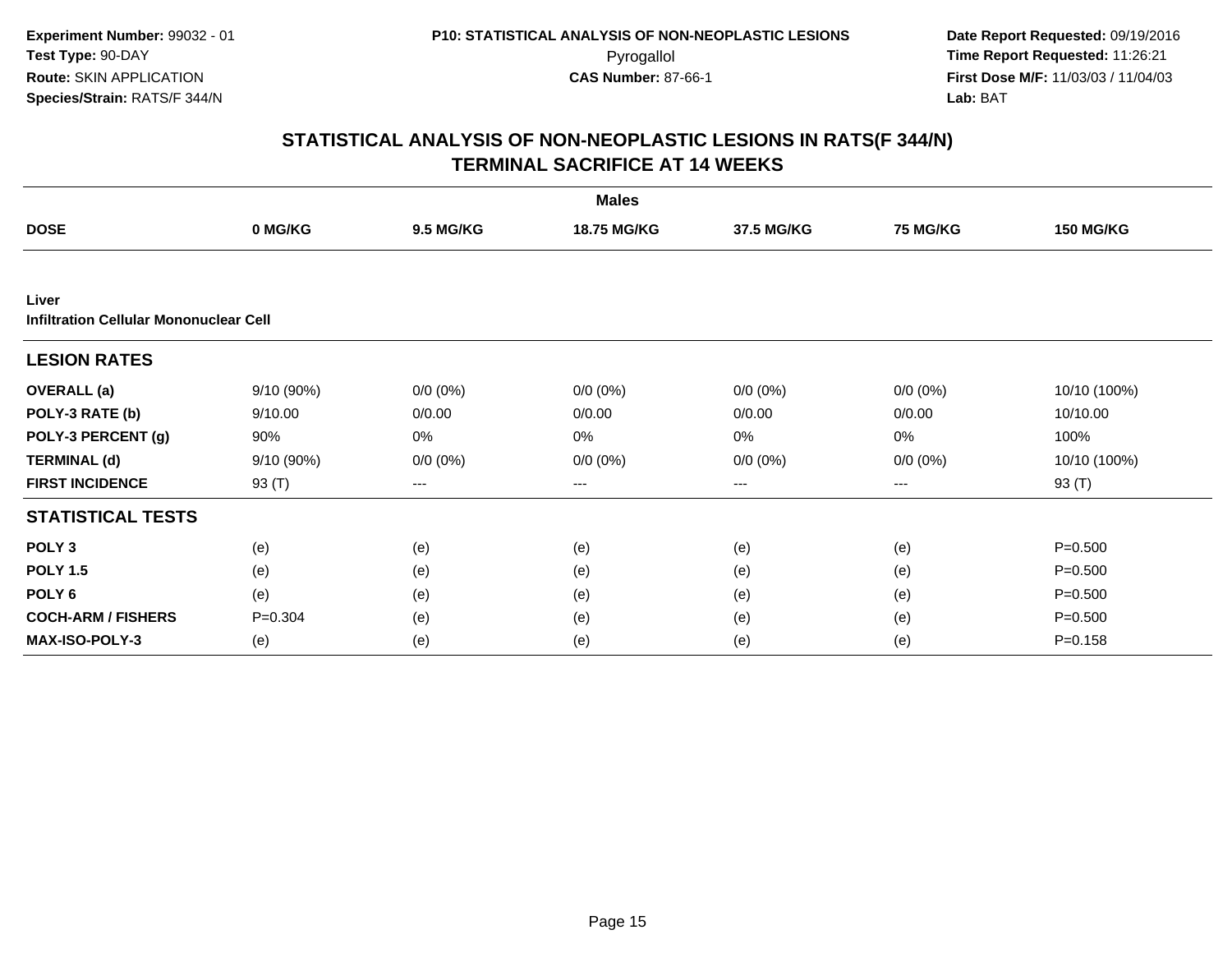**Experiment Number:** 99032 - 01
**Test Type:** 90-DAY
**Route:** SKIN APPLICATION
**Species/Strain:** RATS/F 344/N

**P10: STATISTICAL ANALYSIS OF NON-NEOPLASTIC LESIONS**
Pyrogallol
**CAS Number:** 87-66-1

**Date Report Requested:** 09/19/2016
**Time Report Requested:** 11:26:21
**First Dose M/F:** 11/03/03 / 11/04/03
**Lab:** BAT

## STATISTICAL ANALYSIS OF NON-NEOPLASTIC LESIONS IN RATS(F 344/N)
## TERMINAL SACRIFICE AT 14 WEEKS

| | Males | | | | | |
|---|---|---|---|---|---|---|
| **DOSE** | **0 MG/KG** | **9.5 MG/KG** | **18.75 MG/KG** | **37.5 MG/KG** | **75 MG/KG** | **150 MG/KG** |
| **Liver** | | | | | | |
| **Infiltration Cellular Mononuclear Cell** | | | | | | |
| **LESION RATES** | | | | | | |
| **OVERALL (a)** | 9/10 (90%) | 0/0 (0%) | 0/0 (0%) | 0/0 (0%) | 0/0 (0%) | 10/10 (100%) |
| **POLY-3 RATE (b)** | 9/10.00 | 0/0.00 | 0/0.00 | 0/0.00 | 0/0.00 | 10/10.00 |
| **POLY-3 PERCENT (g)** | 90% | 0% | 0% | 0% | 0% | 100% |
| **TERMINAL (d)** | 9/10 (90%) | 0/0 (0%) | 0/0 (0%) | 0/0 (0%) | 0/0 (0%) | 10/10 (100%) |
| **FIRST INCIDENCE** | 93 (T) | --- | --- | --- | --- | 93 (T) |
| **STATISTICAL TESTS** | | | | | | |
| **POLY 3** | (e) | (e) | (e) | (e) | (e) | P=0.500 |
| **POLY 1.5** | (e) | (e) | (e) | (e) | (e) | P=0.500 |
| **POLY 6** | (e) | (e) | (e) | (e) | (e) | P=0.500 |
| **COCH-ARM / FISHERS** | P=0.304 | (e) | (e) | (e) | (e) | P=0.500 |
| **MAX-ISO-POLY-3** | (e) | (e) | (e) | (e) | (e) | P=0.158 |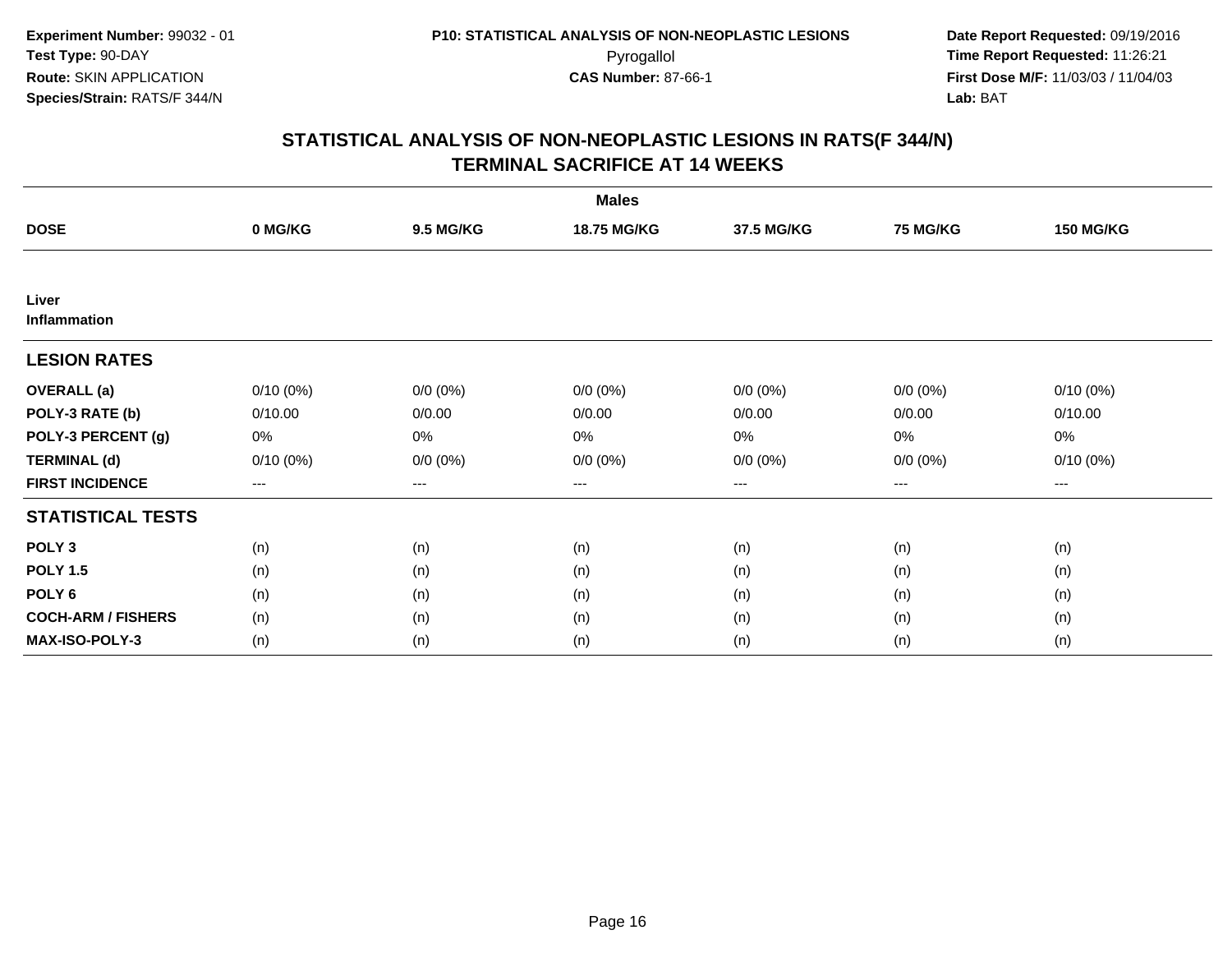**Experiment Number:** 99032 - 01
**Test Type:** 90-DAY
**Route:** SKIN APPLICATION
**Species/Strain:** RATS/F 344/N

**P10: STATISTICAL ANALYSIS OF NON-NEOPLASTIC LESIONS**
Pyrogallol
**CAS Number:** 87-66-1

**Date Report Requested:** 09/19/2016
**Time Report Requested:** 11:26:21
**First Dose M/F:** 11/03/03 / 11/04/03
**Lab:** BAT

## STATISTICAL ANALYSIS OF NON-NEOPLASTIC LESIONS IN RATS(F 344/N) TERMINAL SACRIFICE AT 14 WEEKS

| | Males | | | | | |
|---|---|---|---|---|---|---|
| **DOSE** | **0 MG/KG** | **9.5 MG/KG** | **18.75 MG/KG** | **37.5 MG/KG** | **75 MG/KG** | **150 MG/KG** |
| **Liver Inflammation** | | | | | | |
| **LESION RATES** | | | | | | |
| **OVERALL (a)** | 0/10 (0%) | 0/0 (0%) | 0/0 (0%) | 0/0 (0%) | 0/0 (0%) | 0/10 (0%) |
| **POLY-3 RATE (b)** | 0/10.00 | 0/0.00 | 0/0.00 | 0/0.00 | 0/0.00 | 0/10.00 |
| **POLY-3 PERCENT (g)** | 0% | 0% | 0% | 0% | 0% | 0% |
| **TERMINAL (d)** | 0/10 (0%) | 0/0 (0%) | 0/0 (0%) | 0/0 (0%) | 0/0 (0%) | 0/10 (0%) |
| **FIRST INCIDENCE** | --- | --- | --- | --- | --- | --- |
| **STATISTICAL TESTS** | | | | | | |
| **POLY 3** | (n) | (n) | (n) | (n) | (n) | (n) |
| **POLY 1.5** | (n) | (n) | (n) | (n) | (n) | (n) |
| **POLY 6** | (n) | (n) | (n) | (n) | (n) | (n) |
| **COCH-ARM / FISHERS** | (n) | (n) | (n) | (n) | (n) | (n) |
| **MAX-ISO-POLY-3** | (n) | (n) | (n) | (n) | (n) | (n) |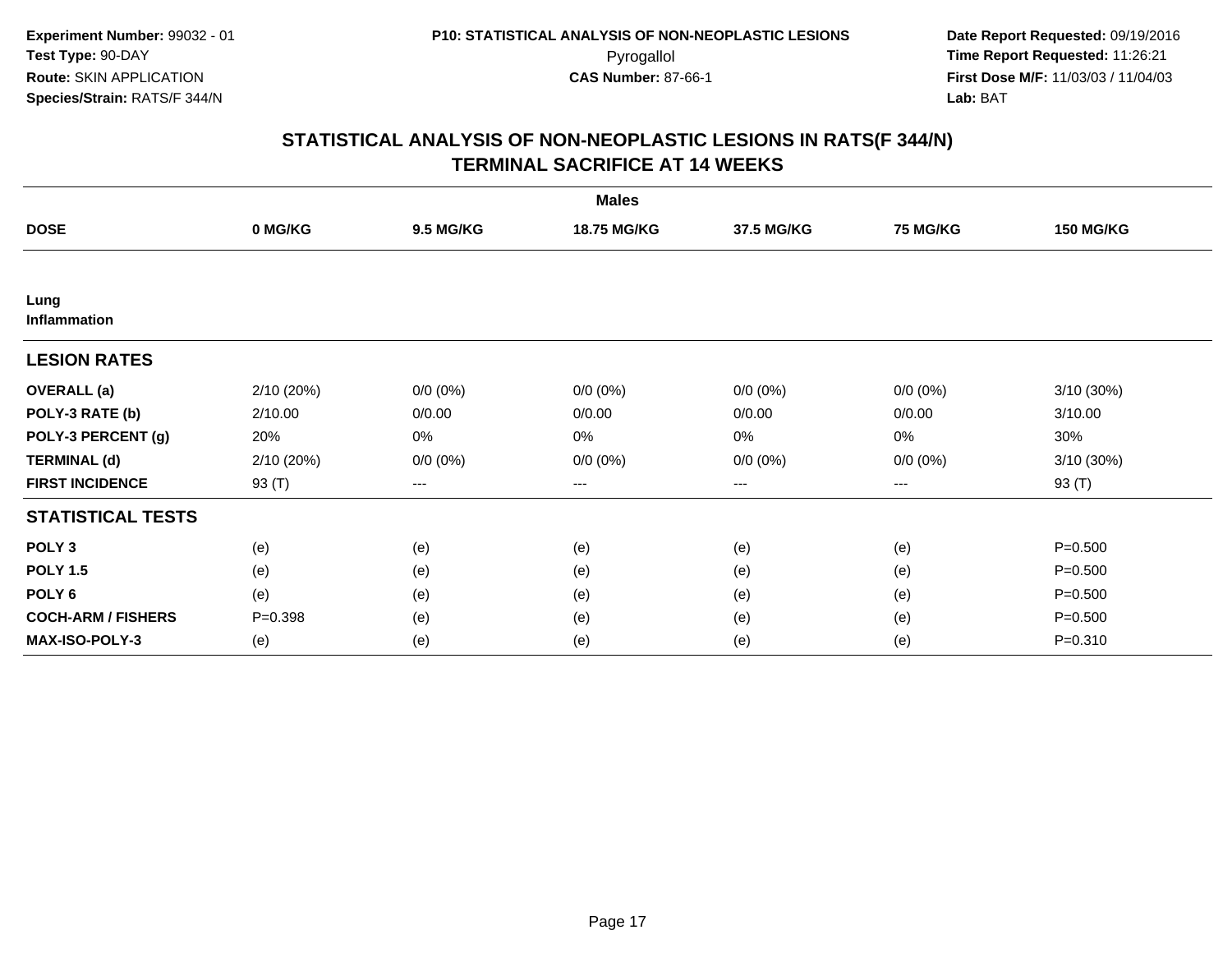**Experiment Number:** 99032 - 01
**Test Type:** 90-DAY
**Route:** SKIN APPLICATION
**Species/Strain:** RATS/F 344/N

**P10: STATISTICAL ANALYSIS OF NON-NEOPLASTIC LESIONS**
Pyrogallol
**CAS Number:** 87-66-1

**Date Report Requested:** 09/19/2016
**Time Report Requested:** 11:26:21
**First Dose M/F:** 11/03/03 / 11/04/03
**Lab:** BAT

## STATISTICAL ANALYSIS OF NON-NEOPLASTIC LESIONS IN RATS(F 344/N)
## TERMINAL SACRIFICE AT 14 WEEKS

| Males | | | | | | |
|---|---|---|---|---|---|---|
| **DOSE** | **0 MG/KG** | **9.5 MG/KG** | **18.75 MG/KG** | **37.5 MG/KG** | **75 MG/KG** | **150 MG/KG** |
| **Lung** | | | | | | |
| **Inflammation** | | | | | | |
| **LESION RATES** | | | | | | |
| **OVERALL (a)** | 2/10 (20%) | 0/0 (0%) | 0/0 (0%) | 0/0 (0%) | 0/0 (0%) | 3/10 (30%) |
| **POLY-3 RATE (b)** | 2/10.00 | 0/0.00 | 0/0.00 | 0/0.00 | 0/0.00 | 3/10.00 |
| **POLY-3 PERCENT (g)** | 20% | 0% | 0% | 0% | 0% | 30% |
| **TERMINAL (d)** | 2/10 (20%) | 0/0 (0%) | 0/0 (0%) | 0/0 (0%) | 0/0 (0%) | 3/10 (30%) |
| **FIRST INCIDENCE** | 93 (T) | --- | --- | --- | --- | 93 (T) |
| **STATISTICAL TESTS** | | | | | | |
| **POLY 3** | (e) | (e) | (e) | (e) | (e) | P=0.500 |
| **POLY 1.5** | (e) | (e) | (e) | (e) | (e) | P=0.500 |
| **POLY 6** | (e) | (e) | (e) | (e) | (e) | P=0.500 |
| **COCH-ARM / FISHERS** | P=0.398 | (e) | (e) | (e) | (e) | P=0.500 |
| **MAX-ISO-POLY-3** | (e) | (e) | (e) | (e) | (e) | P=0.310 |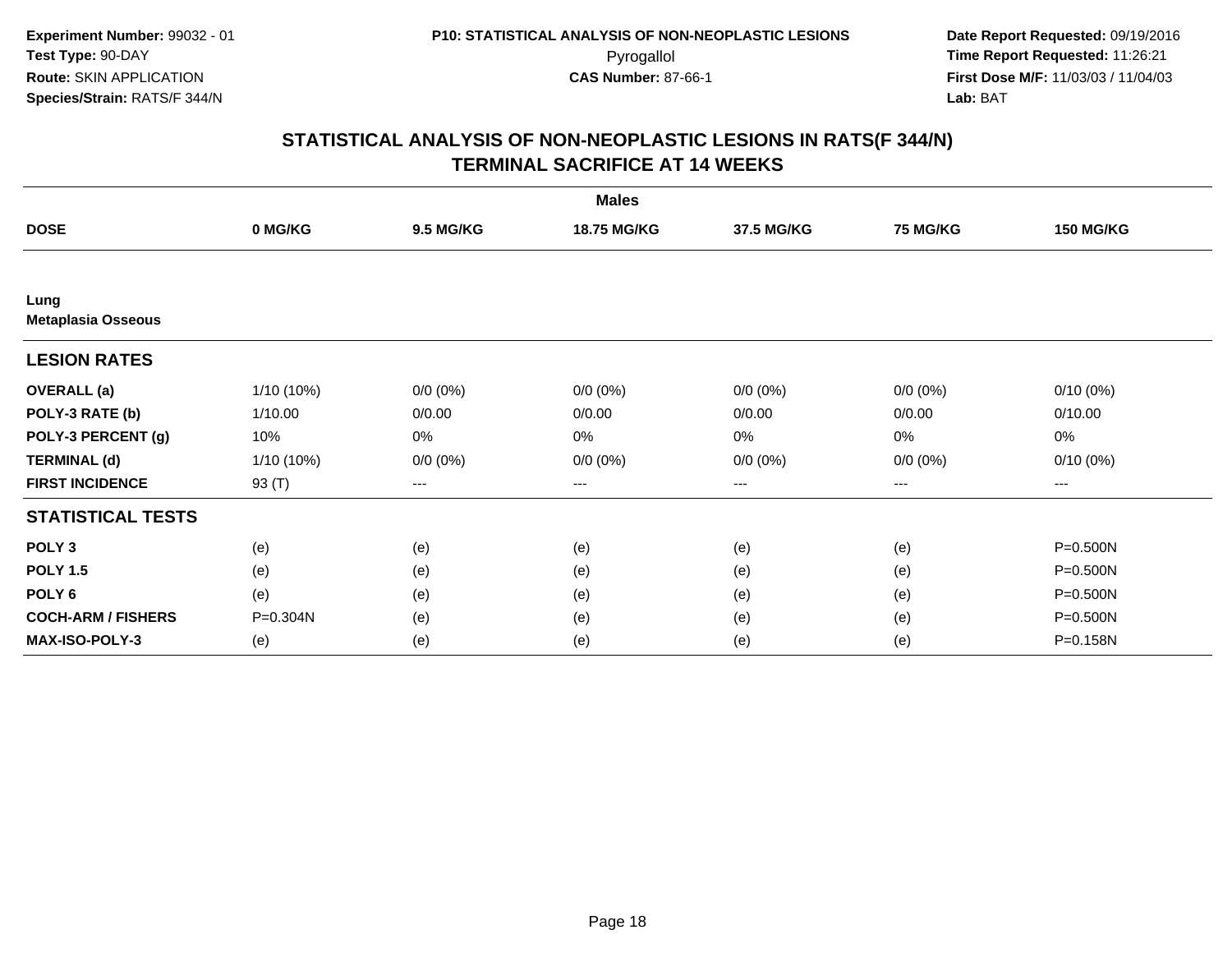Experiment Number: 99032 - 01
Test Type: 90-DAY
Route: SKIN APPLICATION
Species/Strain: RATS/F 344/N

P10: STATISTICAL ANALYSIS OF NON-NEOPLASTIC LESIONS
Pyrogallol
CAS Number: 87-66-1

Date Report Requested: 09/19/2016
Time Report Requested: 11:26:21
First Dose M/F: 11/03/03 / 11/04/03
Lab: BAT

## STATISTICAL ANALYSIS OF NON-NEOPLASTIC LESIONS IN RATS(F 344/N)
## TERMINAL SACRIFICE AT 14 WEEKS

| Males | | | | | | |
|---|---|---|---|---|---|---|
| **DOSE** | **0 MG/KG** | **9.5 MG/KG** | **18.75 MG/KG** | **37.5 MG/KG** | **75 MG/KG** | **150 MG/KG** |
| **Lung** | | | | | | |
| **Metaplasia Osseous** | | | | | | |
| **LESION RATES** | | | | | | |
| **OVERALL (a)** | 1/10 (10%) | 0/0 (0%) | 0/0 (0%) | 0/0 (0%) | 0/0 (0%) | 0/10 (0%) |
| **POLY-3 RATE (b)** | 1/10.00 | 0/0.00 | 0/0.00 | 0/0.00 | 0/0.00 | 0/10.00 |
| **POLY-3 PERCENT (g)** | 10% | 0% | 0% | 0% | 0% | 0% |
| **TERMINAL (d)** | 1/10 (10%) | 0/0 (0%) | 0/0 (0%) | 0/0 (0%) | 0/0 (0%) | 0/10 (0%) |
| **FIRST INCIDENCE** | 93 (T) | --- | --- | --- | --- | --- |
| **STATISTICAL TESTS** | | | | | | |
| **POLY 3** | (e) | (e) | (e) | (e) | (e) | P=0.500N |
| **POLY 1.5** | (e) | (e) | (e) | (e) | (e) | P=0.500N |
| **POLY 6** | (e) | (e) | (e) | (e) | (e) | P=0.500N |
| **COCH-ARM / FISHERS** | P=0.304N | (e) | (e) | (e) | (e) | P=0.500N |
| **MAX-ISO-POLY-3** | (e) | (e) | (e) | (e) | (e) | P=0.158N |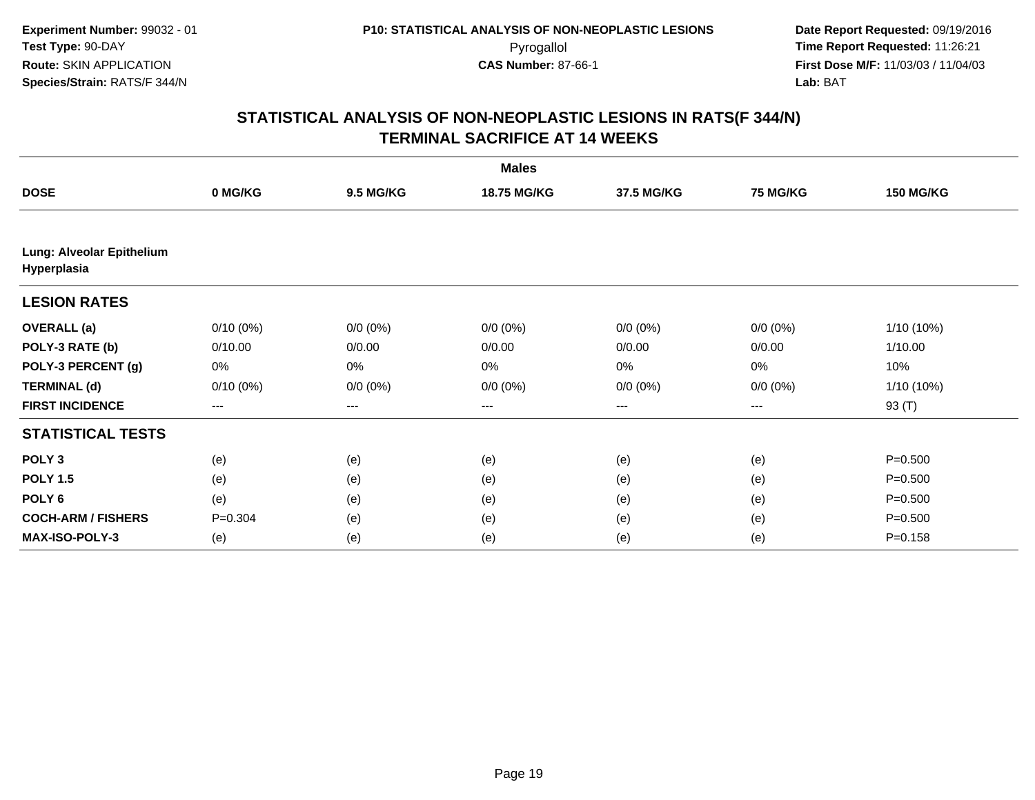Experiment Number: 99032 - 01
Test Type: 90-DAY
Route: SKIN APPLICATION
Species/Strain: RATS/F 344/N

P10: STATISTICAL ANALYSIS OF NON-NEOPLASTIC LESIONS
Pyrogallol
CAS Number: 87-66-1

Date Report Requested: 09/19/2016
Time Report Requested: 11:26:21
First Dose M/F: 11/03/03 / 11/04/03
Lab: BAT

## STATISTICAL ANALYSIS OF NON-NEOPLASTIC LESIONS IN RATS(F 344/N) TERMINAL SACRIFICE AT 14 WEEKS

| | Males | | | | | |
|---|---|---|---|---|---|---|
| **DOSE** | **0 MG/KG** | **9.5 MG/KG** | **18.75 MG/KG** | **37.5 MG/KG** | **75 MG/KG** | **150 MG/KG** |
| **Lung: Alveolar Epithelium Hyperplasia** | | | | | | |
| **LESION RATES** | | | | | | |
| **OVERALL (a)** | 0/10 (0%) | 0/0 (0%) | 0/0 (0%) | 0/0 (0%) | 0/0 (0%) | 1/10 (10%) |
| **POLY-3 RATE (b)** | 0/10.00 | 0/0.00 | 0/0.00 | 0/0.00 | 0/0.00 | 1/10.00 |
| **POLY-3 PERCENT (g)** | 0% | 0% | 0% | 0% | 0% | 10% |
| **TERMINAL (d)** | 0/10 (0%) | 0/0 (0%) | 0/0 (0%) | 0/0 (0%) | 0/0 (0%) | 1/10 (10%) |
| **FIRST INCIDENCE** | --- | --- | --- | --- | --- | 93 (T) |
| **STATISTICAL TESTS** | | | | | | |
| **POLY 3** | (e) | (e) | (e) | (e) | (e) | P=0.500 |
| **POLY 1.5** | (e) | (e) | (e) | (e) | (e) | P=0.500 |
| **POLY 6** | (e) | (e) | (e) | (e) | (e) | P=0.500 |
| **COCH-ARM / FISHERS** | P=0.304 | (e) | (e) | (e) | (e) | P=0.500 |
| **MAX-ISO-POLY-3** | (e) | (e) | (e) | (e) | (e) | P=0.158 |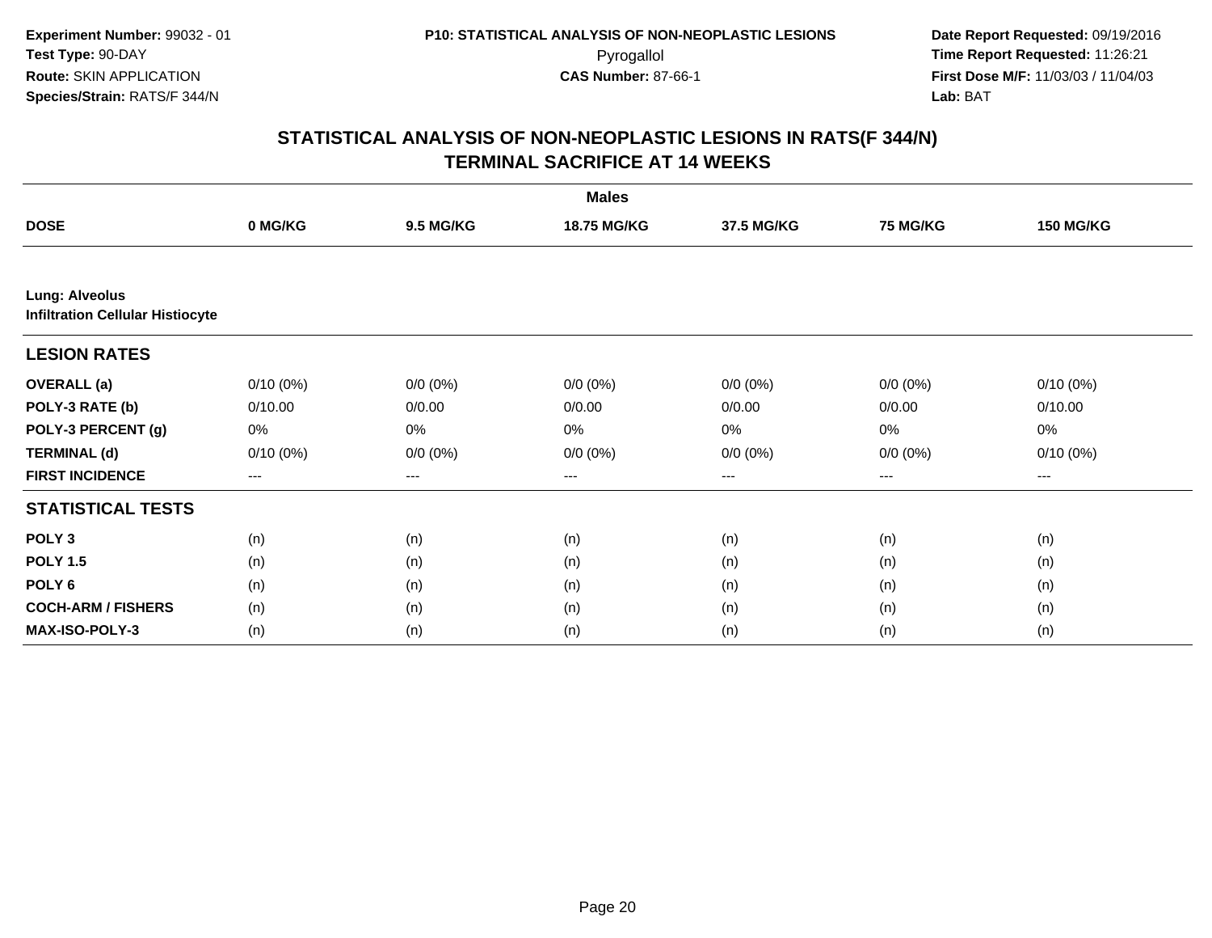**Experiment Number:** 99032 - 01
**Test Type:** 90-DAY
**Route:** SKIN APPLICATION
**Species/Strain:** RATS/F 344/N

**P10: STATISTICAL ANALYSIS OF NON-NEOPLASTIC LESIONS**
Pyrogallol
**CAS Number:** 87-66-1

**Date Report Requested:** 09/19/2016
**Time Report Requested:** 11:26:21
**First Dose M/F:** 11/03/03 / 11/04/03
**Lab:** BAT

## STATISTICAL ANALYSIS OF NON-NEOPLASTIC LESIONS IN RATS(F 344/N)
## TERMINAL SACRIFICE AT 14 WEEKS

| | Males | | | | | |
|---|---|---|---|---|---|---|
| **DOSE** | **0 MG/KG** | **9.5 MG/KG** | **18.75 MG/KG** | **37.5 MG/KG** | **75 MG/KG** | **150 MG/KG** |
| **Lung: Alveolus** | | | | | | |
| **Infiltration Cellular Histiocyte** | | | | | | |
| **LESION RATES** | | | | | | |
| **OVERALL (a)** | 0/10 (0%) | 0/0 (0%) | 0/0 (0%) | 0/0 (0%) | 0/0 (0%) | 0/10 (0%) |
| **POLY-3 RATE (b)** | 0/10.00 | 0/0.00 | 0/0.00 | 0/0.00 | 0/0.00 | 0/10.00 |
| **POLY-3 PERCENT (g)** | 0% | 0% | 0% | 0% | 0% | 0% |
| **TERMINAL (d)** | 0/10 (0%) | 0/0 (0%) | 0/0 (0%) | 0/0 (0%) | 0/0 (0%) | 0/10 (0%) |
| **FIRST INCIDENCE** | --- | --- | --- | --- | --- | --- |
| **STATISTICAL TESTS** | | | | | | |
| **POLY 3** | (n) | (n) | (n) | (n) | (n) | (n) |
| **POLY 1.5** | (n) | (n) | (n) | (n) | (n) | (n) |
| **POLY 6** | (n) | (n) | (n) | (n) | (n) | (n) |
| **COCH-ARM / FISHERS** | (n) | (n) | (n) | (n) | (n) | (n) |
| **MAX-ISO-POLY-3** | (n) | (n) | (n) | (n) | (n) | (n) |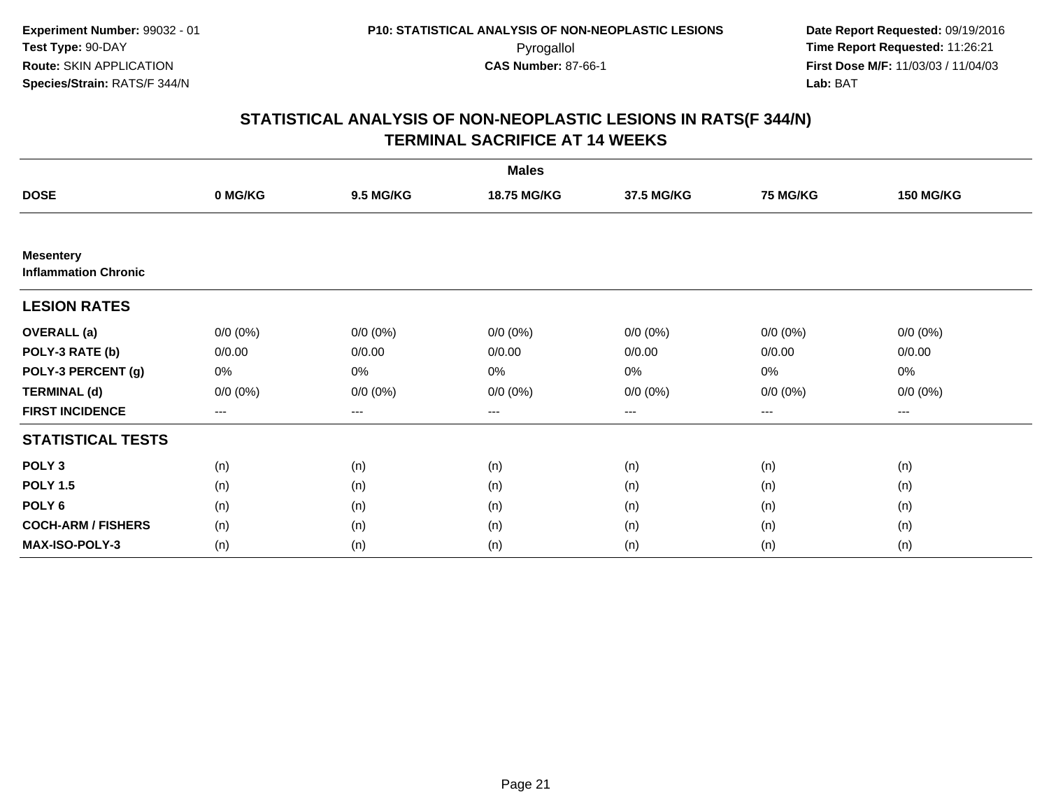Experiment Number: 99032 - 01
Test Type: 90-DAY
Route: SKIN APPLICATION
Species/Strain: RATS/F 344/N

P10: STATISTICAL ANALYSIS OF NON-NEOPLASTIC LESIONS
Pyrogallol
CAS Number: 87-66-1

Date Report Requested: 09/19/2016
Time Report Requested: 11:26:21
First Dose M/F: 11/03/03 / 11/04/03
Lab: BAT

## STATISTICAL ANALYSIS OF NON-NEOPLASTIC LESIONS IN RATS(F 344/N)
## TERMINAL SACRIFICE AT 14 WEEKS

| | Males | | | | | |
|---|---|---|---|---|---|---|
| **DOSE** | **0 MG/KG** | **9.5 MG/KG** | **18.75 MG/KG** | **37.5 MG/KG** | **75 MG/KG** | **150 MG/KG** |
| **Mesentery** **Inflammation Chronic** | | | | | | |
| **LESION RATES** | | | | | | |
| **OVERALL (a)** | 0/0 (0%) | 0/0 (0%) | 0/0 (0%) | 0/0 (0%) | 0/0 (0%) | 0/0 (0%) |
| **POLY-3 RATE (b)** | 0/0.00 | 0/0.00 | 0/0.00 | 0/0.00 | 0/0.00 | 0/0.00 |
| **POLY-3 PERCENT (g)** | 0% | 0% | 0% | 0% | 0% | 0% |
| **TERMINAL (d)** | 0/0 (0%) | 0/0 (0%) | 0/0 (0%) | 0/0 (0%) | 0/0 (0%) | 0/0 (0%) |
| **FIRST INCIDENCE** | --- | --- | --- | --- | --- | --- |
| **STATISTICAL TESTS** | | | | | | |
| **POLY 3** | (n) | (n) | (n) | (n) | (n) | (n) |
| **POLY 1.5** | (n) | (n) | (n) | (n) | (n) | (n) |
| **POLY 6** | (n) | (n) | (n) | (n) | (n) | (n) |
| **COCH-ARM / FISHERS** | (n) | (n) | (n) | (n) | (n) | (n) |
| **MAX-ISO-POLY-3** | (n) | (n) | (n) | (n) | (n) | (n) |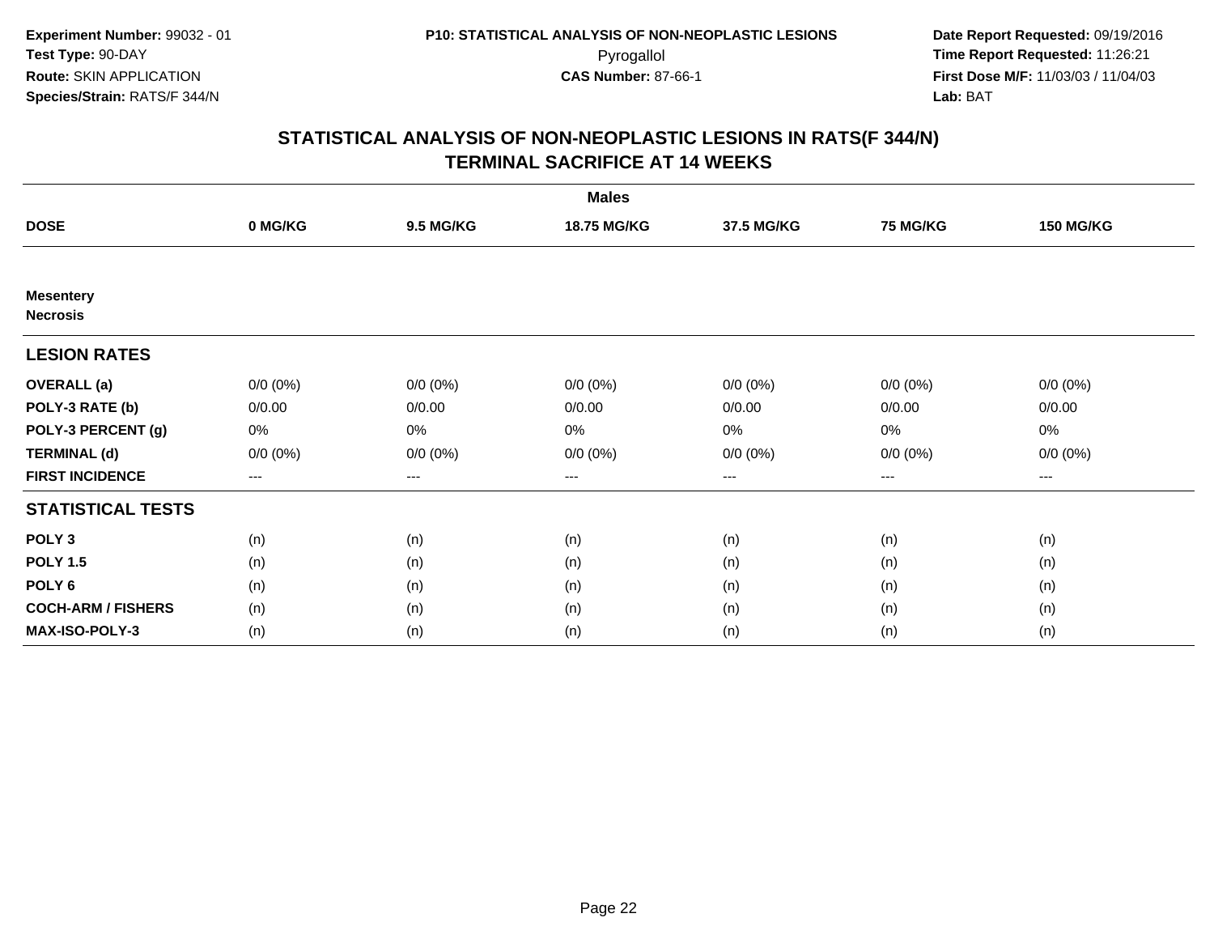**Experiment Number:** 99032 - 01
**Test Type:** 90-DAY
**Route:** SKIN APPLICATION
**Species/Strain:** RATS/F 344/N

**P10: STATISTICAL ANALYSIS OF NON-NEOPLASTIC LESIONS**
Pyrogallol
**CAS Number:** 87-66-1

**Date Report Requested:** 09/19/2016
**Time Report Requested:** 11:26:21
**First Dose M/F:** 11/03/03 / 11/04/03
**Lab:** BAT

## STATISTICAL ANALYSIS OF NON-NEOPLASTIC LESIONS IN RATS(F 344/N)
## TERMINAL SACRIFICE AT 14 WEEKS

| | Males | | | | | |
|---|---|---|---|---|---|---|
| **DOSE** | **0 MG/KG** | **9.5 MG/KG** | **18.75 MG/KG** | **37.5 MG/KG** | **75 MG/KG** | **150 MG/KG** |
| **Mesentery** | | | | | | |
| **Necrosis** | | | | | | |
| **LESION RATES** | | | | | | |
| **OVERALL (a)** | 0/0 (0%) | 0/0 (0%) | 0/0 (0%) | 0/0 (0%) | 0/0 (0%) | 0/0 (0%) |
| **POLY-3 RATE (b)** | 0/0.00 | 0/0.00 | 0/0.00 | 0/0.00 | 0/0.00 | 0/0.00 |
| **POLY-3 PERCENT (g)** | 0% | 0% | 0% | 0% | 0% | 0% |
| **TERMINAL (d)** | 0/0 (0%) | 0/0 (0%) | 0/0 (0%) | 0/0 (0%) | 0/0 (0%) | 0/0 (0%) |
| **FIRST INCIDENCE** | --- | --- | --- | --- | --- | --- |
| **STATISTICAL TESTS** | | | | | | |
| **POLY 3** | (n) | (n) | (n) | (n) | (n) | (n) |
| **POLY 1.5** | (n) | (n) | (n) | (n) | (n) | (n) |
| **POLY 6** | (n) | (n) | (n) | (n) | (n) | (n) |
| **COCH-ARM / FISHERS** | (n) | (n) | (n) | (n) | (n) | (n) |
| **MAX-ISO-POLY-3** | (n) | (n) | (n) | (n) | (n) | (n) |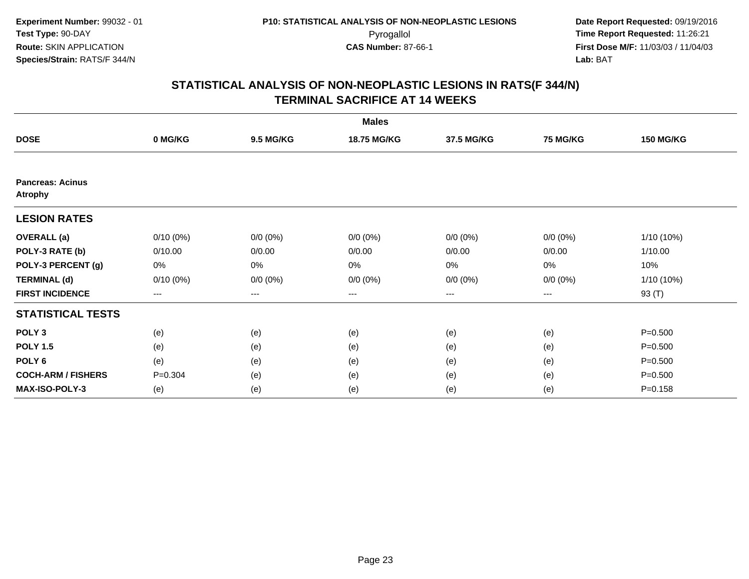**Experiment Number:** 99032 - 01
**Test Type:** 90-DAY
**Route:** SKIN APPLICATION
**Species/Strain:** RATS/F 344/N

**P10: STATISTICAL ANALYSIS OF NON-NEOPLASTIC LESIONS**
Pyrogallol
**CAS Number:** 87-66-1

**Date Report Requested:** 09/19/2016
**Time Report Requested:** 11:26:21
**First Dose M/F:** 11/03/03 / 11/04/03
**Lab:** BAT

## STATISTICAL ANALYSIS OF NON-NEOPLASTIC LESIONS IN RATS(F 344/N) TERMINAL SACRIFICE AT 14 WEEKS

| | Males | | | | | |
|---|---|---|---|---|---|---|
| **DOSE** | **0 MG/KG** | **9.5 MG/KG** | **18.75 MG/KG** | **37.5 MG/KG** | **75 MG/KG** | **150 MG/KG** |
| **Pancreas: Acinus Atrophy** | | | | | | |
| **LESION RATES** | | | | | | |
| **OVERALL (a)** | 0/10 (0%) | 0/0 (0%) | 0/0 (0%) | 0/0 (0%) | 0/0 (0%) | 1/10 (10%) |
| **POLY-3 RATE (b)** | 0/10.00 | 0/0.00 | 0/0.00 | 0/0.00 | 0/0.00 | 1/10.00 |
| **POLY-3 PERCENT (g)** | 0% | 0% | 0% | 0% | 0% | 10% |
| **TERMINAL (d)** | 0/10 (0%) | 0/0 (0%) | 0/0 (0%) | 0/0 (0%) | 0/0 (0%) | 1/10 (10%) |
| **FIRST INCIDENCE** | --- | --- | --- | --- | --- | 93 (T) |
| **STATISTICAL TESTS** | | | | | | |
| **POLY 3** | (e) | (e) | (e) | (e) | (e) | P=0.500 |
| **POLY 1.5** | (e) | (e) | (e) | (e) | (e) | P=0.500 |
| **POLY 6** | (e) | (e) | (e) | (e) | (e) | P=0.500 |
| **COCH-ARM / FISHERS** | P=0.304 | (e) | (e) | (e) | (e) | P=0.500 |
| **MAX-ISO-POLY-3** | (e) | (e) | (e) | (e) | (e) | P=0.158 |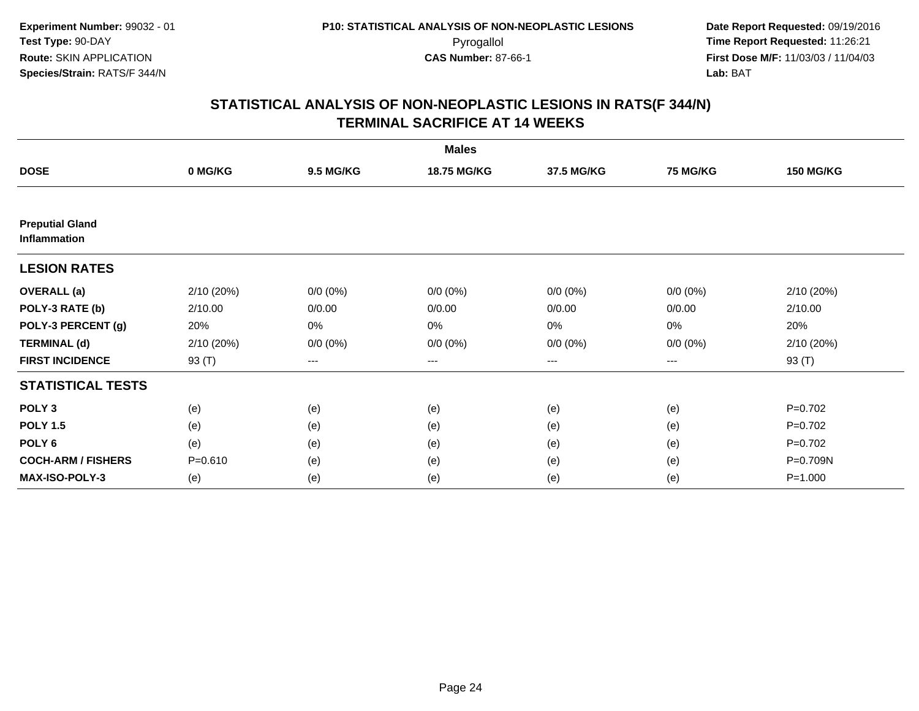**Experiment Number:** 99032 - 01
**Test Type:** 90-DAY
**Route:** SKIN APPLICATION
**Species/Strain:** RATS/F 344/N

**P10: STATISTICAL ANALYSIS OF NON-NEOPLASTIC LESIONS**
Pyrogallol
**CAS Number:** 87-66-1

**Date Report Requested:** 09/19/2016
**Time Report Requested:** 11:26:21
**First Dose M/F:** 11/03/03 / 11/04/03
**Lab:** BAT

## STATISTICAL ANALYSIS OF NON-NEOPLASTIC LESIONS IN RATS(F 344/N)
## TERMINAL SACRIFICE AT 14 WEEKS

| | Males | | | | | |
|---|---|---|---|---|---|---|
| **DOSE** | **0 MG/KG** | **9.5 MG/KG** | **18.75 MG/KG** | **37.5 MG/KG** | **75 MG/KG** | **150 MG/KG** |
| **Preputial Gland Inflammation** | | | | | | |
| **LESION RATES** | | | | | | |
| **OVERALL (a)** | 2/10 (20%) | 0/0 (0%) | 0/0 (0%) | 0/0 (0%) | 0/0 (0%) | 2/10 (20%) |
| **POLY-3 RATE (b)** | 2/10.00 | 0/0.00 | 0/0.00 | 0/0.00 | 0/0.00 | 2/10.00 |
| **POLY-3 PERCENT (g)** | 20% | 0% | 0% | 0% | 0% | 20% |
| **TERMINAL (d)** | 2/10 (20%) | 0/0 (0%) | 0/0 (0%) | 0/0 (0%) | 0/0 (0%) | 2/10 (20%) |
| **FIRST INCIDENCE** | 93 (T) | --- | --- | --- | --- | 93 (T) |
| **STATISTICAL TESTS** | | | | | | |
| **POLY 3** | (e) | (e) | (e) | (e) | (e) | P=0.702 |
| **POLY 1.5** | (e) | (e) | (e) | (e) | (e) | P=0.702 |
| **POLY 6** | (e) | (e) | (e) | (e) | (e) | P=0.702 |
| **COCH-ARM / FISHERS** | P=0.610 | (e) | (e) | (e) | (e) | P=0.709N |
| **MAX-ISO-POLY-3** | (e) | (e) | (e) | (e) | (e) | P=1.000 |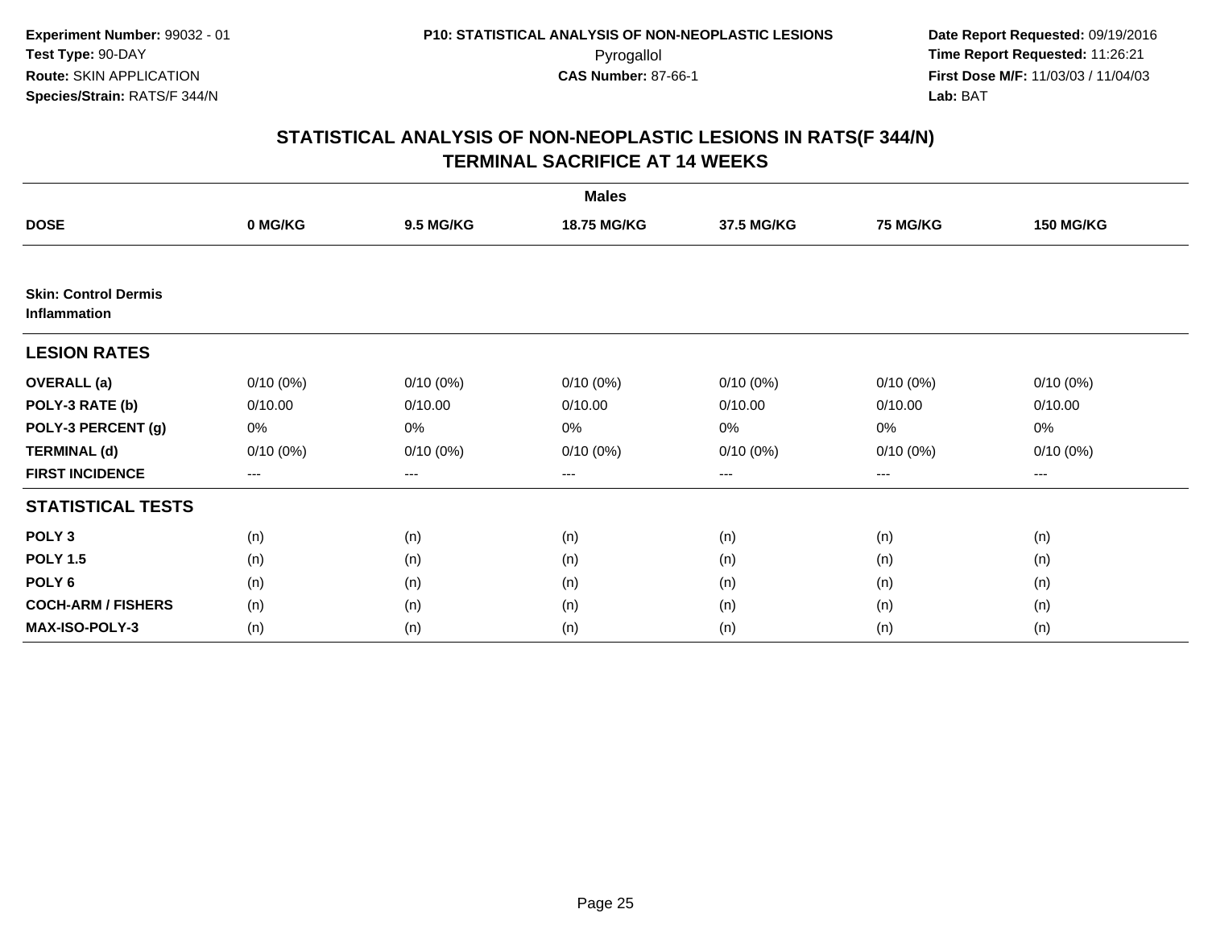Experiment Number: 99032 - 01
Test Type: 90-DAY
Route: SKIN APPLICATION
Species/Strain: RATS/F 344/N

P10: STATISTICAL ANALYSIS OF NON-NEOPLASTIC LESIONS
Pyrogallol
CAS Number: 87-66-1

Date Report Requested: 09/19/2016
Time Report Requested: 11:26:21
First Dose M/F: 11/03/03 / 11/04/03
Lab: BAT

## STATISTICAL ANALYSIS OF NON-NEOPLASTIC LESIONS IN RATS(F 344/N)
## TERMINAL SACRIFICE AT 14 WEEKS

| Males | | | | | | |
|---|---|---|---|---|---|---|
| **DOSE** | **0 MG/KG** | **9.5 MG/KG** | **18.75 MG/KG** | **37.5 MG/KG** | **75 MG/KG** | **150 MG/KG** |
| **Skin: Control Dermis Inflammation** | | | | | | |
| **LESION RATES** | | | | | | |
| **OVERALL (a)** | 0/10 (0%) | 0/10 (0%) | 0/10 (0%) | 0/10 (0%) | 0/10 (0%) | 0/10 (0%) |
| **POLY-3 RATE (b)** | 0/10.00 | 0/10.00 | 0/10.00 | 0/10.00 | 0/10.00 | 0/10.00 |
| **POLY-3 PERCENT (g)** | 0% | 0% | 0% | 0% | 0% | 0% |
| **TERMINAL (d)** | 0/10 (0%) | 0/10 (0%) | 0/10 (0%) | 0/10 (0%) | 0/10 (0%) | 0/10 (0%) |
| **FIRST INCIDENCE** | --- | --- | --- | --- | --- | --- |
| **STATISTICAL TESTS** | | | | | | |
| **POLY 3** | (n) | (n) | (n) | (n) | (n) | (n) |
| **POLY 1.5** | (n) | (n) | (n) | (n) | (n) | (n) |
| **POLY 6** | (n) | (n) | (n) | (n) | (n) | (n) |
| **COCH-ARM / FISHERS** | (n) | (n) | (n) | (n) | (n) | (n) |
| **MAX-ISO-POLY-3** | (n) | (n) | (n) | (n) | (n) | (n) |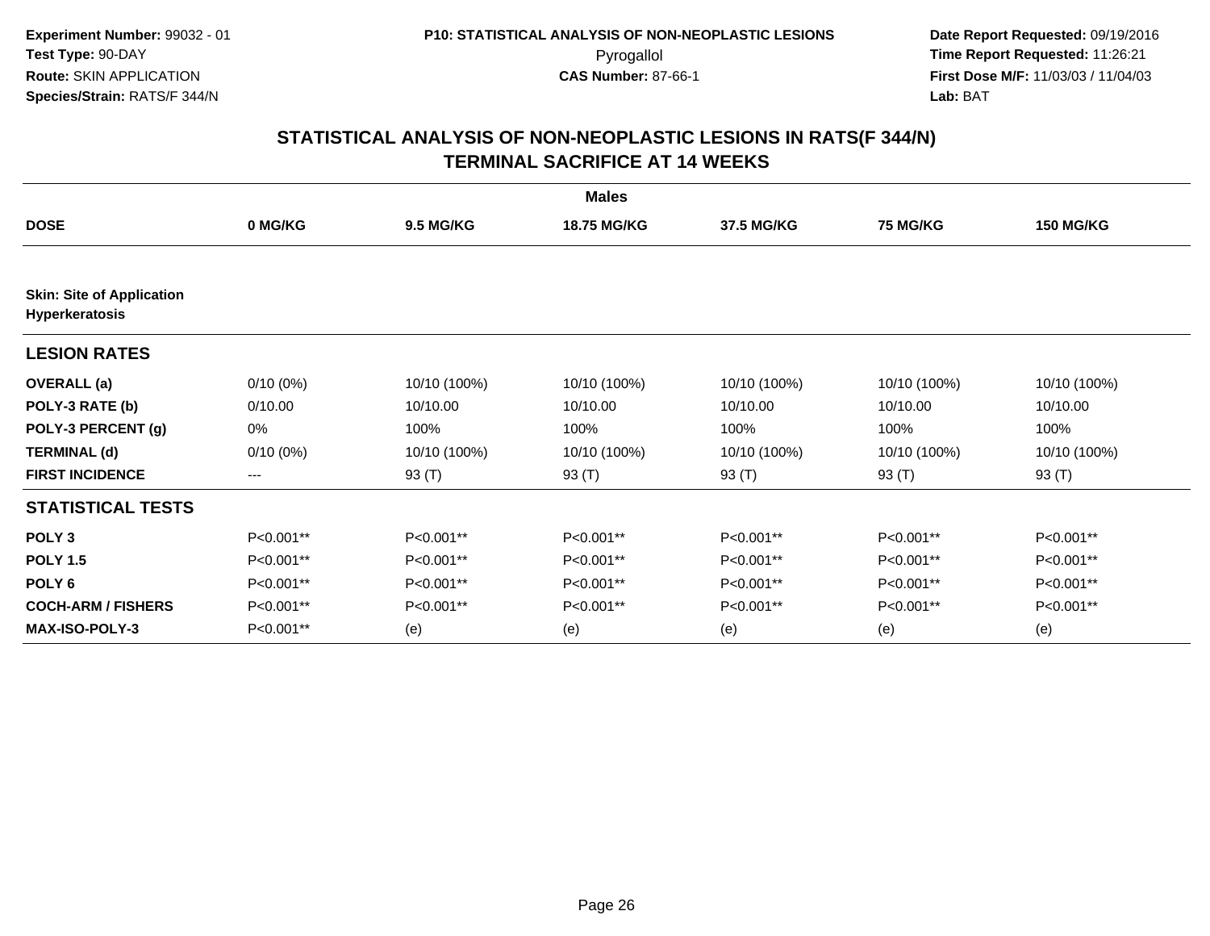**Experiment Number:** 99032 - 01
**Test Type:** 90-DAY
**Route:** SKIN APPLICATION
**Species/Strain:** RATS/F 344/N

**P10: STATISTICAL ANALYSIS OF NON-NEOPLASTIC LESIONS**
Pyrogallol
**CAS Number:** 87-66-1

**Date Report Requested:** 09/19/2016
**Time Report Requested:** 11:26:21
**First Dose M/F:** 11/03/03 / 11/04/03
**Lab:** BAT

## STATISTICAL ANALYSIS OF NON-NEOPLASTIC LESIONS IN RATS(F 344/N) TERMINAL SACRIFICE AT 14 WEEKS

| | Males | | | | | |
|---|---|---|---|---|---|---|
| **DOSE** | **0 MG/KG** | **9.5 MG/KG** | **18.75 MG/KG** | **37.5 MG/KG** | **75 MG/KG** | **150 MG/KG** |
| **Skin: Site of Application Hyperkeratosis** | | | | | | |
| **LESION RATES** | | | | | | |
| **OVERALL (a)** | 0/10 (0%) | 10/10 (100%) | 10/10 (100%) | 10/10 (100%) | 10/10 (100%) | 10/10 (100%) |
| **POLY-3 RATE (b)** | 0/10.00 | 10/10.00 | 10/10.00 | 10/10.00 | 10/10.00 | 10/10.00 |
| **POLY-3 PERCENT (g)** | 0% | 100% | 100% | 100% | 100% | 100% |
| **TERMINAL (d)** | 0/10 (0%) | 10/10 (100%) | 10/10 (100%) | 10/10 (100%) | 10/10 (100%) | 10/10 (100%) |
| **FIRST INCIDENCE** | --- | 93 (T) | 93 (T) | 93 (T) | 93 (T) | 93 (T) |
| **STATISTICAL TESTS** | | | | | | |
| **POLY 3** | P<0.001** | P<0.001** | P<0.001** | P<0.001** | P<0.001** | P<0.001** |
| **POLY 1.5** | P<0.001** | P<0.001** | P<0.001** | P<0.001** | P<0.001** | P<0.001** |
| **POLY 6** | P<0.001** | P<0.001** | P<0.001** | P<0.001** | P<0.001** | P<0.001** |
| **COCH-ARM / FISHERS** | P<0.001** | P<0.001** | P<0.001** | P<0.001** | P<0.001** | P<0.001** |
| **MAX-ISO-POLY-3** | P<0.001** | (e) | (e) | (e) | (e) | (e) |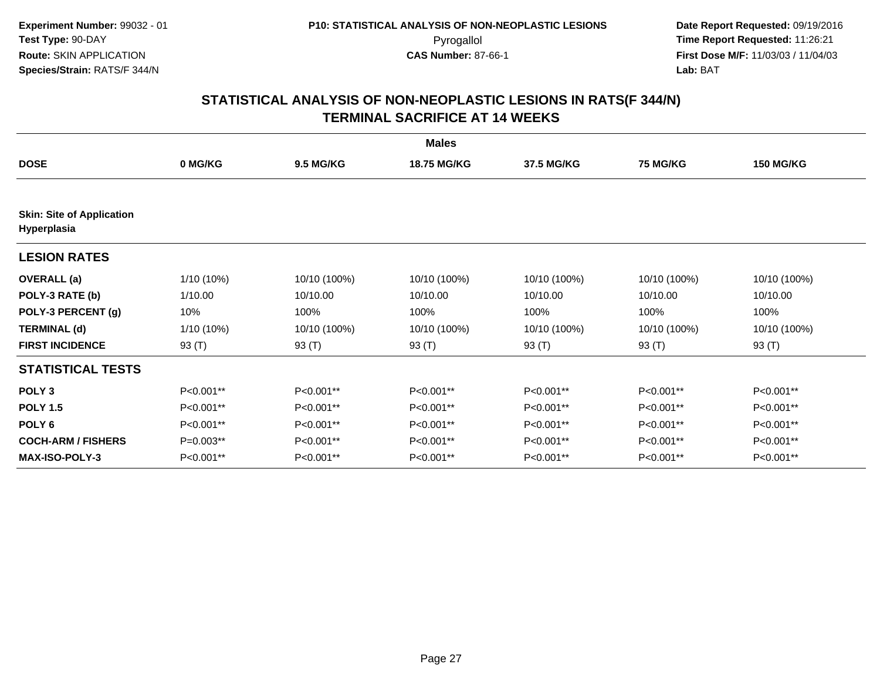**Experiment Number:** 99032 - 01
**Test Type:** 90-DAY
**Route:** SKIN APPLICATION
**Species/Strain:** RATS/F 344/N

**P10: STATISTICAL ANALYSIS OF NON-NEOPLASTIC LESIONS**
Pyrogallol
**CAS Number:** 87-66-1

**Date Report Requested:** 09/19/2016
**Time Report Requested:** 11:26:21
**First Dose M/F:** 11/03/03 / 11/04/03
**Lab:** BAT

## STATISTICAL ANALYSIS OF NON-NEOPLASTIC LESIONS IN RATS(F 344/N)
## TERMINAL SACRIFICE AT 14 WEEKS

| | Males | | | | | |
|---|---|---|---|---|---|---|
| **DOSE** | **0 MG/KG** | **9.5 MG/KG** | **18.75 MG/KG** | **37.5 MG/KG** | **75 MG/KG** | **150 MG/KG** |
| **Skin: Site of Application Hyperplasia** | | | | | | |
| **LESION RATES** | | | | | | |
| **OVERALL (a)** | 1/10 (10%) | 10/10 (100%) | 10/10 (100%) | 10/10 (100%) | 10/10 (100%) | 10/10 (100%) |
| **POLY-3 RATE (b)** | 1/10.00 | 10/10.00 | 10/10.00 | 10/10.00 | 10/10.00 | 10/10.00 |
| **POLY-3 PERCENT (g)** | 10% | 100% | 100% | 100% | 100% | 100% |
| **TERMINAL (d)** | 1/10 (10%) | 10/10 (100%) | 10/10 (100%) | 10/10 (100%) | 10/10 (100%) | 10/10 (100%) |
| **FIRST INCIDENCE** | 93 (T) | 93 (T) | 93 (T) | 93 (T) | 93 (T) | 93 (T) |
| **STATISTICAL TESTS** | | | | | | |
| **POLY 3** | P<0.001** | P<0.001** | P<0.001** | P<0.001** | P<0.001** | P<0.001** |
| **POLY 1.5** | P<0.001** | P<0.001** | P<0.001** | P<0.001** | P<0.001** | P<0.001** |
| **POLY 6** | P<0.001** | P<0.001** | P<0.001** | P<0.001** | P<0.001** | P<0.001** |
| **COCH-ARM / FISHERS** | P=0.003** | P<0.001** | P<0.001** | P<0.001** | P<0.001** | P<0.001** |
| **MAX-ISO-POLY-3** | P<0.001** | P<0.001** | P<0.001** | P<0.001** | P<0.001** | P<0.001** |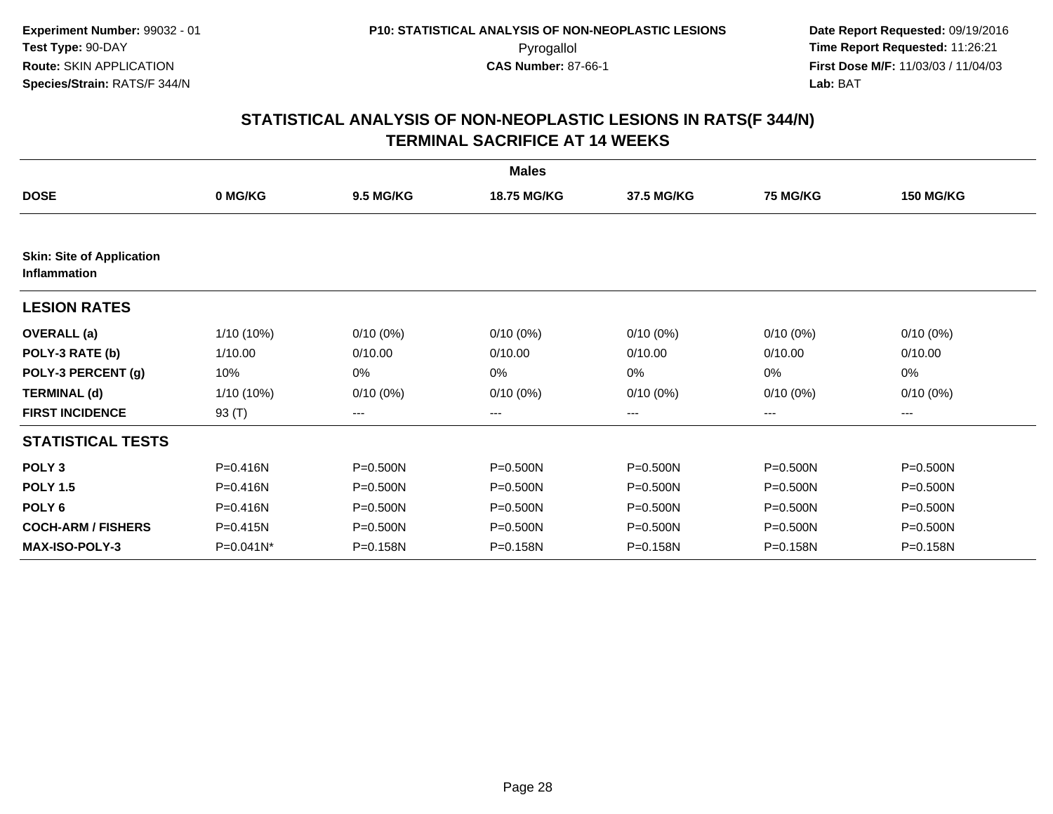**Experiment Number:** 99032 - 01
**Test Type:** 90-DAY
**Route:** SKIN APPLICATION
**Species/Strain:** RATS/F 344/N

**P10: STATISTICAL ANALYSIS OF NON-NEOPLASTIC LESIONS**
Pyrogallol
**CAS Number:** 87-66-1

**Date Report Requested:** 09/19/2016
**Time Report Requested:** 11:26:21
**First Dose M/F:** 11/03/03 / 11/04/03
**Lab:** BAT

# STATISTICAL ANALYSIS OF NON-NEOPLASTIC LESIONS IN RATS(F 344/N)
## TERMINAL SACRIFICE AT 14 WEEKS

| Males | | | | | | |
|---|---|---|---|---|---|---|
| **DOSE** | **0 MG/KG** | **9.5 MG/KG** | **18.75 MG/KG** | **37.5 MG/KG** | **75 MG/KG** | **150 MG/KG** |
| **Skin: Site of Application Inflammation** | | | | | | |
| **LESION RATES** | | | | | | |
| **OVERALL (a)** | 1/10 (10%) | 0/10 (0%) | 0/10 (0%) | 0/10 (0%) | 0/10 (0%) | 0/10 (0%) |
| **POLY-3 RATE (b)** | 1/10.00 | 0/10.00 | 0/10.00 | 0/10.00 | 0/10.00 | 0/10.00 |
| **POLY-3 PERCENT (g)** | 10% | 0% | 0% | 0% | 0% | 0% |
| **TERMINAL (d)** | 1/10 (10%) | 0/10 (0%) | 0/10 (0%) | 0/10 (0%) | 0/10 (0%) | 0/10 (0%) |
| **FIRST INCIDENCE** | 93 (T) | --- | --- | --- | --- | --- |
| **STATISTICAL TESTS** | | | | | | |
| **POLY 3** | P=0.416N | P=0.500N | P=0.500N | P=0.500N | P=0.500N | P=0.500N |
| **POLY 1.5** | P=0.416N | P=0.500N | P=0.500N | P=0.500N | P=0.500N | P=0.500N |
| **POLY 6** | P=0.416N | P=0.500N | P=0.500N | P=0.500N | P=0.500N | P=0.500N |
| **COCH-ARM / FISHERS** | P=0.415N | P=0.500N | P=0.500N | P=0.500N | P=0.500N | P=0.500N |
| **MAX-ISO-POLY-3** | P=0.041N* | P=0.158N | P=0.158N | P=0.158N | P=0.158N | P=0.158N |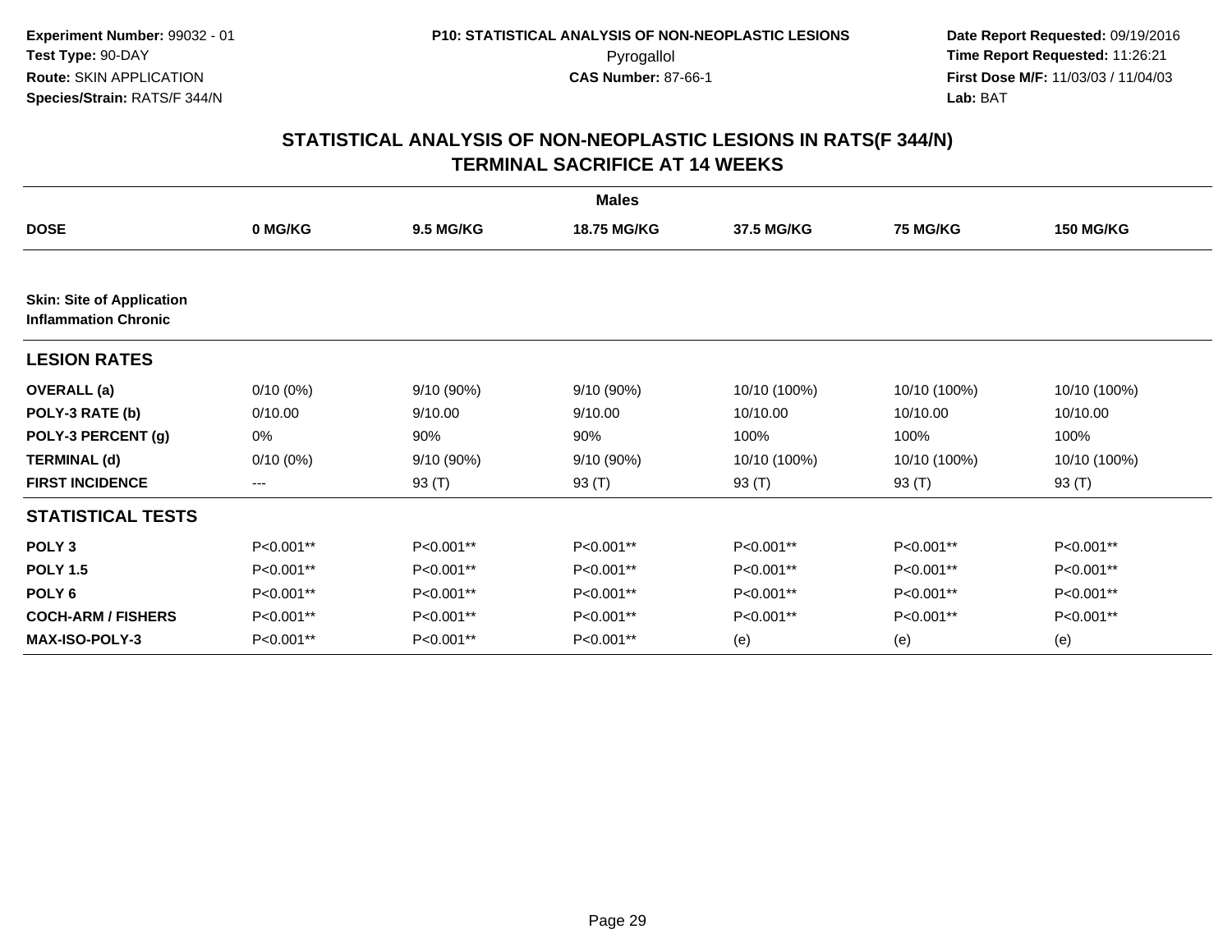**Experiment Number:** 99032 - 01
**Test Type:** 90-DAY
**Route:** SKIN APPLICATION
**Species/Strain:** RATS/F 344/N

**P10: STATISTICAL ANALYSIS OF NON-NEOPLASTIC LESIONS**
Pyrogallol
**CAS Number:** 87-66-1

**Date Report Requested:** 09/19/2016
**Time Report Requested:** 11:26:21
**First Dose M/F:** 11/03/03 / 11/04/03
**Lab:** BAT

## STATISTICAL ANALYSIS OF NON-NEOPLASTIC LESIONS IN RATS(F 344/N) TERMINAL SACRIFICE AT 14 WEEKS

| | Males | | | | | |
|---|---|---|---|---|---|---|
| **DOSE** | **0 MG/KG** | **9.5 MG/KG** | **18.75 MG/KG** | **37.5 MG/KG** | **75 MG/KG** | **150 MG/KG** |
| **Skin: Site of Application Inflammation Chronic** | | | | | | |
| **LESION RATES** | | | | | | |
| **OVERALL (a)** | 0/10 (0%) | 9/10 (90%) | 9/10 (90%) | 10/10 (100%) | 10/10 (100%) | 10/10 (100%) |
| **POLY-3 RATE (b)** | 0/10.00 | 9/10.00 | 9/10.00 | 10/10.00 | 10/10.00 | 10/10.00 |
| **POLY-3 PERCENT (g)** | 0% | 90% | 90% | 100% | 100% | 100% |
| **TERMINAL (d)** | 0/10 (0%) | 9/10 (90%) | 9/10 (90%) | 10/10 (100%) | 10/10 (100%) | 10/10 (100%) |
| **FIRST INCIDENCE** | --- | 93 (T) | 93 (T) | 93 (T) | 93 (T) | 93 (T) |
| **STATISTICAL TESTS** | | | | | | |
| **POLY 3** | P<0.001** | P<0.001** | P<0.001** | P<0.001** | P<0.001** | P<0.001** |
| **POLY 1.5** | P<0.001** | P<0.001** | P<0.001** | P<0.001** | P<0.001** | P<0.001** |
| **POLY 6** | P<0.001** | P<0.001** | P<0.001** | P<0.001** | P<0.001** | P<0.001** |
| **COCH-ARM / FISHERS** | P<0.001** | P<0.001** | P<0.001** | P<0.001** | P<0.001** | P<0.001** |
| **MAX-ISO-POLY-3** | P<0.001** | P<0.001** | P<0.001** | (e) | (e) | (e) |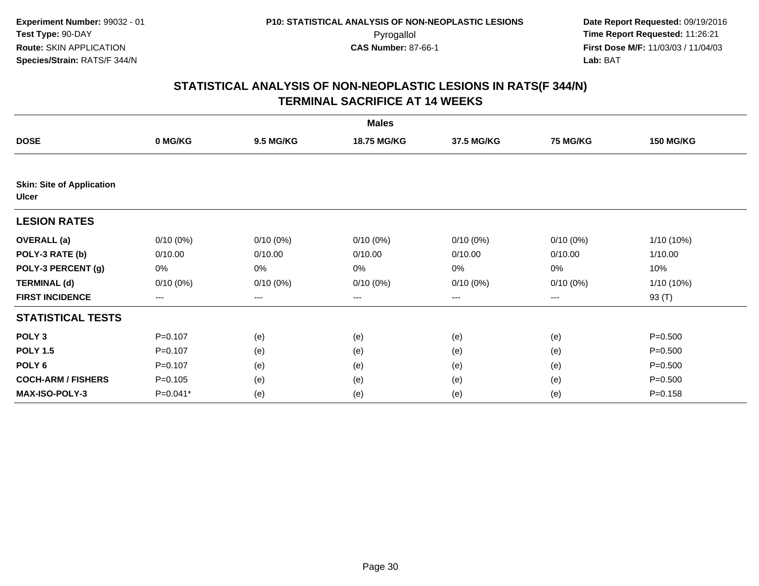**Experiment Number:** 99032 - 01
**Test Type:** 90-DAY
**Route:** SKIN APPLICATION
**Species/Strain:** RATS/F 344/N

**P10: STATISTICAL ANALYSIS OF NON-NEOPLASTIC LESIONS**
Pyrogallol
**CAS Number:** 87-66-1

**Date Report Requested:** 09/19/2016
**Time Report Requested:** 11:26:21
**First Dose M/F:** 11/03/03 / 11/04/03
**Lab:** BAT

## STATISTICAL ANALYSIS OF NON-NEOPLASTIC LESIONS IN RATS(F 344/N)
## TERMINAL SACRIFICE AT 14 WEEKS

| | Males | | | | | |
|---|---|---|---|---|---|---|
| **DOSE** | **0 MG/KG** | **9.5 MG/KG** | **18.75 MG/KG** | **37.5 MG/KG** | **75 MG/KG** | **150 MG/KG** |
| **Skin: Site of Application Ulcer** | | | | | | |
| **LESION RATES** | | | | | | |
| **OVERALL (a)** | 0/10 (0%) | 0/10 (0%) | 0/10 (0%) | 0/10 (0%) | 0/10 (0%) | 1/10 (10%) |
| **POLY-3 RATE (b)** | 0/10.00 | 0/10.00 | 0/10.00 | 0/10.00 | 0/10.00 | 1/10.00 |
| **POLY-3 PERCENT (g)** | 0% | 0% | 0% | 0% | 0% | 10% |
| **TERMINAL (d)** | 0/10 (0%) | 0/10 (0%) | 0/10 (0%) | 0/10 (0%) | 0/10 (0%) | 1/10 (10%) |
| **FIRST INCIDENCE** | --- | --- | --- | --- | --- | 93 (T) |
| **STATISTICAL TESTS** | | | | | | |
| **POLY 3** | P=0.107 | (e) | (e) | (e) | (e) | P=0.500 |
| **POLY 1.5** | P=0.107 | (e) | (e) | (e) | (e) | P=0.500 |
| **POLY 6** | P=0.107 | (e) | (e) | (e) | (e) | P=0.500 |
| **COCH-ARM / FISHERS** | P=0.105 | (e) | (e) | (e) | (e) | P=0.500 |
| **MAX-ISO-POLY-3** | P=0.041* | (e) | (e) | (e) | (e) | P=0.158 |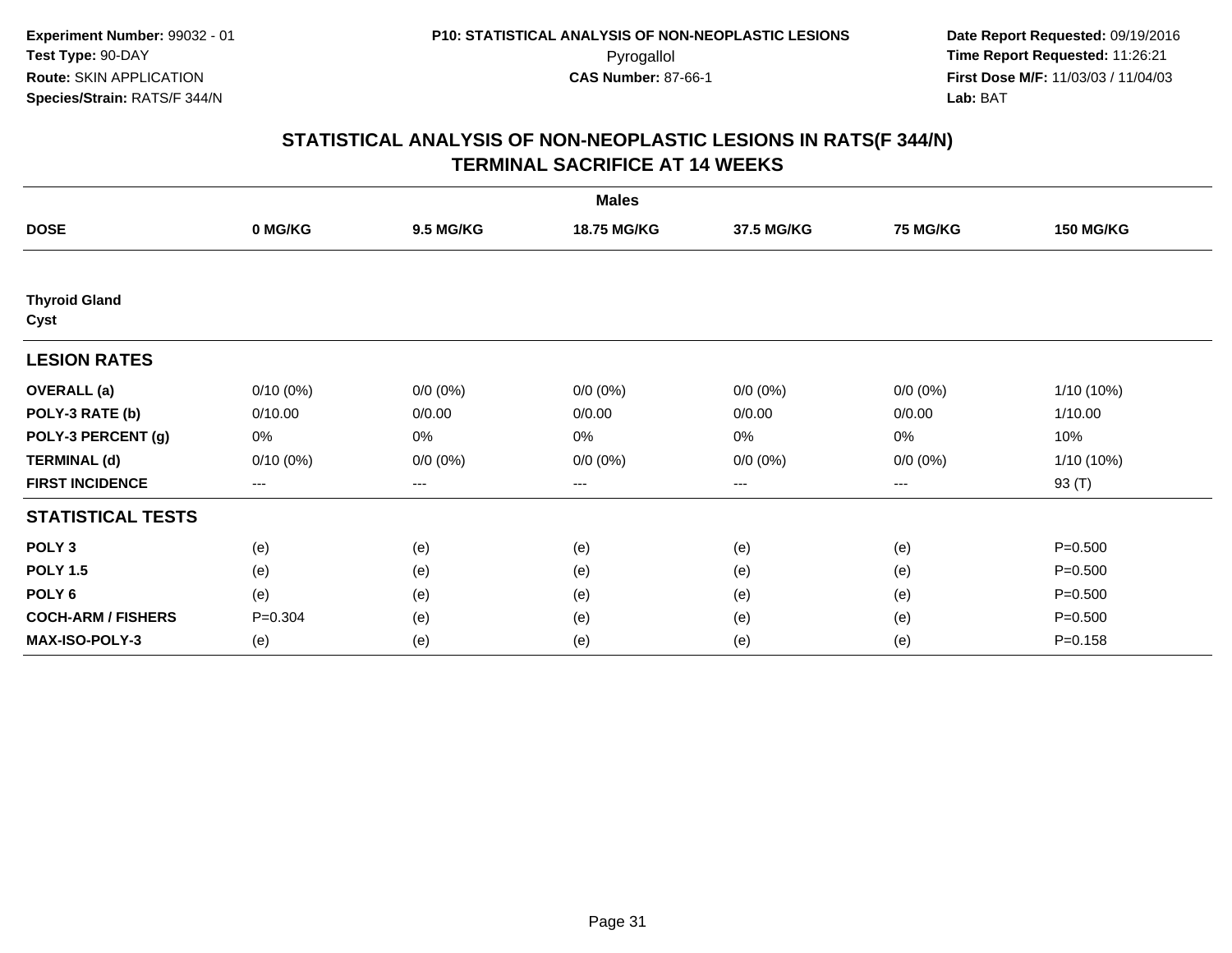**Experiment Number:** 99032 - 01
**Test Type:** 90-DAY
**Route:** SKIN APPLICATION
**Species/Strain:** RATS/F 344/N

**P10: STATISTICAL ANALYSIS OF NON-NEOPLASTIC LESIONS**
Pyrogallol
**CAS Number:** 87-66-1

**Date Report Requested:** 09/19/2016
**Time Report Requested:** 11:26:21
**First Dose M/F:** 11/03/03 / 11/04/03
**Lab:** BAT

## STATISTICAL ANALYSIS OF NON-NEOPLASTIC LESIONS IN RATS(F 344/N)
## TERMINAL SACRIFICE AT 14 WEEKS

| | Males | | | | | |
|---|---|---|---|---|---|---|
| **DOSE** | **0 MG/KG** | **9.5 MG/KG** | **18.75 MG/KG** | **37.5 MG/KG** | **75 MG/KG** | **150 MG/KG** |
| **Thyroid Gland** | | | | | | |
| **Cyst** | | | | | | |
| **LESION RATES** | | | | | | |
| **OVERALL (a)** | 0/10 (0%) | 0/0 (0%) | 0/0 (0%) | 0/0 (0%) | 0/0 (0%) | 1/10 (10%) |
| **POLY-3 RATE (b)** | 0/10.00 | 0/0.00 | 0/0.00 | 0/0.00 | 0/0.00 | 1/10.00 |
| **POLY-3 PERCENT (g)** | 0% | 0% | 0% | 0% | 0% | 10% |
| **TERMINAL (d)** | 0/10 (0%) | 0/0 (0%) | 0/0 (0%) | 0/0 (0%) | 0/0 (0%) | 1/10 (10%) |
| **FIRST INCIDENCE** | --- | --- | --- | --- | --- | 93 (T) |
| **STATISTICAL TESTS** | | | | | | |
| **POLY 3** | (e) | (e) | (e) | (e) | (e) | P=0.500 |
| **POLY 1.5** | (e) | (e) | (e) | (e) | (e) | P=0.500 |
| **POLY 6** | (e) | (e) | (e) | (e) | (e) | P=0.500 |
| **COCH-ARM / FISHERS** | P=0.304 | (e) | (e) | (e) | (e) | P=0.500 |
| **MAX-ISO-POLY-3** | (e) | (e) | (e) | (e) | (e) | P=0.158 |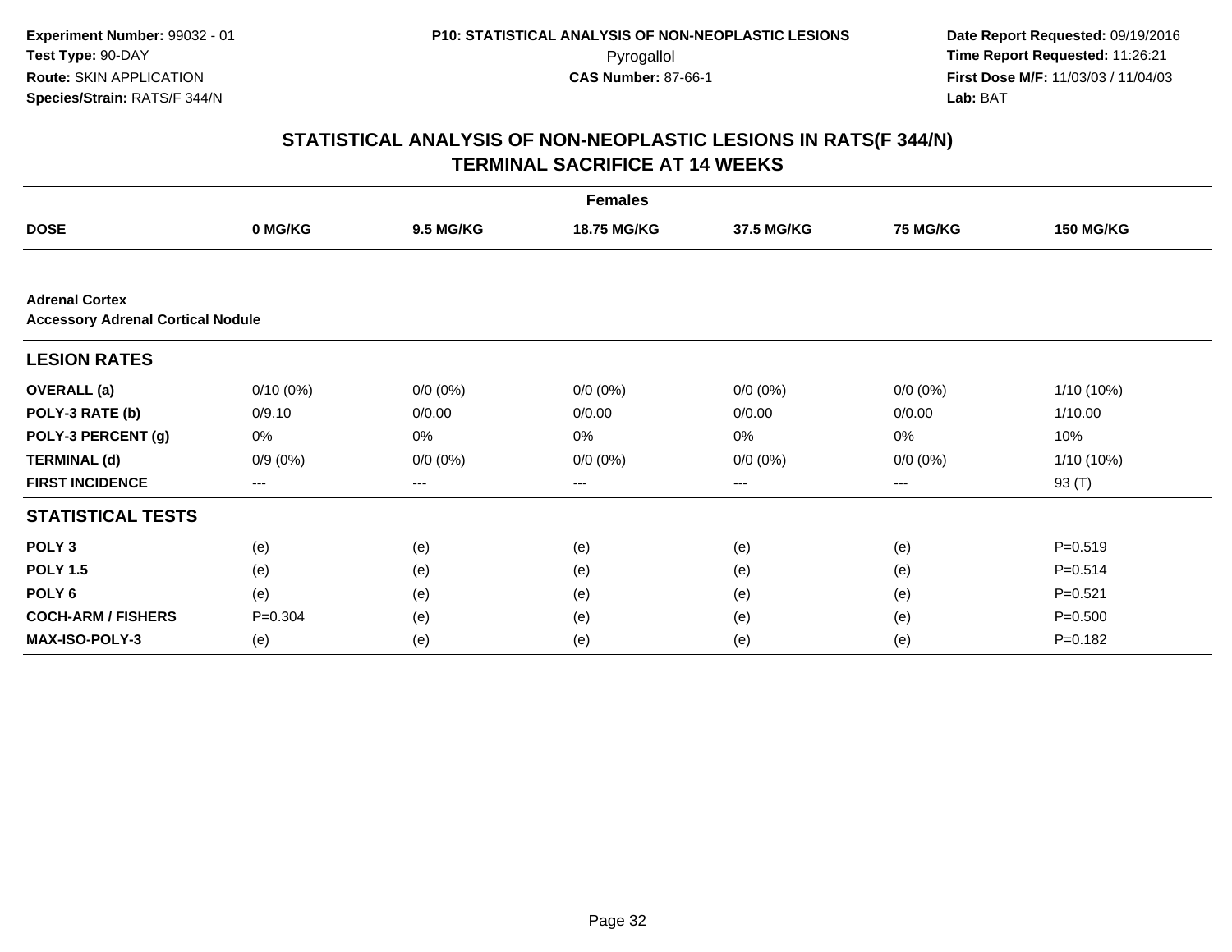**Experiment Number:** 99032 - 01
**Test Type:** 90-DAY
**Route:** SKIN APPLICATION
**Species/Strain:** RATS/F 344/N

**P10: STATISTICAL ANALYSIS OF NON-NEOPLASTIC LESIONS**
Pyrogallol
**CAS Number:** 87-66-1

**Date Report Requested:** 09/19/2016
**Time Report Requested:** 11:26:21
**First Dose M/F:** 11/03/03 / 11/04/03
**Lab:** BAT

## STATISTICAL ANALYSIS OF NON-NEOPLASTIC LESIONS IN RATS(F 344/N) TERMINAL SACRIFICE AT 14 WEEKS

| | Females | | | | | |
|---|---|---|---|---|---|---|
| **DOSE** | **0 MG/KG** | **9.5 MG/KG** | **18.75 MG/KG** | **37.5 MG/KG** | **75 MG/KG** | **150 MG/KG** |
| **Adrenal Cortex** | | | | | | |
| **Accessory Adrenal Cortical Nodule** | | | | | | |
| **LESION RATES** | | | | | | |
| **OVERALL (a)** | 0/10 (0%) | 0/0 (0%) | 0/0 (0%) | 0/0 (0%) | 0/0 (0%) | 1/10 (10%) |
| **POLY-3 RATE (b)** | 0/9.10 | 0/0.00 | 0/0.00 | 0/0.00 | 0/0.00 | 1/10.00 |
| **POLY-3 PERCENT (g)** | 0% | 0% | 0% | 0% | 0% | 10% |
| **TERMINAL (d)** | 0/9 (0%) | 0/0 (0%) | 0/0 (0%) | 0/0 (0%) | 0/0 (0%) | 1/10 (10%) |
| **FIRST INCIDENCE** | --- | --- | --- | --- | --- | 93 (T) |
| **STATISTICAL TESTS** | | | | | | |
| **POLY 3** | (e) | (e) | (e) | (e) | (e) | P=0.519 |
| **POLY 1.5** | (e) | (e) | (e) | (e) | (e) | P=0.514 |
| **POLY 6** | (e) | (e) | (e) | (e) | (e) | P=0.521 |
| **COCH-ARM / FISHERS** | P=0.304 | (e) | (e) | (e) | (e) | P=0.500 |
| **MAX-ISO-POLY-3** | (e) | (e) | (e) | (e) | (e) | P=0.182 |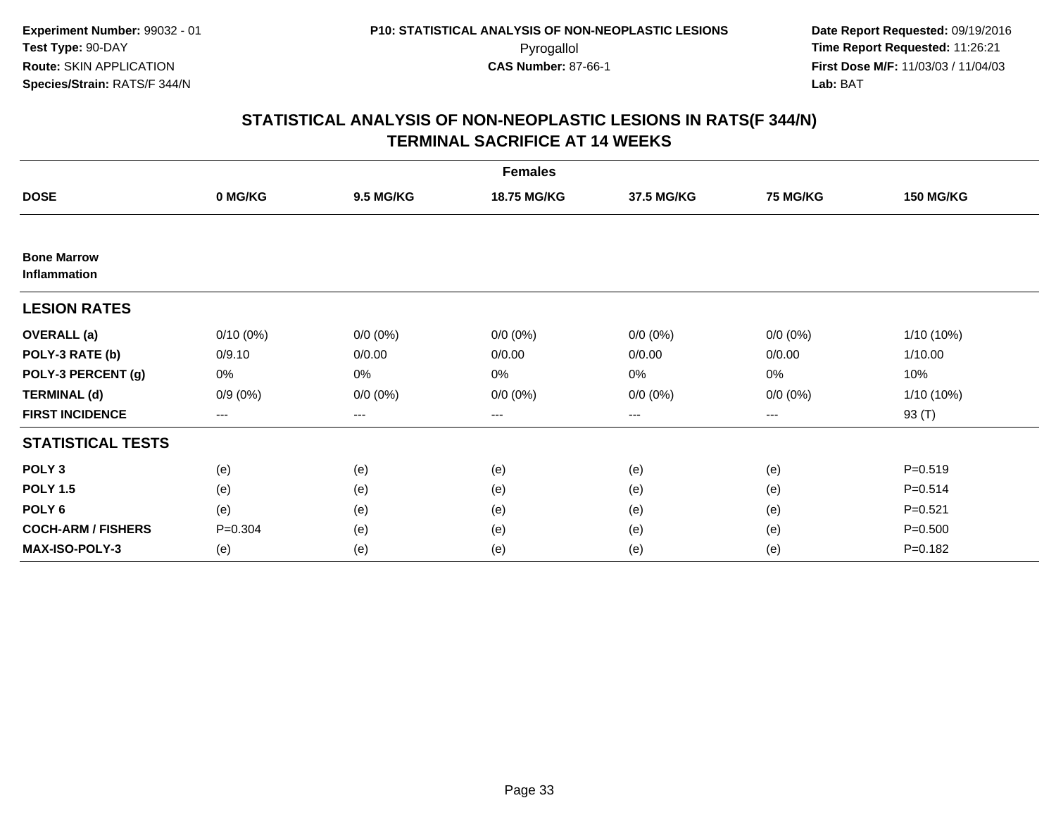**Experiment Number:** 99032 - 01
**Test Type:** 90-DAY
**Route:** SKIN APPLICATION
**Species/Strain:** RATS/F 344/N

**P10: STATISTICAL ANALYSIS OF NON-NEOPLASTIC LESIONS**
Pyrogallol
**CAS Number:** 87-66-1

**Date Report Requested:** 09/19/2016
**Time Report Requested:** 11:26:21
**First Dose M/F:** 11/03/03 / 11/04/03
**Lab:** BAT

## STATISTICAL ANALYSIS OF NON-NEOPLASTIC LESIONS IN RATS(F 344/N)
## TERMINAL SACRIFICE AT 14 WEEKS

| | Females | | | | | |
|---|---|---|---|---|---|---|
| **DOSE** | **0 MG/KG** | **9.5 MG/KG** | **18.75 MG/KG** | **37.5 MG/KG** | **75 MG/KG** | **150 MG/KG** |
| **Bone Marrow** | | | | | | |
| **Inflammation** | | | | | | |
| **LESION RATES** | | | | | | |
| **OVERALL (a)** | 0/10 (0%) | 0/0 (0%) | 0/0 (0%) | 0/0 (0%) | 0/0 (0%) | 1/10 (10%) |
| **POLY-3 RATE (b)** | 0/9.10 | 0/0.00 | 0/0.00 | 0/0.00 | 0/0.00 | 1/10.00 |
| **POLY-3 PERCENT (g)** | 0% | 0% | 0% | 0% | 0% | 10% |
| **TERMINAL (d)** | 0/9 (0%) | 0/0 (0%) | 0/0 (0%) | 0/0 (0%) | 0/0 (0%) | 1/10 (10%) |
| **FIRST INCIDENCE** | --- | --- | --- | --- | --- | 93 (T) |
| **STATISTICAL TESTS** | | | | | | |
| **POLY 3** | (e) | (e) | (e) | (e) | (e) | P=0.519 |
| **POLY 1.5** | (e) | (e) | (e) | (e) | (e) | P=0.514 |
| **POLY 6** | (e) | (e) | (e) | (e) | (e) | P=0.521 |
| **COCH-ARM / FISHERS** | P=0.304 | (e) | (e) | (e) | (e) | P=0.500 |
| **MAX-ISO-POLY-3** | (e) | (e) | (e) | (e) | (e) | P=0.182 |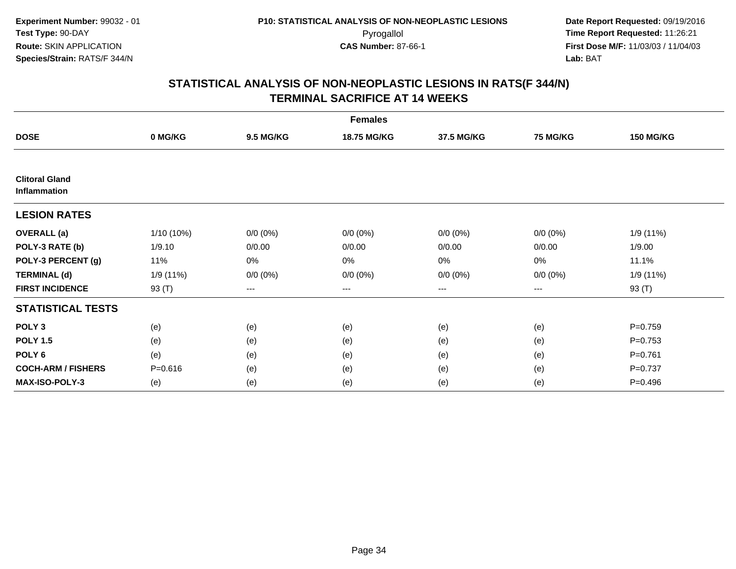**Experiment Number:** 99032 - 01
**Test Type:** 90-DAY
**Route:** SKIN APPLICATION
**Species/Strain:** RATS/F 344/N

**P10: STATISTICAL ANALYSIS OF NON-NEOPLASTIC LESIONS**
Pyrogallol
**CAS Number:** 87-66-1

**Date Report Requested:** 09/19/2016
**Time Report Requested:** 11:26:21
**First Dose M/F:** 11/03/03 / 11/04/03
**Lab:** BAT

## STATISTICAL ANALYSIS OF NON-NEOPLASTIC LESIONS IN RATS(F 344/N) TERMINAL SACRIFICE AT 14 WEEKS

| | Females | | | | | |
|---|---|---|---|---|---|---|
| **DOSE** | **0 MG/KG** | **9.5 MG/KG** | **18.75 MG/KG** | **37.5 MG/KG** | **75 MG/KG** | **150 MG/KG** |
| **Clitoral Gland Inflammation** | | | | | | |
| **LESION RATES** | | | | | | |
| **OVERALL (a)** | 1/10 (10%) | 0/0 (0%) | 0/0 (0%) | 0/0 (0%) | 0/0 (0%) | 1/9 (11%) |
| **POLY-3 RATE (b)** | 1/9.10 | 0/0.00 | 0/0.00 | 0/0.00 | 0/0.00 | 1/9.00 |
| **POLY-3 PERCENT (g)** | 11% | 0% | 0% | 0% | 0% | 11.1% |
| **TERMINAL (d)** | 1/9 (11%) | 0/0 (0%) | 0/0 (0%) | 0/0 (0%) | 0/0 (0%) | 1/9 (11%) |
| **FIRST INCIDENCE** | 93 (T) | --- | --- | --- | --- | 93 (T) |
| **STATISTICAL TESTS** | | | | | | |
| **POLY 3** | (e) | (e) | (e) | (e) | (e) | P=0.759 |
| **POLY 1.5** | (e) | (e) | (e) | (e) | (e) | P=0.753 |
| **POLY 6** | (e) | (e) | (e) | (e) | (e) | P=0.761 |
| **COCH-ARM / FISHERS** | P=0.616 | (e) | (e) | (e) | (e) | P=0.737 |
| **MAX-ISO-POLY-3** | (e) | (e) | (e) | (e) | (e) | P=0.496 |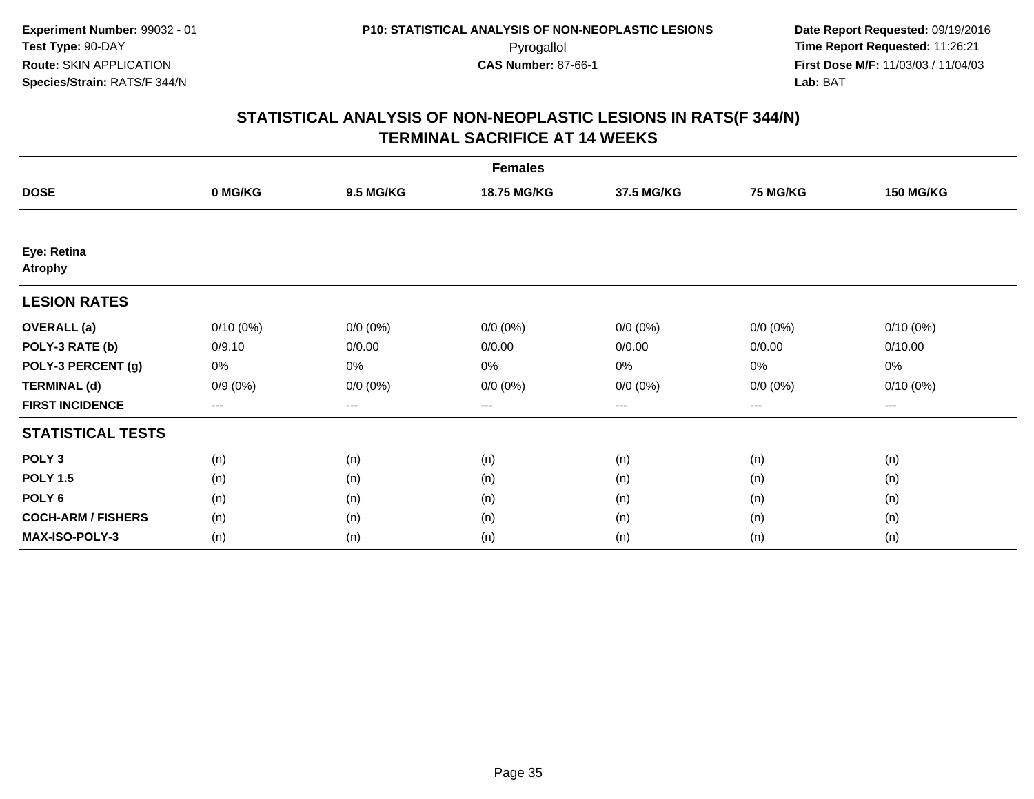Experiment Number: 99032 - 01
Test Type: 90-DAY
Route: SKIN APPLICATION
Species/Strain: RATS/F 344/N

P10: STATISTICAL ANALYSIS OF NON-NEOPLASTIC LESIONS
Pyrogallol
CAS Number: 87-66-1

Date Report Requested: 09/19/2016
Time Report Requested: 11:26:21
First Dose M/F: 11/03/03 / 11/04/03
Lab: BAT

## STATISTICAL ANALYSIS OF NON-NEOPLASTIC LESIONS IN RATS(F 344/N)
## TERMINAL SACRIFICE AT 14 WEEKS

| | Females | | | | | |
|---|---|---|---|---|---|---|
| **DOSE** | **0 MG/KG** | **9.5 MG/KG** | **18.75 MG/KG** | **37.5 MG/KG** | **75 MG/KG** | **150 MG/KG** |
| **Eye: Retina** | | | | | | |
| **Atrophy** | | | | | | |
| **LESION RATES** | | | | | | |
| **OVERALL (a)** | 0/10 (0%) | 0/0 (0%) | 0/0 (0%) | 0/0 (0%) | 0/0 (0%) | 0/10 (0%) |
| **POLY-3 RATE (b)** | 0/9.10 | 0/0.00 | 0/0.00 | 0/0.00 | 0/0.00 | 0/10.00 |
| **POLY-3 PERCENT (g)** | 0% | 0% | 0% | 0% | 0% | 0% |
| **TERMINAL (d)** | 0/9 (0%) | 0/0 (0%) | 0/0 (0%) | 0/0 (0%) | 0/0 (0%) | 0/10 (0%) |
| **FIRST INCIDENCE** | --- | --- | --- | --- | --- | --- |
| **STATISTICAL TESTS** | | | | | | |
| **POLY 3** | (n) | (n) | (n) | (n) | (n) | (n) |
| **POLY 1.5** | (n) | (n) | (n) | (n) | (n) | (n) |
| **POLY 6** | (n) | (n) | (n) | (n) | (n) | (n) |
| **COCH-ARM / FISHERS** | (n) | (n) | (n) | (n) | (n) | (n) |
| **MAX-ISO-POLY-3** | (n) | (n) | (n) | (n) | (n) | (n) |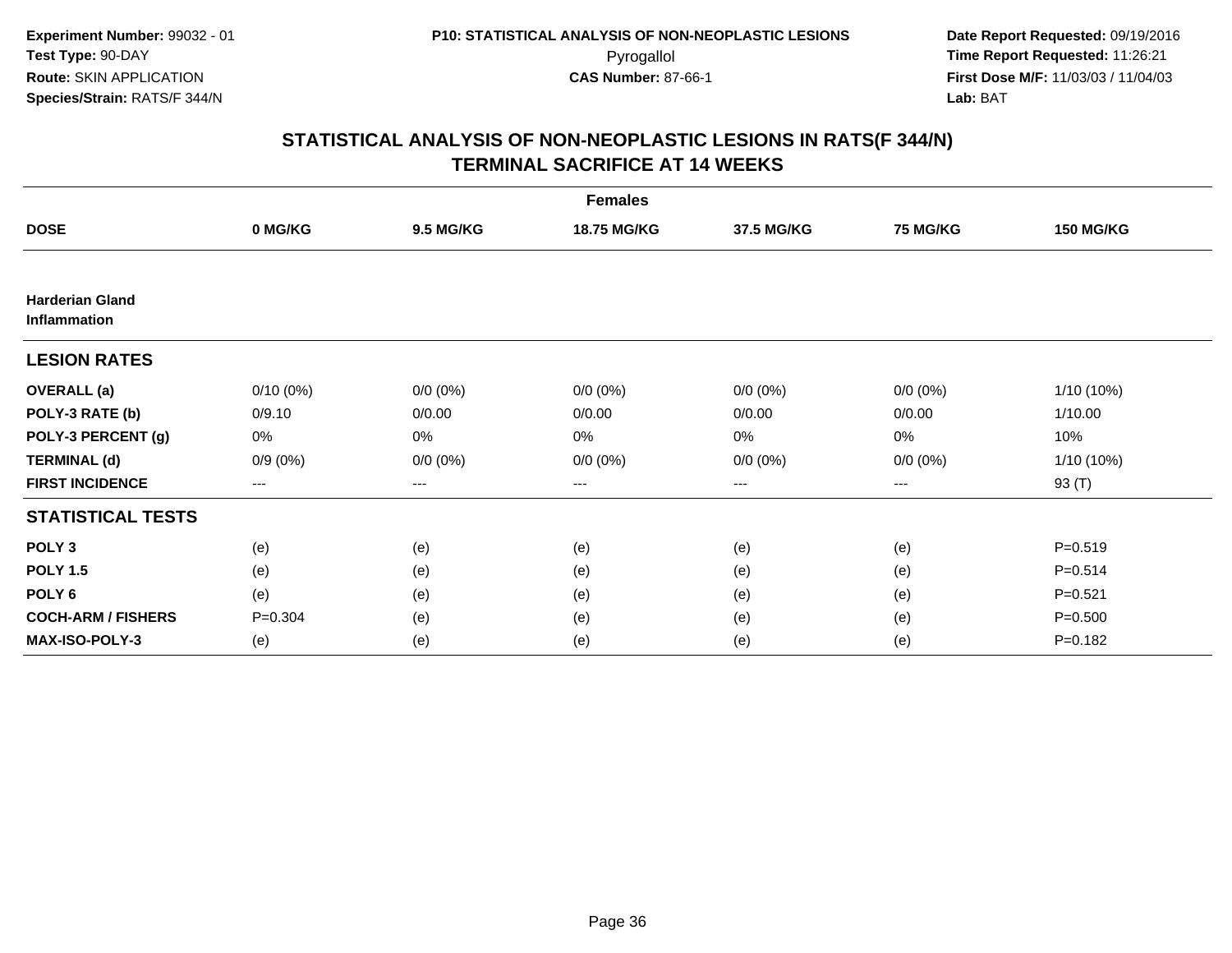Experiment Number: 99032 - 01
Test Type: 90-DAY
Route: SKIN APPLICATION
Species/Strain: RATS/F 344/N

P10: STATISTICAL ANALYSIS OF NON-NEOPLASTIC LESIONS
Pyrogallol
CAS Number: 87-66-1

Date Report Requested: 09/19/2016
Time Report Requested: 11:26:21
First Dose M/F: 11/03/03 / 11/04/03
Lab: BAT

## STATISTICAL ANALYSIS OF NON-NEOPLASTIC LESIONS IN RATS(F 344/N) TERMINAL SACRIFICE AT 14 WEEKS

| | Females | | | | | |
|---|---|---|---|---|---|---|
| **DOSE** | **0 MG/KG** | **9.5 MG/KG** | **18.75 MG/KG** | **37.5 MG/KG** | **75 MG/KG** | **150 MG/KG** |
| **Harderian Gland Inflammation** | | | | | | |
| **LESION RATES** | | | | | | |
| **OVERALL (a)** | 0/10 (0%) | 0/0 (0%) | 0/0 (0%) | 0/0 (0%) | 0/0 (0%) | 1/10 (10%) |
| **POLY-3 RATE (b)** | 0/9.10 | 0/0.00 | 0/0.00 | 0/0.00 | 0/0.00 | 1/10.00 |
| **POLY-3 PERCENT (g)** | 0% | 0% | 0% | 0% | 0% | 10% |
| **TERMINAL (d)** | 0/9 (0%) | 0/0 (0%) | 0/0 (0%) | 0/0 (0%) | 0/0 (0%) | 1/10 (10%) |
| **FIRST INCIDENCE** | --- | --- | --- | --- | --- | 93 (T) |
| **STATISTICAL TESTS** | | | | | | |
| **POLY 3** | (e) | (e) | (e) | (e) | (e) | P=0.519 |
| **POLY 1.5** | (e) | (e) | (e) | (e) | (e) | P=0.514 |
| **POLY 6** | (e) | (e) | (e) | (e) | (e) | P=0.521 |
| **COCH-ARM / FISHERS** | P=0.304 | (e) | (e) | (e) | (e) | P=0.500 |
| **MAX-ISO-POLY-3** | (e) | (e) | (e) | (e) | (e) | P=0.182 |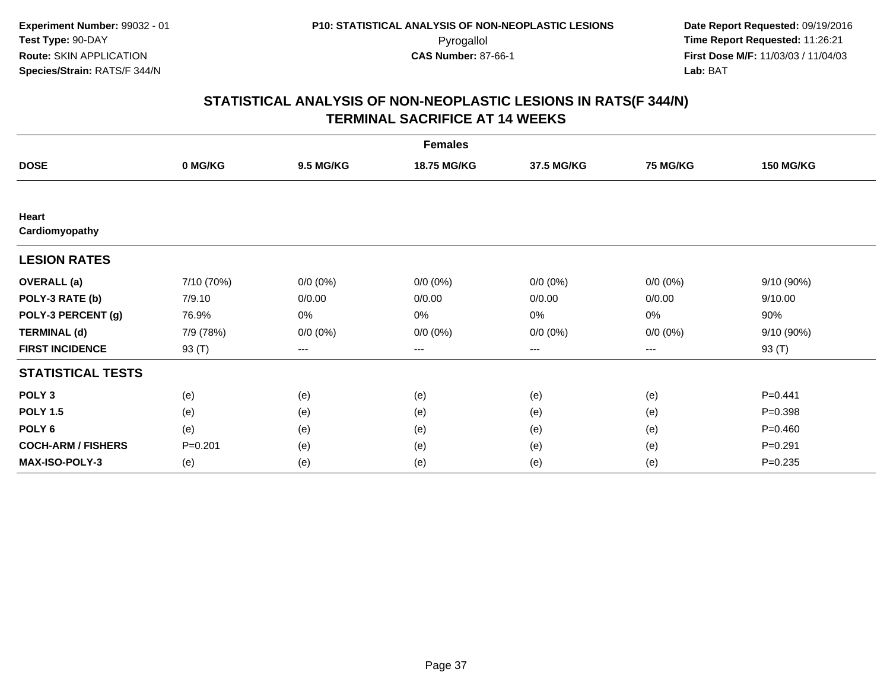**Experiment Number:** 99032 - 01
**Test Type:** 90-DAY
**Route:** SKIN APPLICATION
**Species/Strain:** RATS/F 344/N

**P10: STATISTICAL ANALYSIS OF NON-NEOPLASTIC LESIONS**
Pyrogallol
**CAS Number:** 87-66-1

**Date Report Requested:** 09/19/2016
**Time Report Requested:** 11:26:21
**First Dose M/F:** 11/03/03 / 11/04/03
**Lab:** BAT

## STATISTICAL ANALYSIS OF NON-NEOPLASTIC LESIONS IN RATS(F 344/N)
## TERMINAL SACRIFICE AT 14 WEEKS

| | Females | | | | | |
|---|---|---|---|---|---|---|
| **DOSE** | **0 MG/KG** | **9.5 MG/KG** | **18.75 MG/KG** | **37.5 MG/KG** | **75 MG/KG** | **150 MG/KG** |
| **Heart** | | | | | | |
| **Cardiomyopathy** | | | | | | |
| **LESION RATES** | | | | | | |
| **OVERALL (a)** | 7/10 (70%) | 0/0 (0%) | 0/0 (0%) | 0/0 (0%) | 0/0 (0%) | 9/10 (90%) |
| **POLY-3 RATE (b)** | 7/9.10 | 0/0.00 | 0/0.00 | 0/0.00 | 0/0.00 | 9/10.00 |
| **POLY-3 PERCENT (g)** | 76.9% | 0% | 0% | 0% | 0% | 90% |
| **TERMINAL (d)** | 7/9 (78%) | 0/0 (0%) | 0/0 (0%) | 0/0 (0%) | 0/0 (0%) | 9/10 (90%) |
| **FIRST INCIDENCE** | 93 (T) | --- | --- | --- | --- | 93 (T) |
| **STATISTICAL TESTS** | | | | | | |
| **POLY 3** | (e) | (e) | (e) | (e) | (e) | P=0.441 |
| **POLY 1.5** | (e) | (e) | (e) | (e) | (e) | P=0.398 |
| **POLY 6** | (e) | (e) | (e) | (e) | (e) | P=0.460 |
| **COCH-ARM / FISHERS** | P=0.201 | (e) | (e) | (e) | (e) | P=0.291 |
| **MAX-ISO-POLY-3** | (e) | (e) | (e) | (e) | (e) | P=0.235 |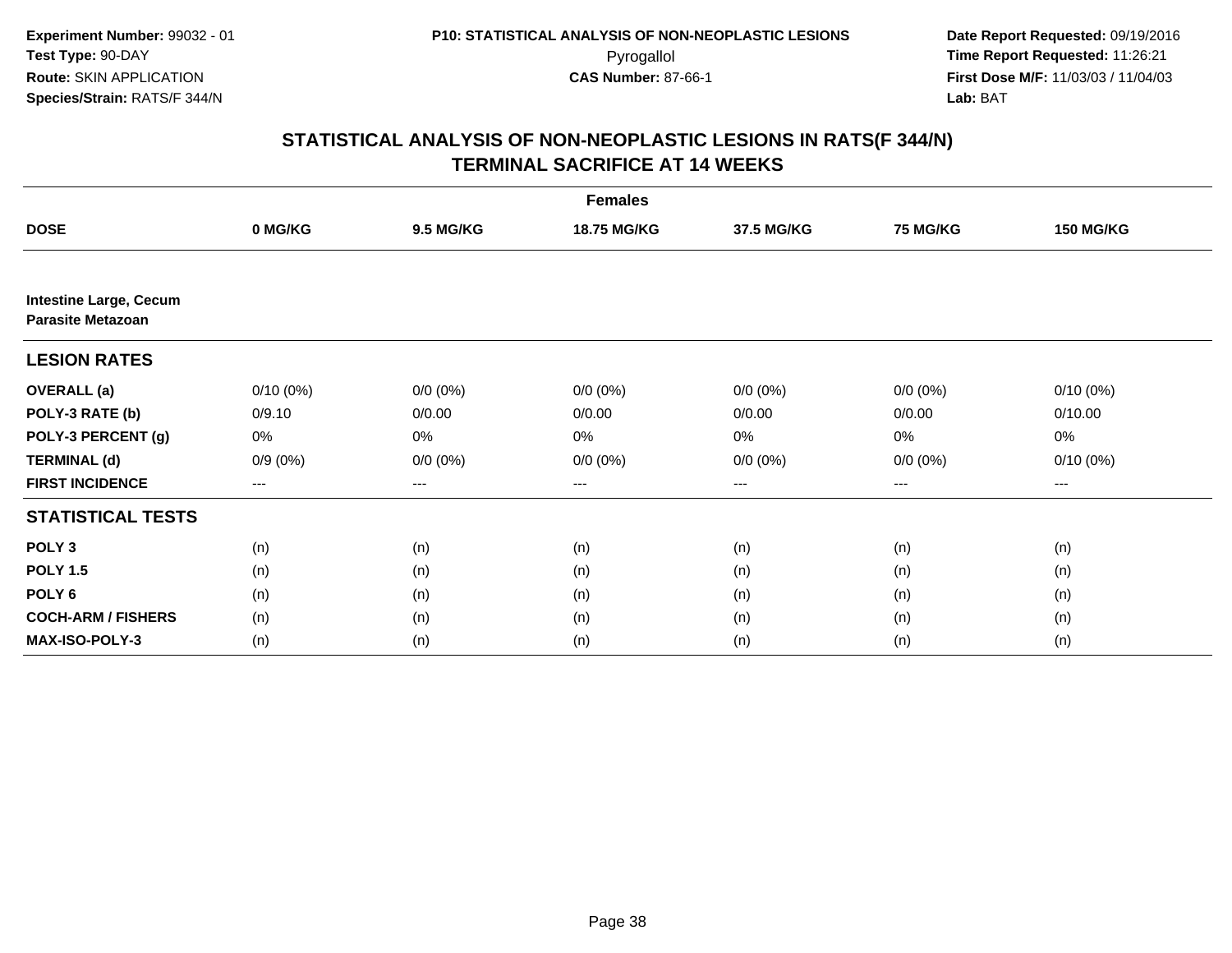**Experiment Number:** 99032 - 01
**Test Type:** 90-DAY
**Route:** SKIN APPLICATION
**Species/Strain:** RATS/F 344/N

**P10: STATISTICAL ANALYSIS OF NON-NEOPLASTIC LESIONS**
Pyrogallol
**CAS Number:** 87-66-1

**Date Report Requested:** 09/19/2016
**Time Report Requested:** 11:26:21
**First Dose M/F:** 11/03/03 / 11/04/03
**Lab:** BAT

## STATISTICAL ANALYSIS OF NON-NEOPLASTIC LESIONS IN RATS(F 344/N)
## TERMINAL SACRIFICE AT 14 WEEKS

| | Females | | | | | |
|---|---|---|---|---|---|---|
| **DOSE** | **0 MG/KG** | **9.5 MG/KG** | **18.75 MG/KG** | **37.5 MG/KG** | **75 MG/KG** | **150 MG/KG** |
| **Intestine Large, Cecum** | | | | | | |
| **Parasite Metazoan** | | | | | | |
| **LESION RATES** | | | | | | |
| **OVERALL (a)** | 0/10 (0%) | 0/0 (0%) | 0/0 (0%) | 0/0 (0%) | 0/0 (0%) | 0/10 (0%) |
| **POLY-3 RATE (b)** | 0/9.10 | 0/0.00 | 0/0.00 | 0/0.00 | 0/0.00 | 0/10.00 |
| **POLY-3 PERCENT (g)** | 0% | 0% | 0% | 0% | 0% | 0% |
| **TERMINAL (d)** | 0/9 (0%) | 0/0 (0%) | 0/0 (0%) | 0/0 (0%) | 0/0 (0%) | 0/10 (0%) |
| **FIRST INCIDENCE** | --- | --- | --- | --- | --- | --- |
| **STATISTICAL TESTS** | | | | | | |
| **POLY 3** | (n) | (n) | (n) | (n) | (n) | (n) |
| **POLY 1.5** | (n) | (n) | (n) | (n) | (n) | (n) |
| **POLY 6** | (n) | (n) | (n) | (n) | (n) | (n) |
| **COCH-ARM / FISHERS** | (n) | (n) | (n) | (n) | (n) | (n) |
| **MAX-ISO-POLY-3** | (n) | (n) | (n) | (n) | (n) | (n) |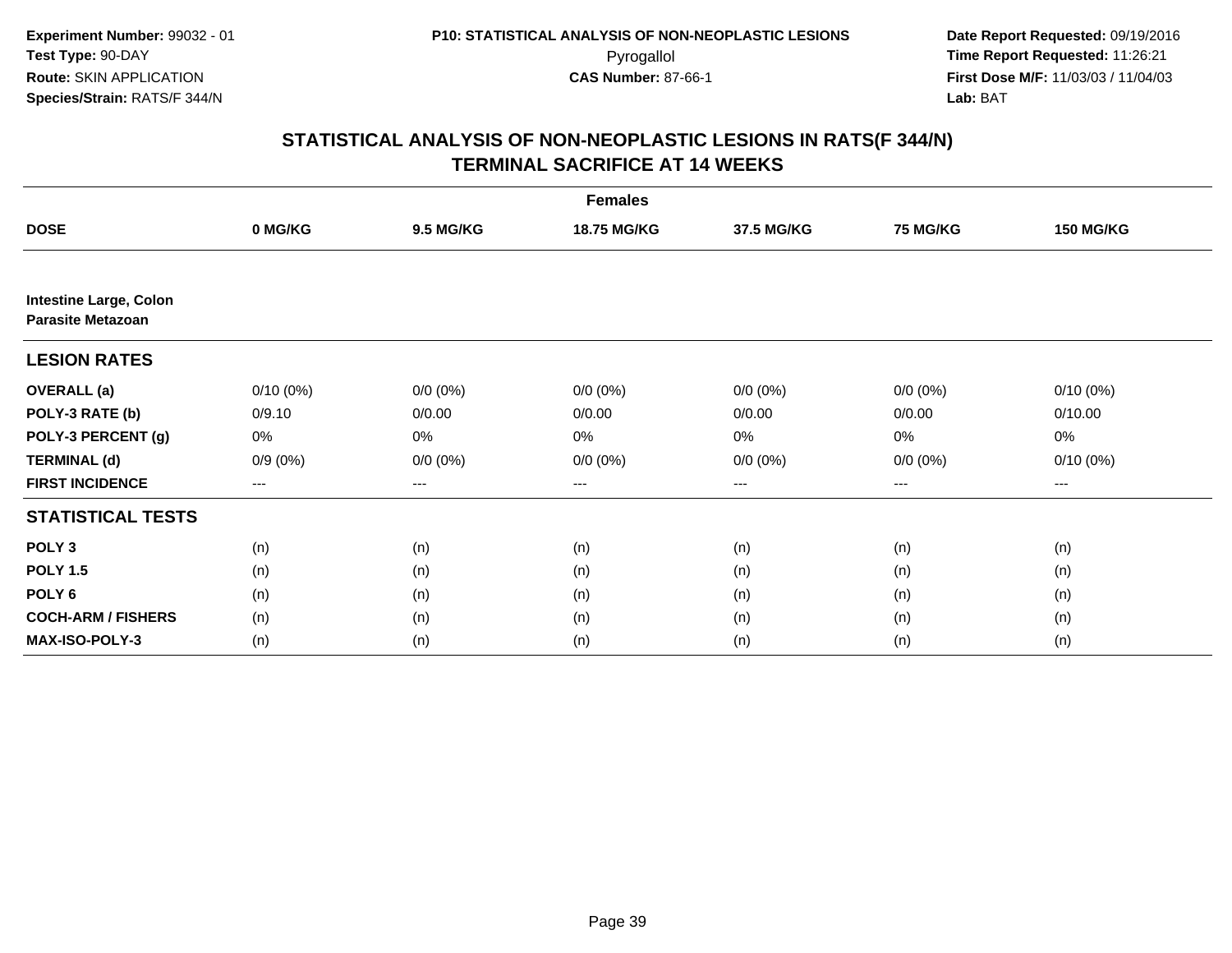**Experiment Number:** 99032 - 01
**Test Type:** 90-DAY
**Route:** SKIN APPLICATION
**Species/Strain:** RATS/F 344/N

**P10: STATISTICAL ANALYSIS OF NON-NEOPLASTIC LESIONS**
Pyrogallol
**CAS Number:** 87-66-1

**Date Report Requested:** 09/19/2016
**Time Report Requested:** 11:26:21
**First Dose M/F:** 11/03/03 / 11/04/03
**Lab:** BAT

## STATISTICAL ANALYSIS OF NON-NEOPLASTIC LESIONS IN RATS(F 344/N)
## TERMINAL SACRIFICE AT 14 WEEKS

| | Females | | | | | |
|---|---|---|---|---|---|---|
| **DOSE** | **0 MG/KG** | **9.5 MG/KG** | **18.75 MG/KG** | **37.5 MG/KG** | **75 MG/KG** | **150 MG/KG** |
| **Intestine Large, Colon** | | | | | | |
| **Parasite Metazoan** | | | | | | |
| **LESION RATES** | | | | | | |
| **OVERALL (a)** | 0/10 (0%) | 0/0 (0%) | 0/0 (0%) | 0/0 (0%) | 0/0 (0%) | 0/10 (0%) |
| **POLY-3 RATE (b)** | 0/9.10 | 0/0.00 | 0/0.00 | 0/0.00 | 0/0.00 | 0/10.00 |
| **POLY-3 PERCENT (g)** | 0% | 0% | 0% | 0% | 0% | 0% |
| **TERMINAL (d)** | 0/9 (0%) | 0/0 (0%) | 0/0 (0%) | 0/0 (0%) | 0/0 (0%) | 0/10 (0%) |
| **FIRST INCIDENCE** | --- | --- | --- | --- | --- | --- |
| **STATISTICAL TESTS** | | | | | | |
| **POLY 3** | (n) | (n) | (n) | (n) | (n) | (n) |
| **POLY 1.5** | (n) | (n) | (n) | (n) | (n) | (n) |
| **POLY 6** | (n) | (n) | (n) | (n) | (n) | (n) |
| **COCH-ARM / FISHERS** | (n) | (n) | (n) | (n) | (n) | (n) |
| **MAX-ISO-POLY-3** | (n) | (n) | (n) | (n) | (n) | (n) |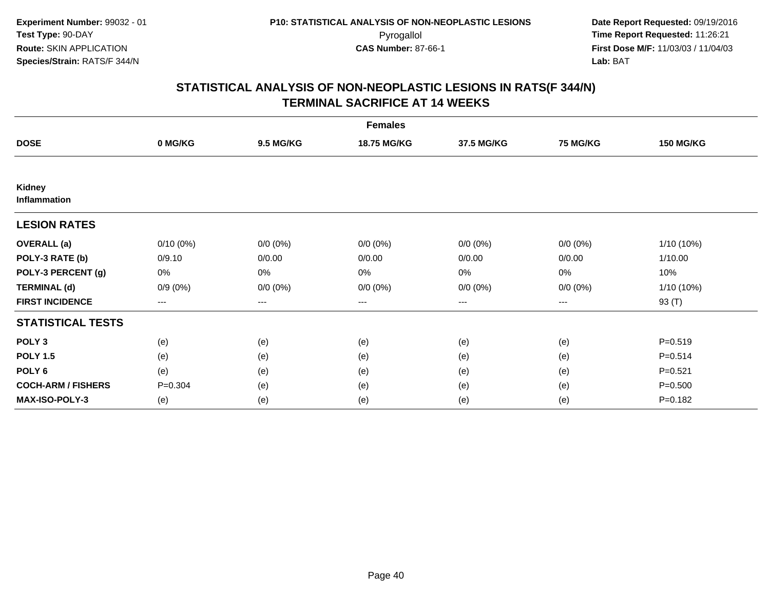**Experiment Number:** 99032 - 01
**Test Type:** 90-DAY
**Route:** SKIN APPLICATION
**Species/Strain:** RATS/F 344/N

**P10: STATISTICAL ANALYSIS OF NON-NEOPLASTIC LESIONS**
Pyrogallol
**CAS Number:** 87-66-1

**Date Report Requested:** 09/19/2016
**Time Report Requested:** 11:26:21
**First Dose M/F:** 11/03/03 / 11/04/03
**Lab:** BAT

## STATISTICAL ANALYSIS OF NON-NEOPLASTIC LESIONS IN RATS(F 344/N)
## TERMINAL SACRIFICE AT 14 WEEKS

| | Females | | | | | |
|---|---|---|---|---|---|---|
| **DOSE** | **0 MG/KG** | **9.5 MG/KG** | **18.75 MG/KG** | **37.5 MG/KG** | **75 MG/KG** | **150 MG/KG** |
| **Kidney** | | | | | | |
| **Inflammation** | | | | | | |
| **LESION RATES** | | | | | | |
| **OVERALL (a)** | 0/10 (0%) | 0/0 (0%) | 0/0 (0%) | 0/0 (0%) | 0/0 (0%) | 1/10 (10%) |
| **POLY-3 RATE (b)** | 0/9.10 | 0/0.00 | 0/0.00 | 0/0.00 | 0/0.00 | 1/10.00 |
| **POLY-3 PERCENT (g)** | 0% | 0% | 0% | 0% | 0% | 10% |
| **TERMINAL (d)** | 0/9 (0%) | 0/0 (0%) | 0/0 (0%) | 0/0 (0%) | 0/0 (0%) | 1/10 (10%) |
| **FIRST INCIDENCE** | --- | --- | --- | --- | --- | 93 (T) |
| **STATISTICAL TESTS** | | | | | | |
| **POLY 3** | (e) | (e) | (e) | (e) | (e) | P=0.519 |
| **POLY 1.5** | (e) | (e) | (e) | (e) | (e) | P=0.514 |
| **POLY 6** | (e) | (e) | (e) | (e) | (e) | P=0.521 |
| **COCH-ARM / FISHERS** | P=0.304 | (e) | (e) | (e) | (e) | P=0.500 |
| **MAX-ISO-POLY-3** | (e) | (e) | (e) | (e) | (e) | P=0.182 |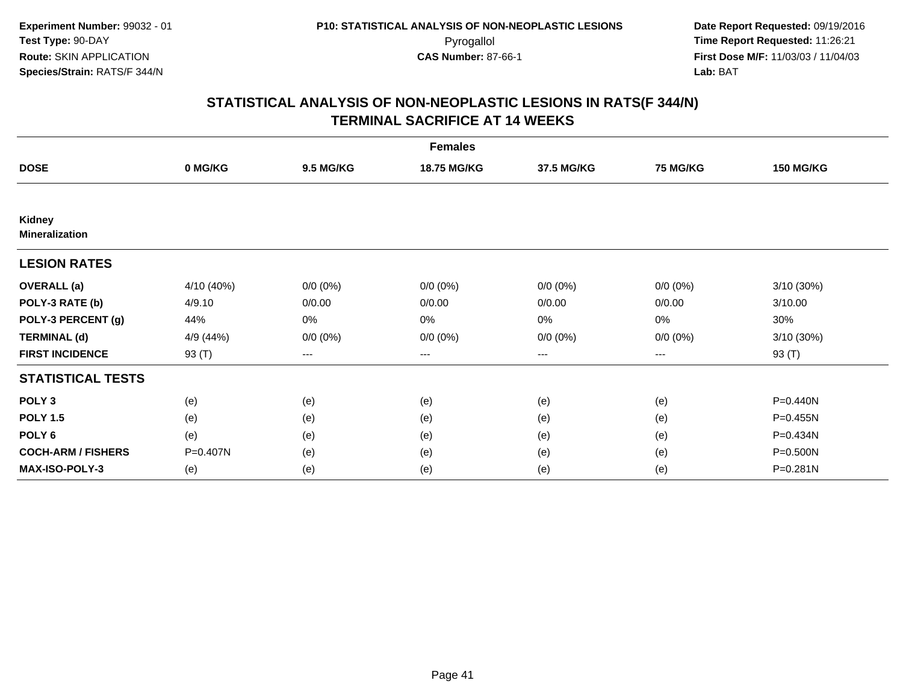Experiment Number: 99032 - 01
Test Type: 90-DAY
Route: SKIN APPLICATION
Species/Strain: RATS/F 344/N

P10: STATISTICAL ANALYSIS OF NON-NEOPLASTIC LESIONS
Pyrogallol
CAS Number: 87-66-1

Date Report Requested: 09/19/2016
Time Report Requested: 11:26:21
First Dose M/F: 11/03/03 / 11/04/03
Lab: BAT

## STATISTICAL ANALYSIS OF NON-NEOPLASTIC LESIONS IN RATS(F 344/N)
## TERMINAL SACRIFICE AT 14 WEEKS

| | Females | | | | | |
|---|---|---|---|---|---|---|
| **DOSE** | **0 MG/KG** | **9.5 MG/KG** | **18.75 MG/KG** | **37.5 MG/KG** | **75 MG/KG** | **150 MG/KG** |
| **Kidney** | | | | | | |
| **Mineralization** | | | | | | |
| **LESION RATES** | | | | | | |
| **OVERALL (a)** | 4/10 (40%) | 0/0 (0%) | 0/0 (0%) | 0/0 (0%) | 0/0 (0%) | 3/10 (30%) |
| **POLY-3 RATE (b)** | 4/9.10 | 0/0.00 | 0/0.00 | 0/0.00 | 0/0.00 | 3/10.00 |
| **POLY-3 PERCENT (g)** | 44% | 0% | 0% | 0% | 0% | 30% |
| **TERMINAL (d)** | 4/9 (44%) | 0/0 (0%) | 0/0 (0%) | 0/0 (0%) | 0/0 (0%) | 3/10 (30%) |
| **FIRST INCIDENCE** | 93 (T) | --- | --- | --- | --- | 93 (T) |
| **STATISTICAL TESTS** | | | | | | |
| **POLY 3** | (e) | (e) | (e) | (e) | (e) | P=0.440N |
| **POLY 1.5** | (e) | (e) | (e) | (e) | (e) | P=0.455N |
| **POLY 6** | (e) | (e) | (e) | (e) | (e) | P=0.434N |
| **COCH-ARM / FISHERS** | P=0.407N | (e) | (e) | (e) | (e) | P=0.500N |
| **MAX-ISO-POLY-3** | (e) | (e) | (e) | (e) | (e) | P=0.281N |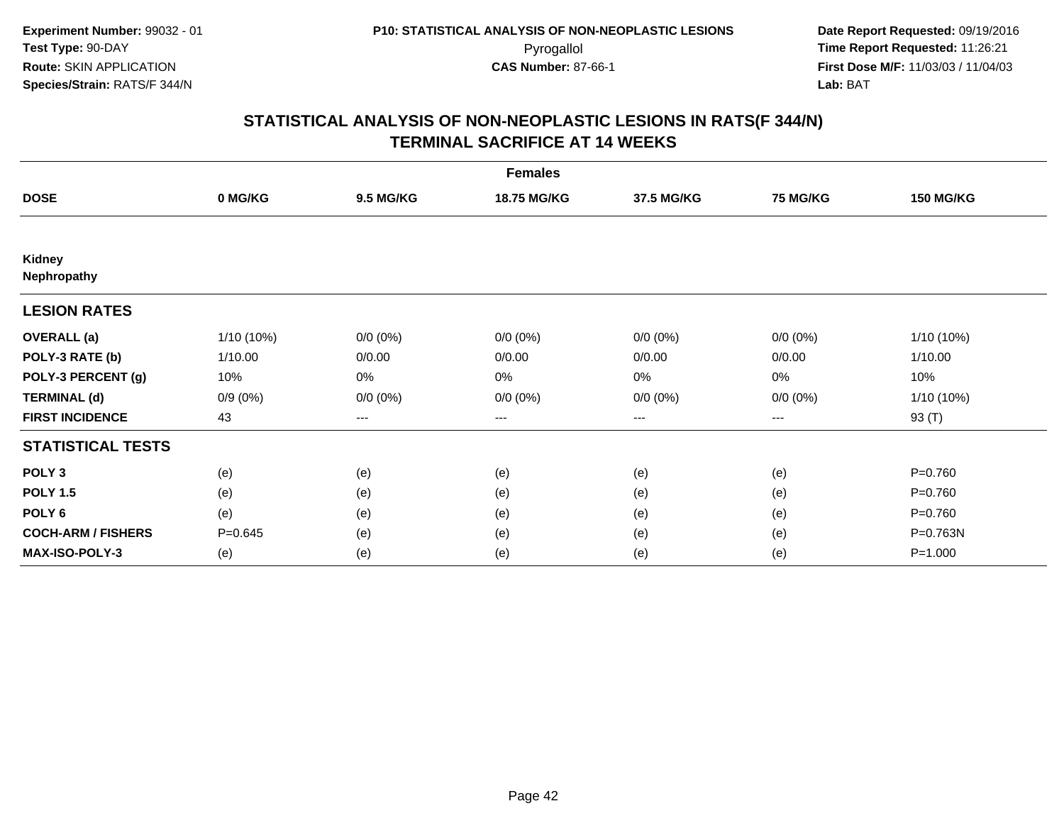**Experiment Number:** 99032 - 01
**Test Type:** 90-DAY
**Route:** SKIN APPLICATION
**Species/Strain:** RATS/F 344/N

**P10: STATISTICAL ANALYSIS OF NON-NEOPLASTIC LESIONS**
Pyrogallol
**CAS Number:** 87-66-1

**Date Report Requested:** 09/19/2016
**Time Report Requested:** 11:26:21
**First Dose M/F:** 11/03/03 / 11/04/03
**Lab:** BAT

## STATISTICAL ANALYSIS OF NON-NEOPLASTIC LESIONS IN RATS(F 344/N)
## TERMINAL SACRIFICE AT 14 WEEKS

| | Females | | | | | |
|---|---|---|---|---|---|---|
| **DOSE** | **0 MG/KG** | **9.5 MG/KG** | **18.75 MG/KG** | **37.5 MG/KG** | **75 MG/KG** | **150 MG/KG** |
| **Kidney** | | | | | | |
| **Nephropathy** | | | | | | |
| **LESION RATES** | | | | | | |
| **OVERALL (a)** | 1/10 (10%) | 0/0 (0%) | 0/0 (0%) | 0/0 (0%) | 0/0 (0%) | 1/10 (10%) |
| **POLY-3 RATE (b)** | 1/10.00 | 0/0.00 | 0/0.00 | 0/0.00 | 0/0.00 | 1/10.00 |
| **POLY-3 PERCENT (g)** | 10% | 0% | 0% | 0% | 0% | 10% |
| **TERMINAL (d)** | 0/9 (0%) | 0/0 (0%) | 0/0 (0%) | 0/0 (0%) | 0/0 (0%) | 1/10 (10%) |
| **FIRST INCIDENCE** | 43 | --- | --- | --- | --- | 93 (T) |
| **STATISTICAL TESTS** | | | | | | |
| **POLY 3** | (e) | (e) | (e) | (e) | (e) | P=0.760 |
| **POLY 1.5** | (e) | (e) | (e) | (e) | (e) | P=0.760 |
| **POLY 6** | (e) | (e) | (e) | (e) | (e) | P=0.760 |
| **COCH-ARM / FISHERS** | P=0.645 | (e) | (e) | (e) | (e) | P=0.763N |
| **MAX-ISO-POLY-3** | (e) | (e) | (e) | (e) | (e) | P=1.000 |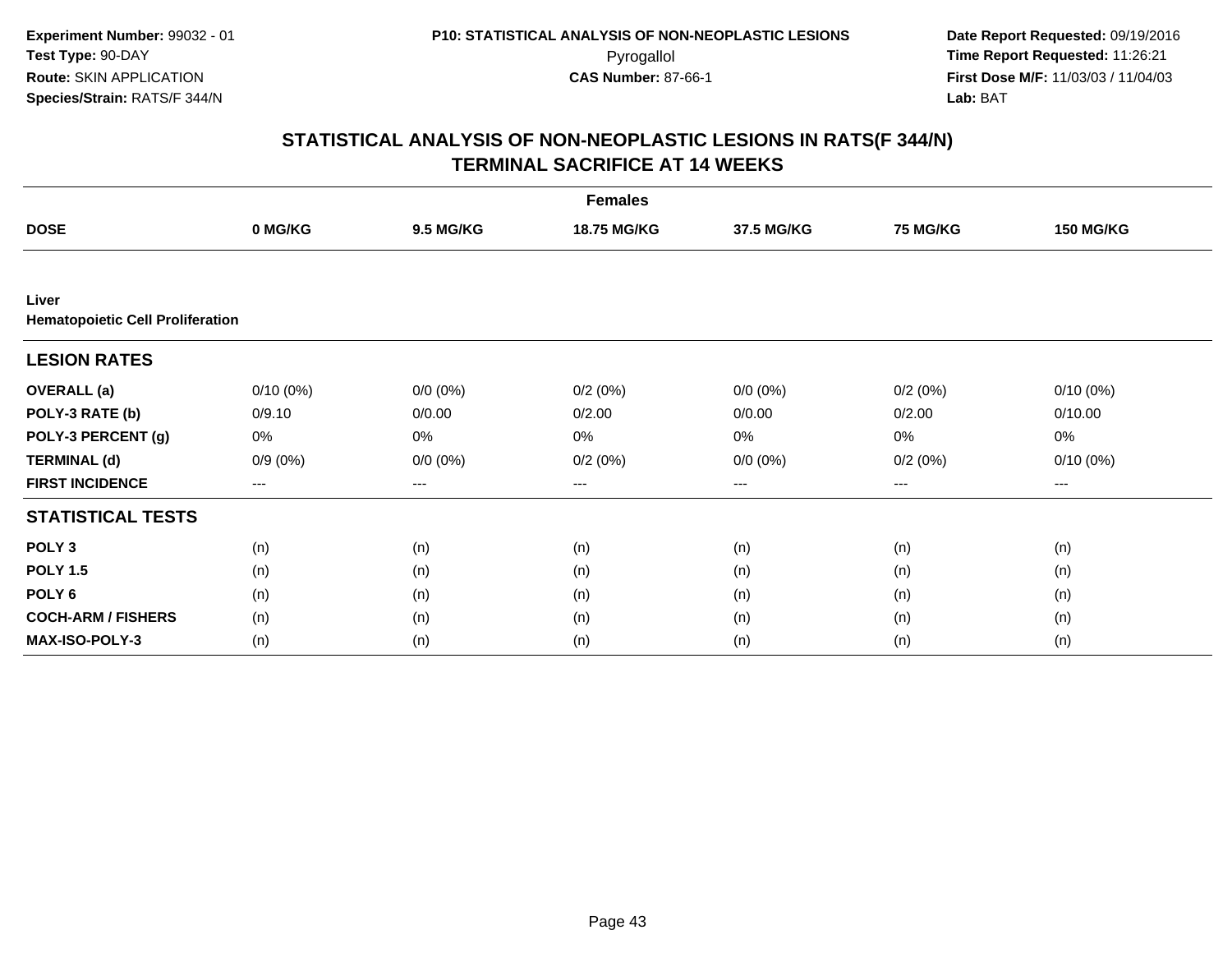**Experiment Number:** 99032 - 01
**Test Type:** 90-DAY
**Route:** SKIN APPLICATION
**Species/Strain:** RATS/F 344/N

**P10: STATISTICAL ANALYSIS OF NON-NEOPLASTIC LESIONS**
Pyrogallol
**CAS Number:** 87-66-1

**Date Report Requested:** 09/19/2016
**Time Report Requested:** 11:26:21
**First Dose M/F:** 11/03/03 / 11/04/03
**Lab:** BAT

# STATISTICAL ANALYSIS OF NON-NEOPLASTIC LESIONS IN RATS(F 344/N) TERMINAL SACRIFICE AT 14 WEEKS

| | Females | | | | | |
|---|---|---|---|---|---|---|
| **DOSE** | **0 MG/KG** | **9.5 MG/KG** | **18.75 MG/KG** | **37.5 MG/KG** | **75 MG/KG** | **150 MG/KG** |
| **Liver** | | | | | | |
| **Hematopoietic Cell Proliferation** | | | | | | |
| **LESION RATES** | | | | | | |
| **OVERALL (a)** | 0/10 (0%) | 0/0 (0%) | 0/2 (0%) | 0/0 (0%) | 0/2 (0%) | 0/10 (0%) |
| **POLY-3 RATE (b)** | 0/9.10 | 0/0.00 | 0/2.00 | 0/0.00 | 0/2.00 | 0/10.00 |
| **POLY-3 PERCENT (g)** | 0% | 0% | 0% | 0% | 0% | 0% |
| **TERMINAL (d)** | 0/9 (0%) | 0/0 (0%) | 0/2 (0%) | 0/0 (0%) | 0/2 (0%) | 0/10 (0%) |
| **FIRST INCIDENCE** | --- | --- | --- | --- | --- | --- |
| **STATISTICAL TESTS** | | | | | | |
| **POLY 3** | (n) | (n) | (n) | (n) | (n) | (n) |
| **POLY 1.5** | (n) | (n) | (n) | (n) | (n) | (n) |
| **POLY 6** | (n) | (n) | (n) | (n) | (n) | (n) |
| **COCH-ARM / FISHERS** | (n) | (n) | (n) | (n) | (n) | (n) |
| **MAX-ISO-POLY-3** | (n) | (n) | (n) | (n) | (n) | (n) |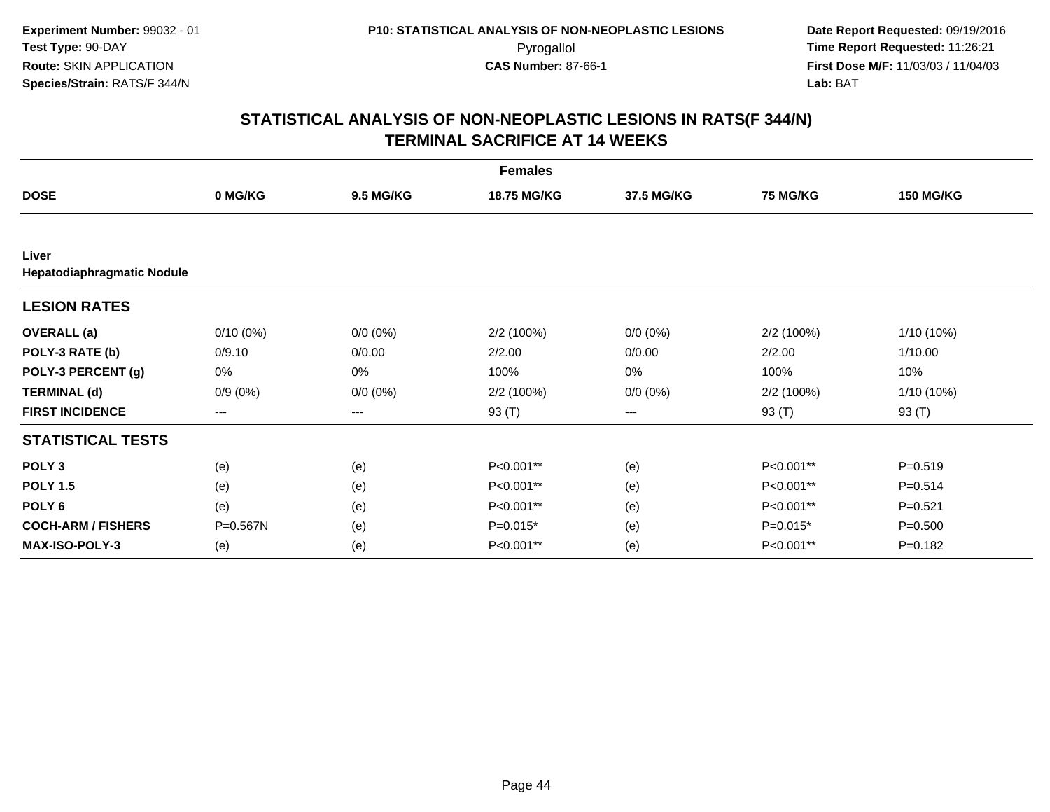Experiment Number: 99032 - 01
Test Type: 90-DAY
Route: SKIN APPLICATION
Species/Strain: RATS/F 344/N

P10: STATISTICAL ANALYSIS OF NON-NEOPLASTIC LESIONS
Pyrogallol
CAS Number: 87-66-1

Date Report Requested: 09/19/2016
Time Report Requested: 11:26:21
First Dose M/F: 11/03/03 / 11/04/03
Lab: BAT

## STATISTICAL ANALYSIS OF NON-NEOPLASTIC LESIONS IN RATS(F 344/N)
## TERMINAL SACRIFICE AT 14 WEEKS

| | Females | | | | | |
|---|---|---|---|---|---|---|
| **DOSE** | **0 MG/KG** | **9.5 MG/KG** | **18.75 MG/KG** | **37.5 MG/KG** | **75 MG/KG** | **150 MG/KG** |
| **Liver** | | | | | | |
| **Hepatodiaphragmatic Nodule** | | | | | | |
| **LESION RATES** | | | | | | |
| **OVERALL (a)** | 0/10 (0%) | 0/0 (0%) | 2/2 (100%) | 0/0 (0%) | 2/2 (100%) | 1/10 (10%) |
| **POLY-3 RATE (b)** | 0/9.10 | 0/0.00 | 2/2.00 | 0/0.00 | 2/2.00 | 1/10.00 |
| **POLY-3 PERCENT (g)** | 0% | 0% | 100% | 0% | 100% | 10% |
| **TERMINAL (d)** | 0/9 (0%) | 0/0 (0%) | 2/2 (100%) | 0/0 (0%) | 2/2 (100%) | 1/10 (10%) |
| **FIRST INCIDENCE** | --- | --- | 93 (T) | --- | 93 (T) | 93 (T) |
| **STATISTICAL TESTS** | | | | | | |
| **POLY 3** | (e) | (e) | P<0.001** | (e) | P<0.001** | P=0.519 |
| **POLY 1.5** | (e) | (e) | P<0.001** | (e) | P<0.001** | P=0.514 |
| **POLY 6** | (e) | (e) | P<0.001** | (e) | P<0.001** | P=0.521 |
| **COCH-ARM / FISHERS** | P=0.567N | (e) | P=0.015* | (e) | P=0.015* | P=0.500 |
| **MAX-ISO-POLY-3** | (e) | (e) | P<0.001** | (e) | P<0.001** | P=0.182 |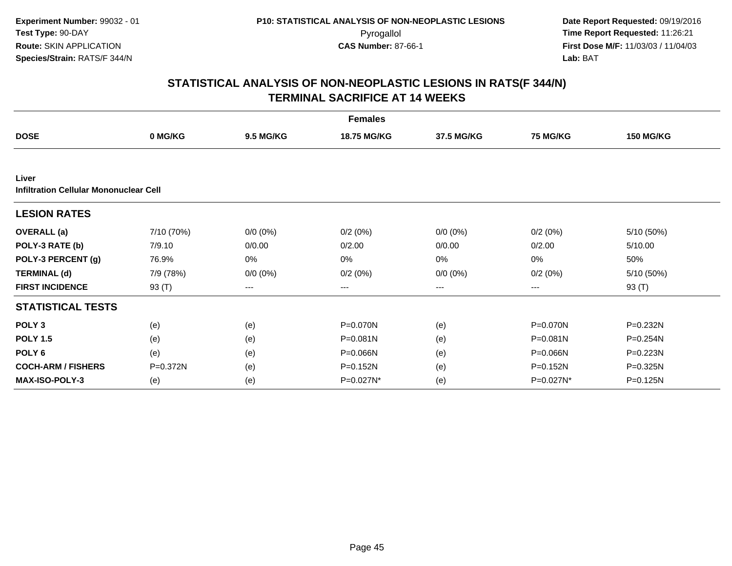**Experiment Number:** 99032 - 01
**Test Type:** 90-DAY
**Route:** SKIN APPLICATION
**Species/Strain:** RATS/F 344/N

**P10: STATISTICAL ANALYSIS OF NON-NEOPLASTIC LESIONS**
Pyrogallol
**CAS Number:** 87-66-1

**Date Report Requested:** 09/19/2016
**Time Report Requested:** 11:26:21
**First Dose M/F:** 11/03/03 / 11/04/03
**Lab:** BAT

## STATISTICAL ANALYSIS OF NON-NEOPLASTIC LESIONS IN RATS(F 344/N) TERMINAL SACRIFICE AT 14 WEEKS

| | Females | | | | | |
|---|---|---|---|---|---|---|
| **DOSE** | **0 MG/KG** | **9.5 MG/KG** | **18.75 MG/KG** | **37.5 MG/KG** | **75 MG/KG** | **150 MG/KG** |
| **Liver** | | | | | | |
| **Infiltration Cellular Mononuclear Cell** | | | | | | |
| **LESION RATES** | | | | | | |
| **OVERALL (a)** | 7/10 (70%) | 0/0 (0%) | 0/2 (0%) | 0/0 (0%) | 0/2 (0%) | 5/10 (50%) |
| **POLY-3 RATE (b)** | 7/9.10 | 0/0.00 | 0/2.00 | 0/0.00 | 0/2.00 | 5/10.00 |
| **POLY-3 PERCENT (g)** | 76.9% | 0% | 0% | 0% | 0% | 50% |
| **TERMINAL (d)** | 7/9 (78%) | 0/0 (0%) | 0/2 (0%) | 0/0 (0%) | 0/2 (0%) | 5/10 (50%) |
| **FIRST INCIDENCE** | 93 (T) | --- | --- | --- | --- | 93 (T) |
| **STATISTICAL TESTS** | | | | | | |
| **POLY 3** | (e) | (e) | P=0.070N | (e) | P=0.070N | P=0.232N |
| **POLY 1.5** | (e) | (e) | P=0.081N | (e) | P=0.081N | P=0.254N |
| **POLY 6** | (e) | (e) | P=0.066N | (e) | P=0.066N | P=0.223N |
| **COCH-ARM / FISHERS** | P=0.372N | (e) | P=0.152N | (e) | P=0.152N | P=0.325N |
| **MAX-ISO-POLY-3** | (e) | (e) | P=0.027N* | (e) | P=0.027N* | P=0.125N |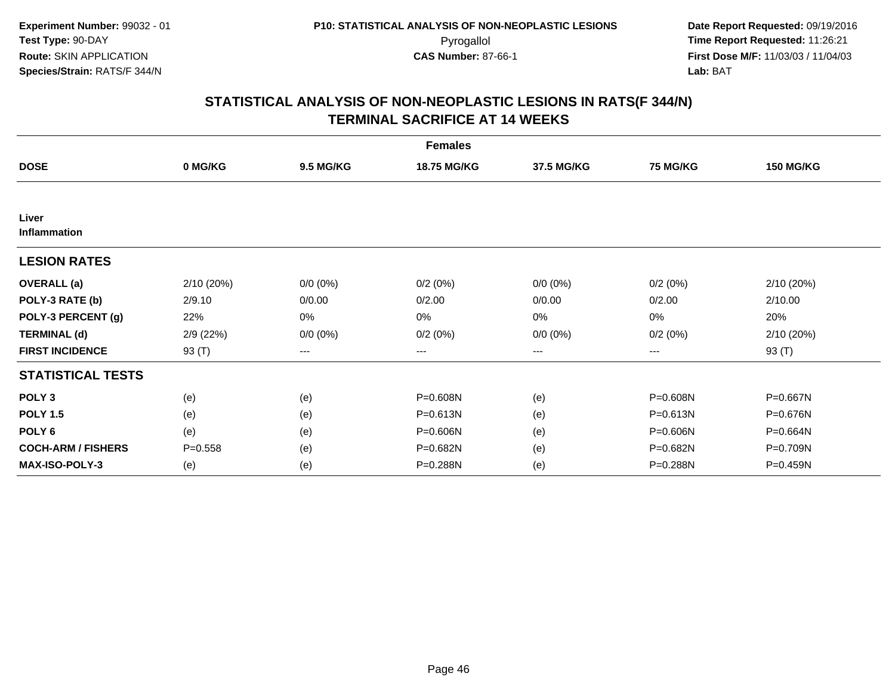**Experiment Number:** 99032 - 01
**Test Type:** 90-DAY
**Route:** SKIN APPLICATION
**Species/Strain:** RATS/F 344/N

**P10: STATISTICAL ANALYSIS OF NON-NEOPLASTIC LESIONS**
Pyrogallol
**CAS Number:** 87-66-1

**Date Report Requested:** 09/19/2016
**Time Report Requested:** 11:26:21
**First Dose M/F:** 11/03/03 / 11/04/03
**Lab:** BAT

## STATISTICAL ANALYSIS OF NON-NEOPLASTIC LESIONS IN RATS(F 344/N) TERMINAL SACRIFICE AT 14 WEEKS

| Females | | | | | | |
|---|---|---|---|---|---|---|
| **DOSE** | **0 MG/KG** | **9.5 MG/KG** | **18.75 MG/KG** | **37.5 MG/KG** | **75 MG/KG** | **150 MG/KG** |
| **Liver** **Inflammation** | | | | | | |
| **LESION RATES** | | | | | | |
| **OVERALL (a)** | 2/10 (20%) | 0/0 (0%) | 0/2 (0%) | 0/0 (0%) | 0/2 (0%) | 2/10 (20%) |
| **POLY-3 RATE (b)** | 2/9.10 | 0/0.00 | 0/2.00 | 0/0.00 | 0/2.00 | 2/10.00 |
| **POLY-3 PERCENT (g)** | 22% | 0% | 0% | 0% | 0% | 20% |
| **TERMINAL (d)** | 2/9 (22%) | 0/0 (0%) | 0/2 (0%) | 0/0 (0%) | 0/2 (0%) | 2/10 (20%) |
| **FIRST INCIDENCE** | 93 (T) | --- | --- | --- | --- | 93 (T) |
| **STATISTICAL TESTS** | | | | | | |
| **POLY 3** | (e) | (e) | P=0.608N | (e) | P=0.608N | P=0.667N |
| **POLY 1.5** | (e) | (e) | P=0.613N | (e) | P=0.613N | P=0.676N |
| **POLY 6** | (e) | (e) | P=0.606N | (e) | P=0.606N | P=0.664N |
| **COCH-ARM / FISHERS** | P=0.558 | (e) | P=0.682N | (e) | P=0.682N | P=0.709N |
| **MAX-ISO-POLY-3** | (e) | (e) | P=0.288N | (e) | P=0.288N | P=0.459N |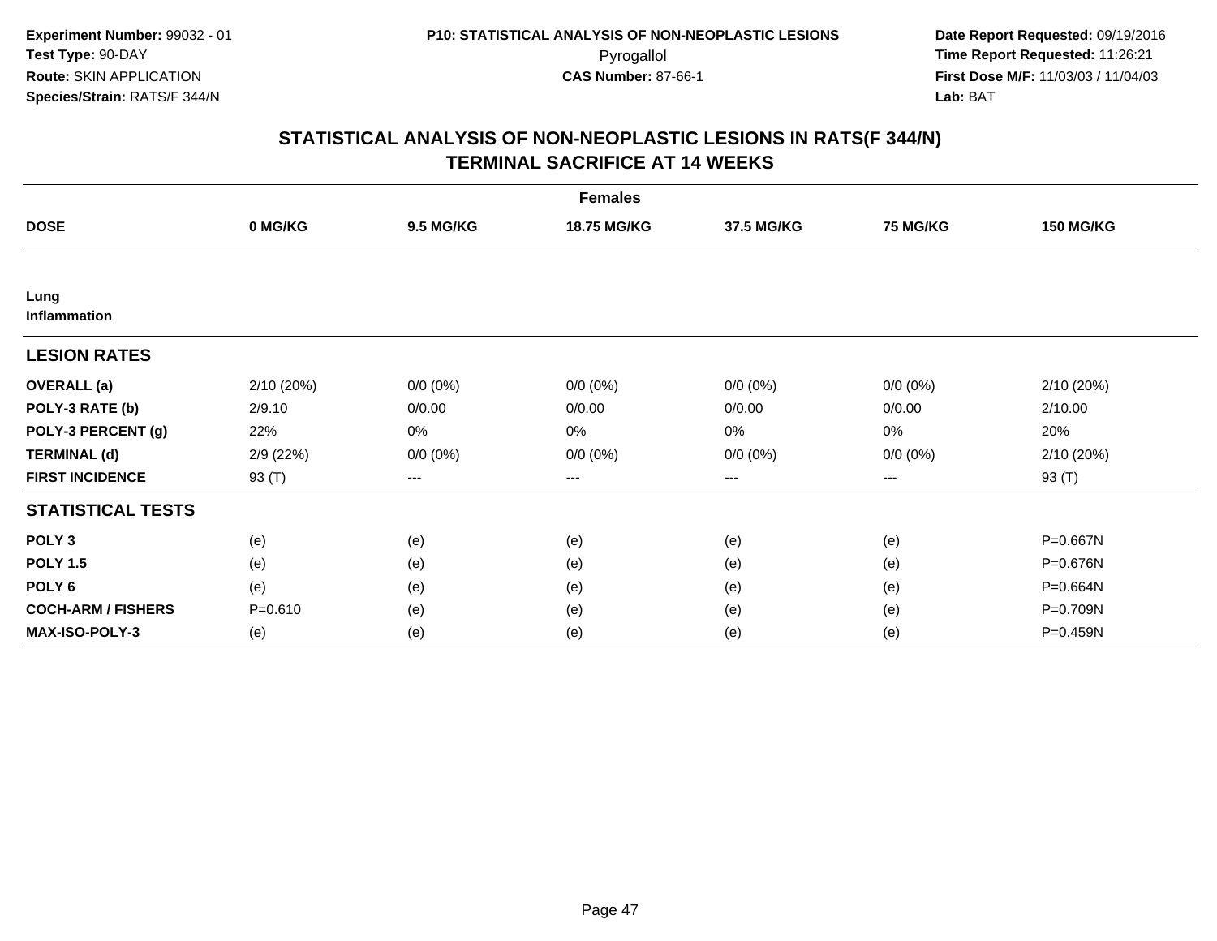**Experiment Number:** 99032 - 01
**Test Type:** 90-DAY
**Route:** SKIN APPLICATION
**Species/Strain:** RATS/F 344/N

**P10: STATISTICAL ANALYSIS OF NON-NEOPLASTIC LESIONS**
Pyrogallol
**CAS Number:** 87-66-1

**Date Report Requested:** 09/19/2016
**Time Report Requested:** 11:26:21
**First Dose M/F:** 11/03/03 / 11/04/03
**Lab:** BAT

## STATISTICAL ANALYSIS OF NON-NEOPLASTIC LESIONS IN RATS(F 344/N)
## TERMINAL SACRIFICE AT 14 WEEKS

| | Females | | | | | |
|---|---|---|---|---|---|---|
| **DOSE** | **0 MG/KG** | **9.5 MG/KG** | **18.75 MG/KG** | **37.5 MG/KG** | **75 MG/KG** | **150 MG/KG** |
| **Lung Inflammation** | | | | | | |
| **LESION RATES** | | | | | | |
| **OVERALL (a)** | 2/10 (20%) | 0/0 (0%) | 0/0 (0%) | 0/0 (0%) | 0/0 (0%) | 2/10 (20%) |
| **POLY-3 RATE (b)** | 2/9.10 | 0/0.00 | 0/0.00 | 0/0.00 | 0/0.00 | 2/10.00 |
| **POLY-3 PERCENT (g)** | 22% | 0% | 0% | 0% | 0% | 20% |
| **TERMINAL (d)** | 2/9 (22%) | 0/0 (0%) | 0/0 (0%) | 0/0 (0%) | 0/0 (0%) | 2/10 (20%) |
| **FIRST INCIDENCE** | 93 (T) | --- | --- | --- | --- | 93 (T) |
| **STATISTICAL TESTS** | | | | | | |
| **POLY 3** | (e) | (e) | (e) | (e) | (e) | P=0.667N |
| **POLY 1.5** | (e) | (e) | (e) | (e) | (e) | P=0.676N |
| **POLY 6** | (e) | (e) | (e) | (e) | (e) | P=0.664N |
| **COCH-ARM / FISHERS** | P=0.610 | (e) | (e) | (e) | (e) | P=0.709N |
| **MAX-ISO-POLY-3** | (e) | (e) | (e) | (e) | (e) | P=0.459N |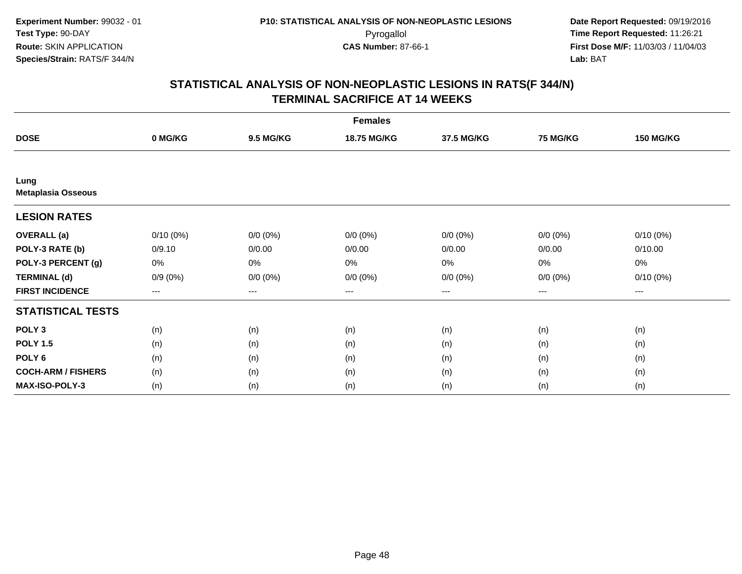**Experiment Number:** 99032 - 01
**Test Type:** 90-DAY
**Route:** SKIN APPLICATION
**Species/Strain:** RATS/F 344/N

**P10: STATISTICAL ANALYSIS OF NON-NEOPLASTIC LESIONS**
Pyrogallol
**CAS Number:** 87-66-1

**Date Report Requested:** 09/19/2016
**Time Report Requested:** 11:26:21
**First Dose M/F:** 11/03/03 / 11/04/03
**Lab:** BAT

## STATISTICAL ANALYSIS OF NON-NEOPLASTIC LESIONS IN RATS(F 344/N)
## TERMINAL SACRIFICE AT 14 WEEKS

| | Females | | | | | |
|---|---|---|---|---|---|---|
| **DOSE** | **0 MG/KG** | **9.5 MG/KG** | **18.75 MG/KG** | **37.5 MG/KG** | **75 MG/KG** | **150 MG/KG** |
| **Lung** | | | | | | |
| **Metaplasia Osseous** | | | | | | |
| **LESION RATES** | | | | | | |
| **OVERALL (a)** | 0/10 (0%) | 0/0 (0%) | 0/0 (0%) | 0/0 (0%) | 0/0 (0%) | 0/10 (0%) |
| **POLY-3 RATE (b)** | 0/9.10 | 0/0.00 | 0/0.00 | 0/0.00 | 0/0.00 | 0/10.00 |
| **POLY-3 PERCENT (g)** | 0% | 0% | 0% | 0% | 0% | 0% |
| **TERMINAL (d)** | 0/9 (0%) | 0/0 (0%) | 0/0 (0%) | 0/0 (0%) | 0/0 (0%) | 0/10 (0%) |
| **FIRST INCIDENCE** | --- | --- | --- | --- | --- | --- |
| **STATISTICAL TESTS** | | | | | | |
| **POLY 3** | (n) | (n) | (n) | (n) | (n) | (n) |
| **POLY 1.5** | (n) | (n) | (n) | (n) | (n) | (n) |
| **POLY 6** | (n) | (n) | (n) | (n) | (n) | (n) |
| **COCH-ARM / FISHERS** | (n) | (n) | (n) | (n) | (n) | (n) |
| **MAX-ISO-POLY-3** | (n) | (n) | (n) | (n) | (n) | (n) |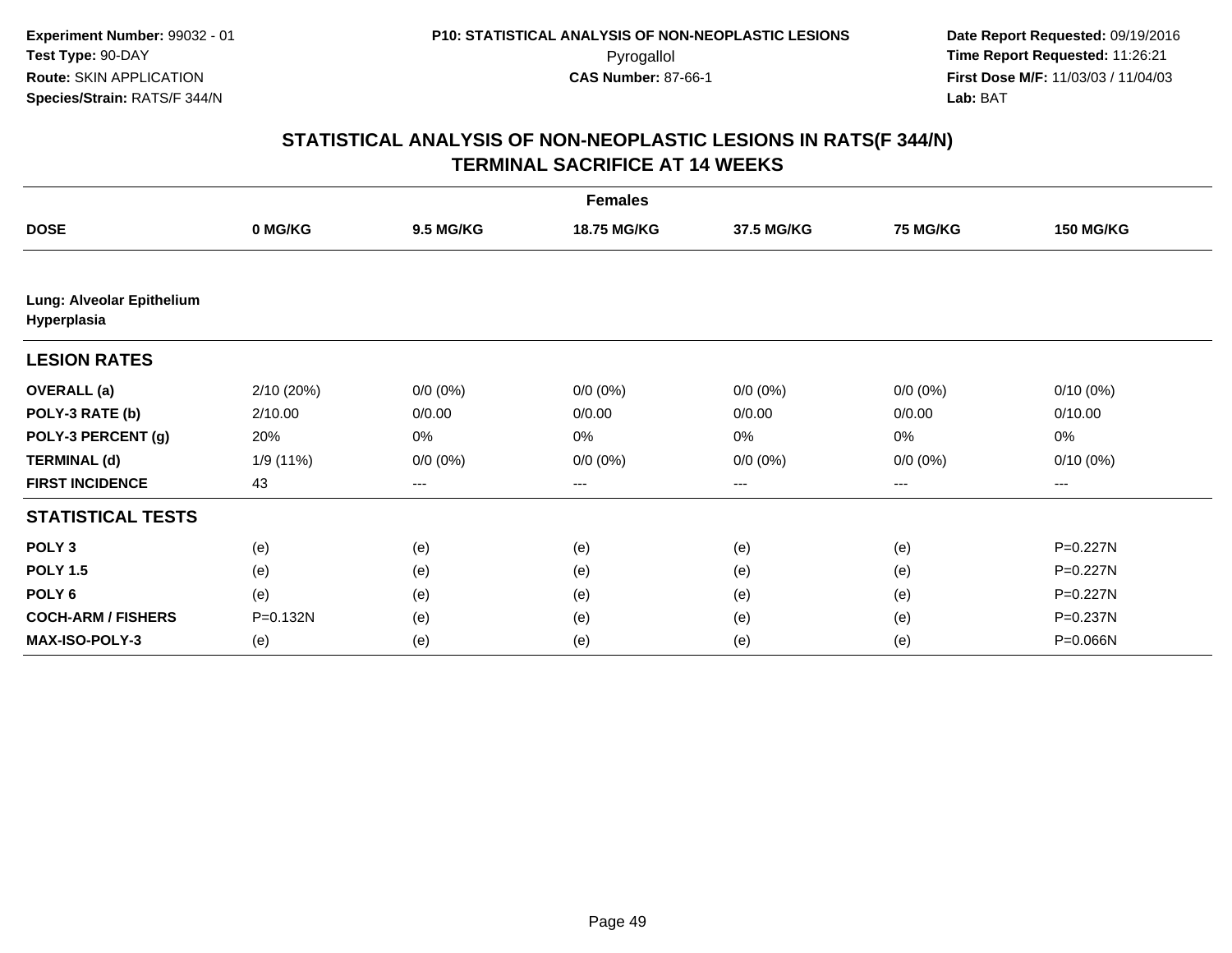**Experiment Number:** 99032 - 01
**Test Type:** 90-DAY
**Route:** SKIN APPLICATION
**Species/Strain:** RATS/F 344/N

**P10: STATISTICAL ANALYSIS OF NON-NEOPLASTIC LESIONS**
Pyrogallol
**CAS Number:** 87-66-1

**Date Report Requested:** 09/19/2016
**Time Report Requested:** 11:26:21
**First Dose M/F:** 11/03/03 / 11/04/03
**Lab:** BAT

## STATISTICAL ANALYSIS OF NON-NEOPLASTIC LESIONS IN RATS(F 344/N)
## TERMINAL SACRIFICE AT 14 WEEKS

| | Females | | | | | |
|---|---|---|---|---|---|---|
| **DOSE** | **0 MG/KG** | **9.5 MG/KG** | **18.75 MG/KG** | **37.5 MG/KG** | **75 MG/KG** | **150 MG/KG** |
| **Lung: Alveolar Epithelium Hyperplasia** | | | | | | |
| **LESION RATES** | | | | | | |
| **OVERALL (a)** | 2/10 (20%) | 0/0 (0%) | 0/0 (0%) | 0/0 (0%) | 0/0 (0%) | 0/10 (0%) |
| **POLY-3 RATE (b)** | 2/10.00 | 0/0.00 | 0/0.00 | 0/0.00 | 0/0.00 | 0/10.00 |
| **POLY-3 PERCENT (g)** | 20% | 0% | 0% | 0% | 0% | 0% |
| **TERMINAL (d)** | 1/9 (11%) | 0/0 (0%) | 0/0 (0%) | 0/0 (0%) | 0/0 (0%) | 0/10 (0%) |
| **FIRST INCIDENCE** | 43 | --- | --- | --- | --- | --- |
| **STATISTICAL TESTS** | | | | | | |
| **POLY 3** | (e) | (e) | (e) | (e) | (e) | P=0.227N |
| **POLY 1.5** | (e) | (e) | (e) | (e) | (e) | P=0.227N |
| **POLY 6** | (e) | (e) | (e) | (e) | (e) | P=0.227N |
| **COCH-ARM / FISHERS** | P=0.132N | (e) | (e) | (e) | (e) | P=0.237N |
| **MAX-ISO-POLY-3** | (e) | (e) | (e) | (e) | (e) | P=0.066N |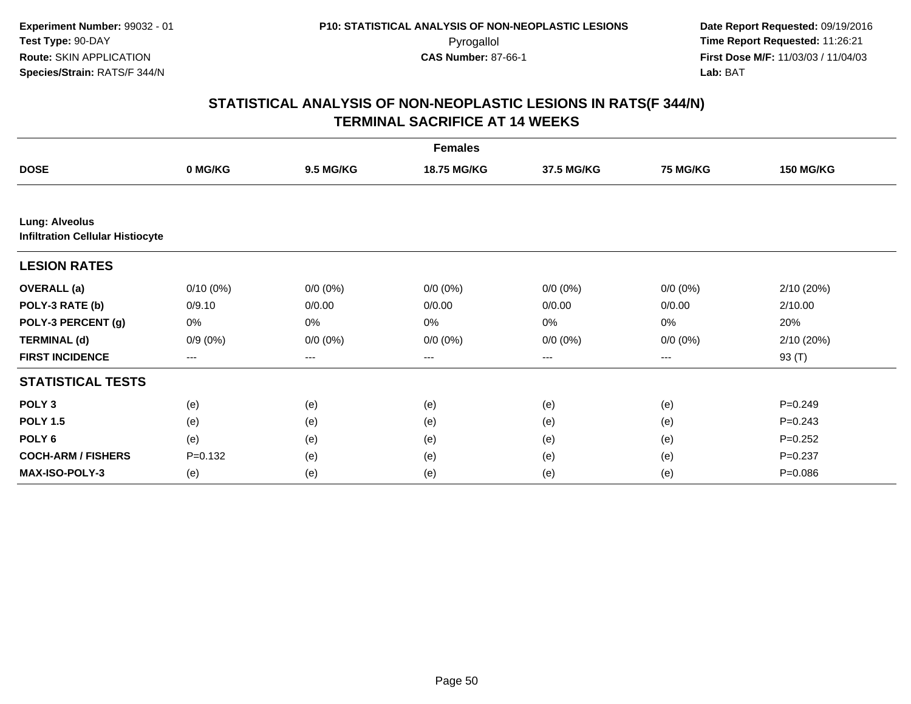**Experiment Number:** 99032 - 01
**Test Type:** 90-DAY
**Route:** SKIN APPLICATION
**Species/Strain:** RATS/F 344/N

**P10: STATISTICAL ANALYSIS OF NON-NEOPLASTIC LESIONS**
Pyrogallol
**CAS Number:** 87-66-1

**Date Report Requested:** 09/19/2016
**Time Report Requested:** 11:26:21
**First Dose M/F:** 11/03/03 / 11/04/03
**Lab:** BAT

## STATISTICAL ANALYSIS OF NON-NEOPLASTIC LESIONS IN RATS(F 344/N) TERMINAL SACRIFICE AT 14 WEEKS

| | Females | | | | | |
|---|---|---|---|---|---|---|
| **DOSE** | **0 MG/KG** | **9.5 MG/KG** | **18.75 MG/KG** | **37.5 MG/KG** | **75 MG/KG** | **150 MG/KG** |
| **Lung: Alveolus** | | | | | | |
| **Infiltration Cellular Histiocyte** | | | | | | |
| **LESION RATES** | | | | | | |
| **OVERALL (a)** | 0/10 (0%) | 0/0 (0%) | 0/0 (0%) | 0/0 (0%) | 0/0 (0%) | 2/10 (20%) |
| **POLY-3 RATE (b)** | 0/9.10 | 0/0.00 | 0/0.00 | 0/0.00 | 0/0.00 | 2/10.00 |
| **POLY-3 PERCENT (g)** | 0% | 0% | 0% | 0% | 0% | 20% |
| **TERMINAL (d)** | 0/9 (0%) | 0/0 (0%) | 0/0 (0%) | 0/0 (0%) | 0/0 (0%) | 2/10 (20%) |
| **FIRST INCIDENCE** | --- | --- | --- | --- | --- | 93 (T) |
| **STATISTICAL TESTS** | | | | | | |
| **POLY 3** | (e) | (e) | (e) | (e) | (e) | P=0.249 |
| **POLY 1.5** | (e) | (e) | (e) | (e) | (e) | P=0.243 |
| **POLY 6** | (e) | (e) | (e) | (e) | (e) | P=0.252 |
| **COCH-ARM / FISHERS** | P=0.132 | (e) | (e) | (e) | (e) | P=0.237 |
| **MAX-ISO-POLY-3** | (e) | (e) | (e) | (e) | (e) | P=0.086 |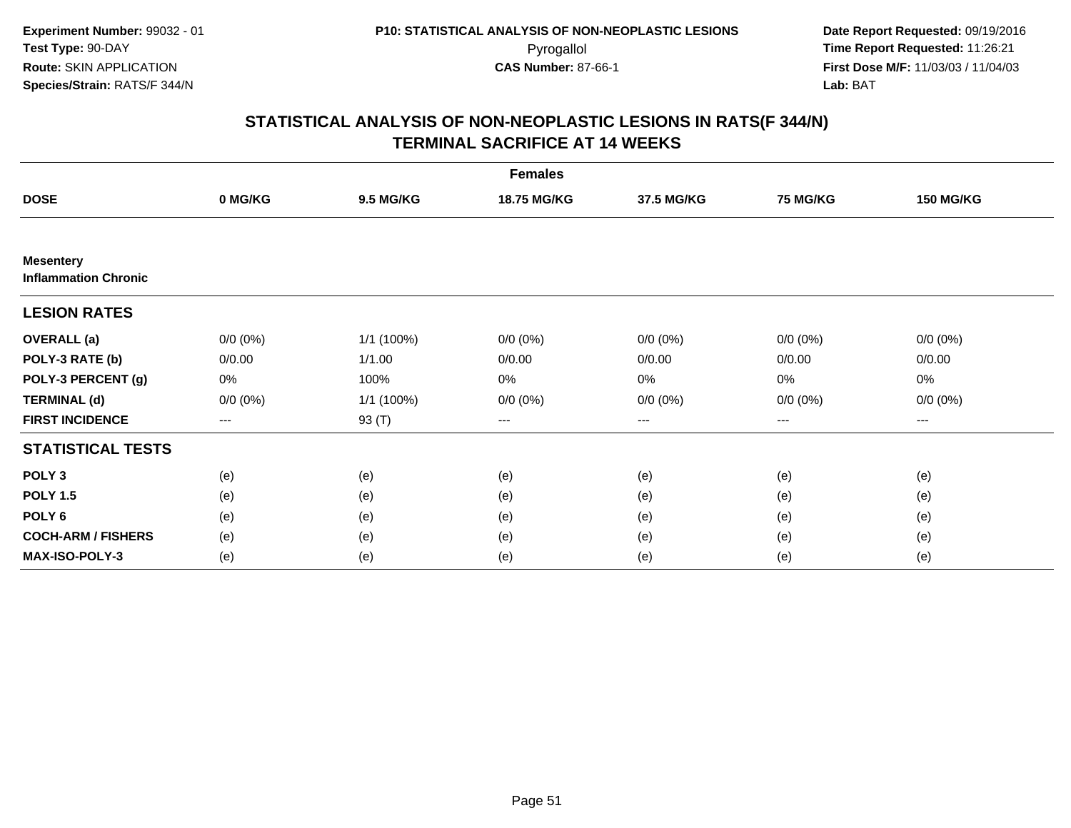**Experiment Number:** 99032 - 01
**Test Type:** 90-DAY
**Route:** SKIN APPLICATION
**Species/Strain:** RATS/F 344/N

**P10: STATISTICAL ANALYSIS OF NON-NEOPLASTIC LESIONS**
Pyrogallol
**CAS Number:** 87-66-1

**Date Report Requested:** 09/19/2016
**Time Report Requested:** 11:26:21
**First Dose M/F:** 11/03/03 / 11/04/03
**Lab:** BAT

## STATISTICAL ANALYSIS OF NON-NEOPLASTIC LESIONS IN RATS(F 344/N) TERMINAL SACRIFICE AT 14 WEEKS

| Females | | | | | | |
|---|---|---|---|---|---|---|
| **DOSE** | **0 MG/KG** | **9.5 MG/KG** | **18.75 MG/KG** | **37.5 MG/KG** | **75 MG/KG** | **150 MG/KG** |
| **Mesentery** | | | | | | |
| **Inflammation Chronic** | | | | | | |
| **LESION RATES** | | | | | | |
| **OVERALL (a)** | 0/0 (0%) | 1/1 (100%) | 0/0 (0%) | 0/0 (0%) | 0/0 (0%) | 0/0 (0%) |
| **POLY-3 RATE (b)** | 0/0.00 | 1/1.00 | 0/0.00 | 0/0.00 | 0/0.00 | 0/0.00 |
| **POLY-3 PERCENT (g)** | 0% | 100% | 0% | 0% | 0% | 0% |
| **TERMINAL (d)** | 0/0 (0%) | 1/1 (100%) | 0/0 (0%) | 0/0 (0%) | 0/0 (0%) | 0/0 (0%) |
| **FIRST INCIDENCE** | --- | 93 (T) | --- | --- | --- | --- |
| **STATISTICAL TESTS** | | | | | | |
| **POLY 3** | (e) | (e) | (e) | (e) | (e) | (e) |
| **POLY 1.5** | (e) | (e) | (e) | (e) | (e) | (e) |
| **POLY 6** | (e) | (e) | (e) | (e) | (e) | (e) |
| **COCH-ARM / FISHERS** | (e) | (e) | (e) | (e) | (e) | (e) |
| **MAX-ISO-POLY-3** | (e) | (e) | (e) | (e) | (e) | (e) |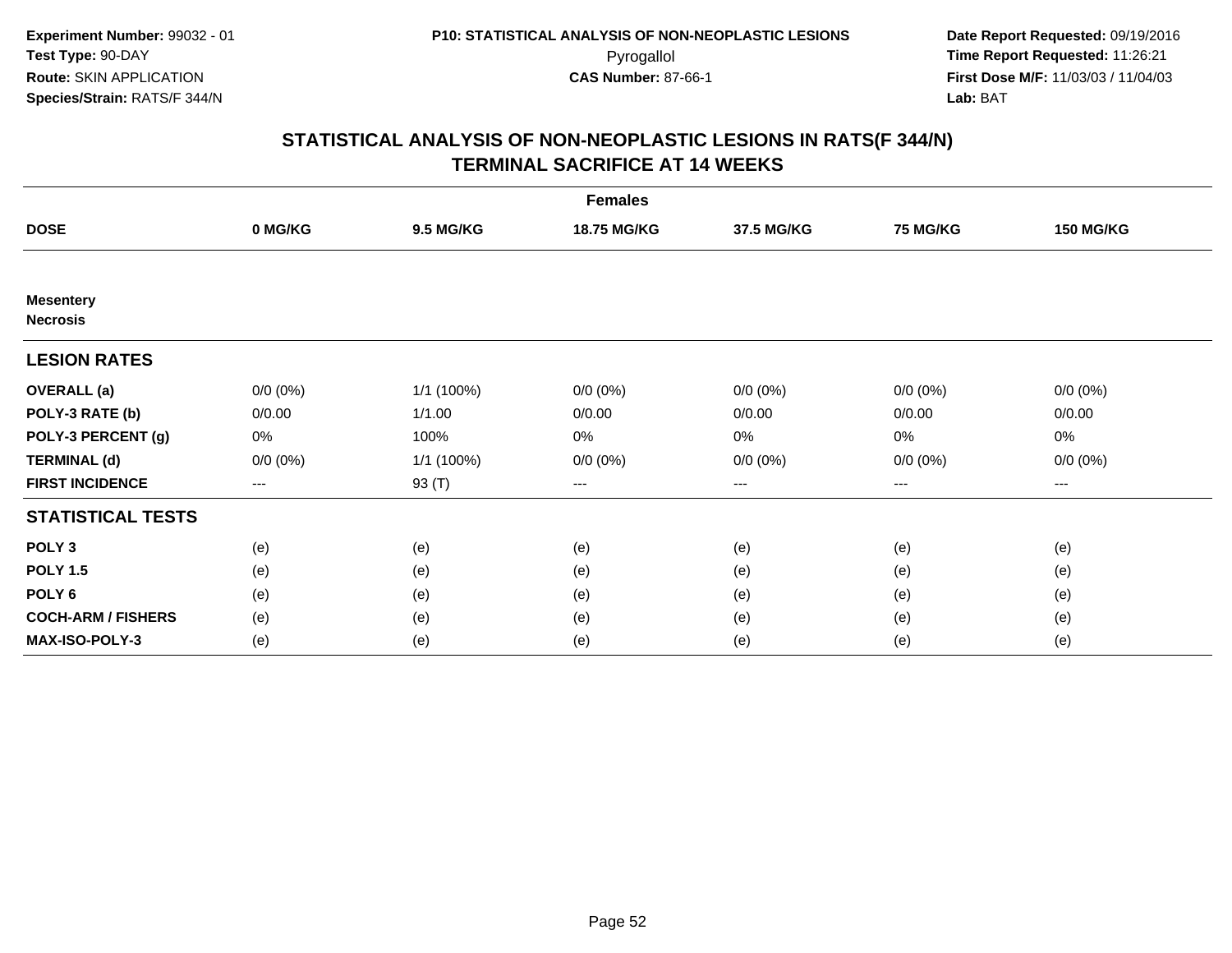Experiment Number: 99032 - 01
Test Type: 90-DAY
Route: SKIN APPLICATION
Species/Strain: RATS/F 344/N

P10: STATISTICAL ANALYSIS OF NON-NEOPLASTIC LESIONS
Pyrogallol
CAS Number: 87-66-1

Date Report Requested: 09/19/2016
Time Report Requested: 11:26:21
First Dose M/F: 11/03/03 / 11/04/03
Lab: BAT

## STATISTICAL ANALYSIS OF NON-NEOPLASTIC LESIONS IN RATS(F 344/N)
## TERMINAL SACRIFICE AT 14 WEEKS

| Females | | | | | | |
|---|---|---|---|---|---|---|
| **DOSE** | **0 MG/KG** | **9.5 MG/KG** | **18.75 MG/KG** | **37.5 MG/KG** | **75 MG/KG** | **150 MG/KG** |
| **Mesentery Necrosis** | | | | | | |
| **LESION RATES** | | | | | | |
| **OVERALL (a)** | 0/0 (0%) | 1/1 (100%) | 0/0 (0%) | 0/0 (0%) | 0/0 (0%) | 0/0 (0%) |
| **POLY-3 RATE (b)** | 0/0.00 | 1/1.00 | 0/0.00 | 0/0.00 | 0/0.00 | 0/0.00 |
| **POLY-3 PERCENT (g)** | 0% | 100% | 0% | 0% | 0% | 0% |
| **TERMINAL (d)** | 0/0 (0%) | 1/1 (100%) | 0/0 (0%) | 0/0 (0%) | 0/0 (0%) | 0/0 (0%) |
| **FIRST INCIDENCE** | --- | 93 (T) | --- | --- | --- | --- |
| **STATISTICAL TESTS** | | | | | | |
| **POLY 3** | (e) | (e) | (e) | (e) | (e) | (e) |
| **POLY 1.5** | (e) | (e) | (e) | (e) | (e) | (e) |
| **POLY 6** | (e) | (e) | (e) | (e) | (e) | (e) |
| **COCH-ARM / FISHERS** | (e) | (e) | (e) | (e) | (e) | (e) |
| **MAX-ISO-POLY-3** | (e) | (e) | (e) | (e) | (e) | (e) |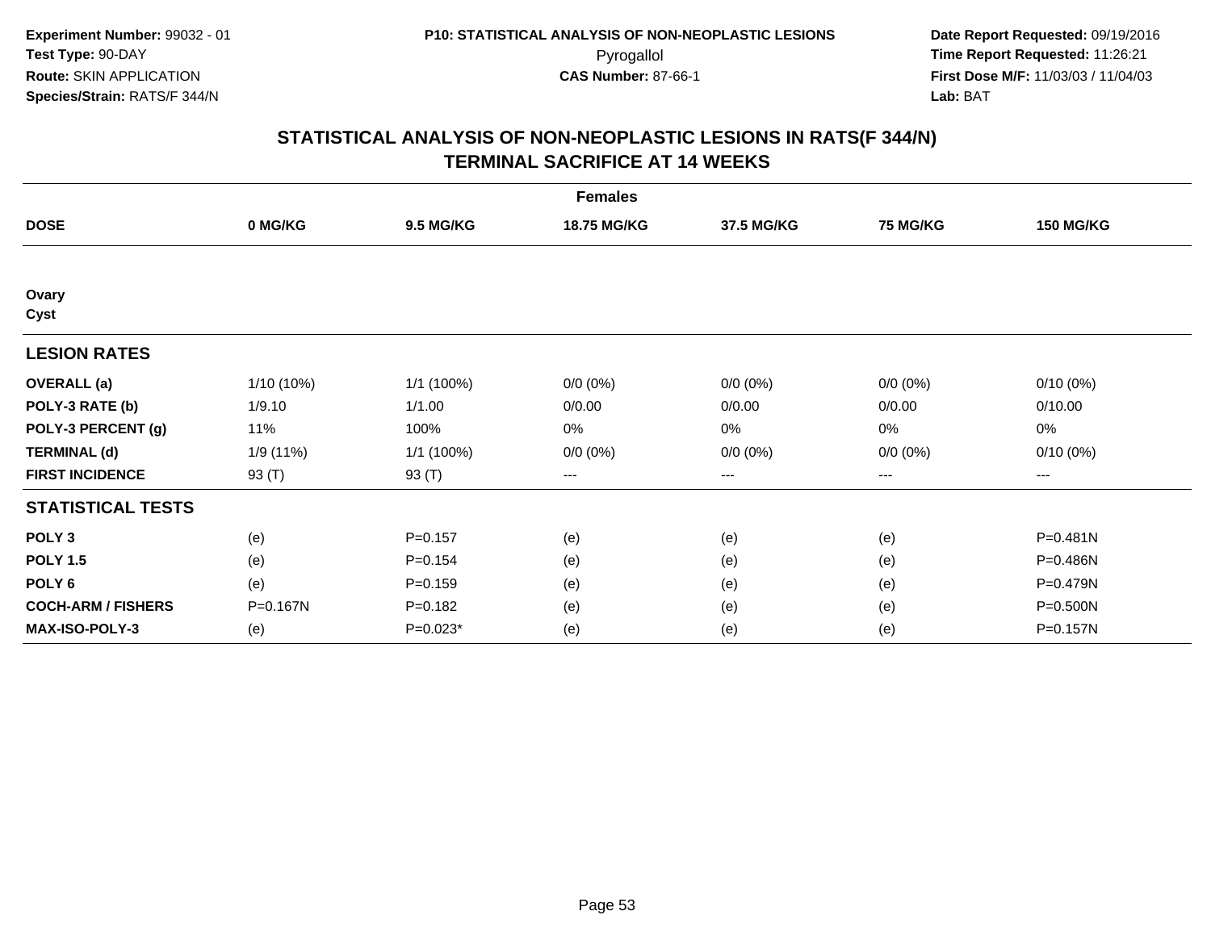Experiment Number: 99032 - 01
Test Type: 90-DAY
Route: SKIN APPLICATION
Species/Strain: RATS/F 344/N

P10: STATISTICAL ANALYSIS OF NON-NEOPLASTIC LESIONS
Pyrogallol
CAS Number: 87-66-1

Date Report Requested: 09/19/2016
Time Report Requested: 11:26:21
First Dose M/F: 11/03/03 / 11/04/03
Lab: BAT

## STATISTICAL ANALYSIS OF NON-NEOPLASTIC LESIONS IN RATS(F 344/N)
## TERMINAL SACRIFICE AT 14 WEEKS

| Females | | | | | | |
|---|---|---|---|---|---|---|
| **DOSE** | **0 MG/KG** | **9.5 MG/KG** | **18.75 MG/KG** | **37.5 MG/KG** | **75 MG/KG** | **150 MG/KG** |
| **Ovary** | | | | | | |
| **Cyst** | | | | | | |
| **LESION RATES** | | | | | | |
| **OVERALL (a)** | 1/10 (10%) | 1/1 (100%) | 0/0 (0%) | 0/0 (0%) | 0/0 (0%) | 0/10 (0%) |
| **POLY-3 RATE (b)** | 1/9.10 | 1/1.00 | 0/0.00 | 0/0.00 | 0/0.00 | 0/10.00 |
| **POLY-3 PERCENT (g)** | 11% | 100% | 0% | 0% | 0% | 0% |
| **TERMINAL (d)** | 1/9 (11%) | 1/1 (100%) | 0/0 (0%) | 0/0 (0%) | 0/0 (0%) | 0/10 (0%) |
| **FIRST INCIDENCE** | 93 (T) | 93 (T) | --- | --- | --- | --- |
| **STATISTICAL TESTS** | | | | | | |
| **POLY 3** | (e) | P=0.157 | (e) | (e) | (e) | P=0.481N |
| **POLY 1.5** | (e) | P=0.154 | (e) | (e) | (e) | P=0.486N |
| **POLY 6** | (e) | P=0.159 | (e) | (e) | (e) | P=0.479N |
| **COCH-ARM / FISHERS** | P=0.167N | P=0.182 | (e) | (e) | (e) | P=0.500N |
| **MAX-ISO-POLY-3** | (e) | P=0.023* | (e) | (e) | (e) | P=0.157N |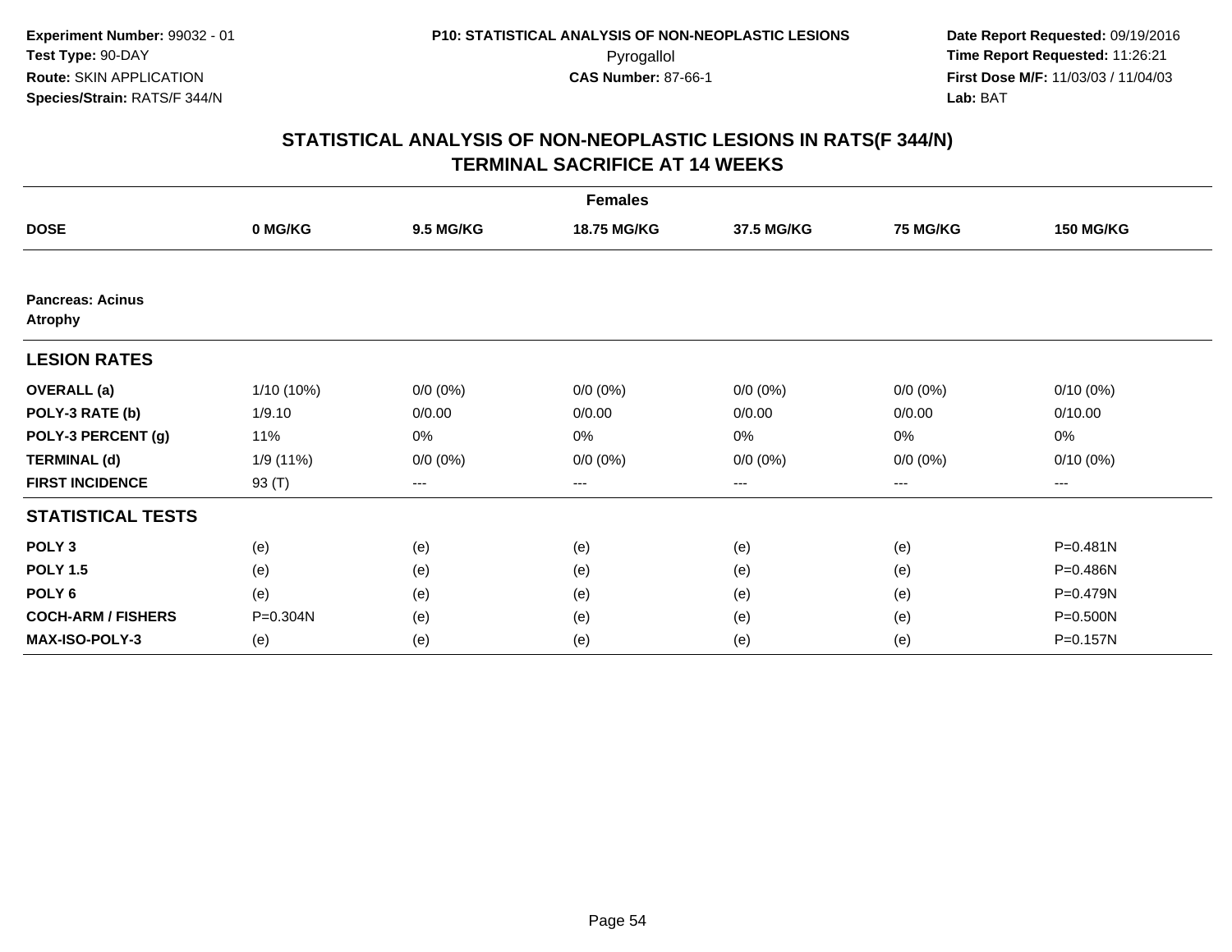Experiment Number: 99032 - 01
Test Type: 90-DAY
Route: SKIN APPLICATION
Species/Strain: RATS/F 344/N

P10: STATISTICAL ANALYSIS OF NON-NEOPLASTIC LESIONS
Pyrogallol
CAS Number: 87-66-1

Date Report Requested: 09/19/2016
Time Report Requested: 11:26:21
First Dose M/F: 11/03/03 / 11/04/03
Lab: BAT

## STATISTICAL ANALYSIS OF NON-NEOPLASTIC LESIONS IN RATS(F 344/N)
## TERMINAL SACRIFICE AT 14 WEEKS

| Females | | | | | | |
|---|---|---|---|---|---|---|
| **DOSE** | **0 MG/KG** | **9.5 MG/KG** | **18.75 MG/KG** | **37.5 MG/KG** | **75 MG/KG** | **150 MG/KG** |
| **Pancreas: Acinus Atrophy** | | | | | | |
| **LESION RATES** | | | | | | |
| **OVERALL (a)** | 1/10 (10%) | 0/0 (0%) | 0/0 (0%) | 0/0 (0%) | 0/0 (0%) | 0/10 (0%) |
| **POLY-3 RATE (b)** | 1/9.10 | 0/0.00 | 0/0.00 | 0/0.00 | 0/0.00 | 0/10.00 |
| **POLY-3 PERCENT (g)** | 11% | 0% | 0% | 0% | 0% | 0% |
| **TERMINAL (d)** | 1/9 (11%) | 0/0 (0%) | 0/0 (0%) | 0/0 (0%) | 0/0 (0%) | 0/10 (0%) |
| **FIRST INCIDENCE** | 93 (T) | --- | --- | --- | --- | --- |
| **STATISTICAL TESTS** | | | | | | |
| **POLY 3** | (e) | (e) | (e) | (e) | (e) | P=0.481N |
| **POLY 1.5** | (e) | (e) | (e) | (e) | (e) | P=0.486N |
| **POLY 6** | (e) | (e) | (e) | (e) | (e) | P=0.479N |
| **COCH-ARM / FISHERS** | P=0.304N | (e) | (e) | (e) | (e) | P=0.500N |
| **MAX-ISO-POLY-3** | (e) | (e) | (e) | (e) | (e) | P=0.157N |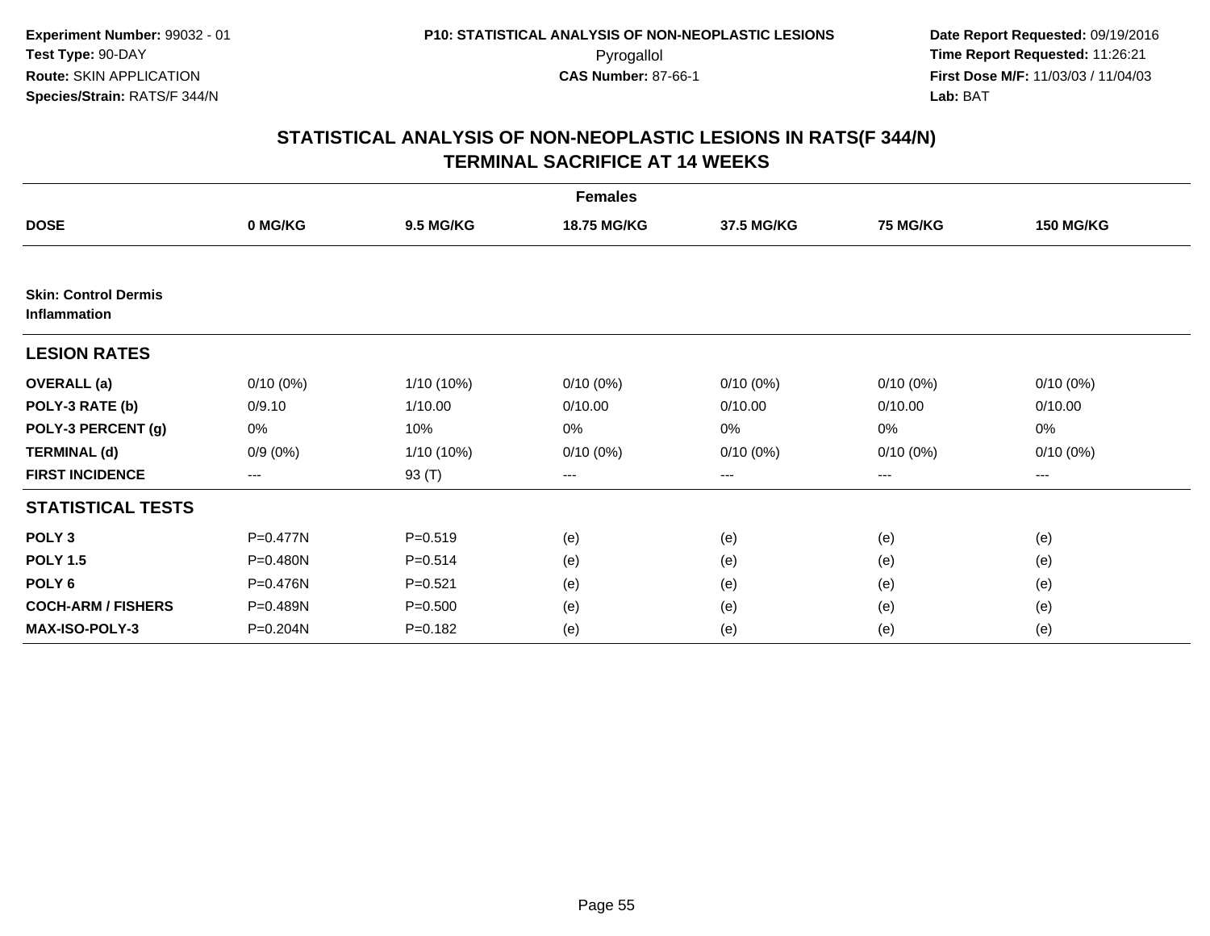**Experiment Number:** 99032 - 01
**Test Type:** 90-DAY
**Route:** SKIN APPLICATION
**Species/Strain:** RATS/F 344/N

**P10: STATISTICAL ANALYSIS OF NON-NEOPLASTIC LESIONS**
Pyrogallol
**CAS Number:** 87-66-1

**Date Report Requested:** 09/19/2016
**Time Report Requested:** 11:26:21
**First Dose M/F:** 11/03/03 / 11/04/03
**Lab:** BAT

## STATISTICAL ANALYSIS OF NON-NEOPLASTIC LESIONS IN RATS(F 344/N) TERMINAL SACRIFICE AT 14 WEEKS

| | Females | | | | | |
|---|---|---|---|---|---|---|
| **DOSE** | **0 MG/KG** | **9.5 MG/KG** | **18.75 MG/KG** | **37.5 MG/KG** | **75 MG/KG** | **150 MG/KG** |
| **Skin: Control Dermis Inflammation** | | | | | | |
| **LESION RATES** | | | | | | |
| **OVERALL (a)** | 0/10 (0%) | 1/10 (10%) | 0/10 (0%) | 0/10 (0%) | 0/10 (0%) | 0/10 (0%) |
| **POLY-3 RATE (b)** | 0/9.10 | 1/10.00 | 0/10.00 | 0/10.00 | 0/10.00 | 0/10.00 |
| **POLY-3 PERCENT (g)** | 0% | 10% | 0% | 0% | 0% | 0% |
| **TERMINAL (d)** | 0/9 (0%) | 1/10 (10%) | 0/10 (0%) | 0/10 (0%) | 0/10 (0%) | 0/10 (0%) |
| **FIRST INCIDENCE** | --- | 93 (T) | --- | --- | --- | --- |
| **STATISTICAL TESTS** | | | | | | |
| **POLY 3** | P=0.477N | P=0.519 | (e) | (e) | (e) | (e) |
| **POLY 1.5** | P=0.480N | P=0.514 | (e) | (e) | (e) | (e) |
| **POLY 6** | P=0.476N | P=0.521 | (e) | (e) | (e) | (e) |
| **COCH-ARM / FISHERS** | P=0.489N | P=0.500 | (e) | (e) | (e) | (e) |
| **MAX-ISO-POLY-3** | P=0.204N | P=0.182 | (e) | (e) | (e) | (e) |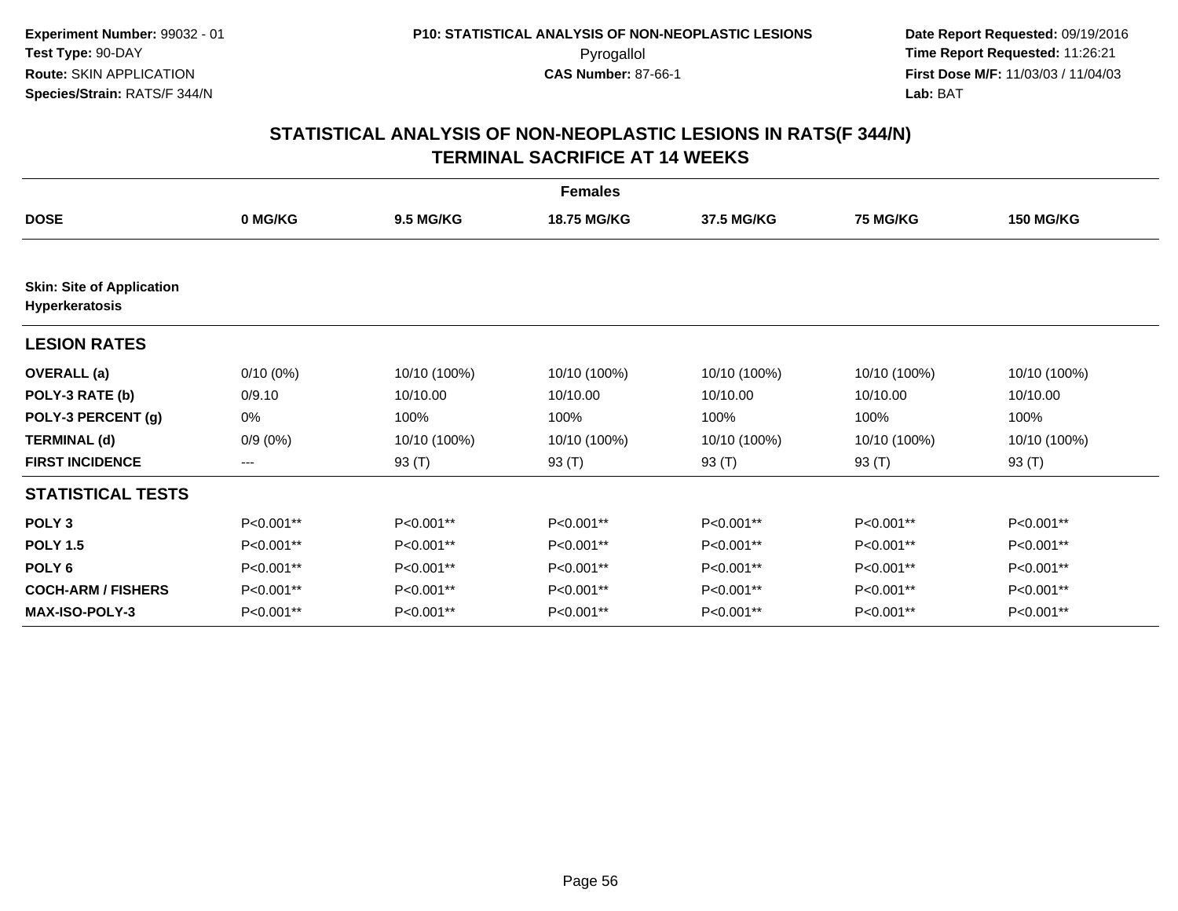**Experiment Number:** 99032 - 01
**Test Type:** 90-DAY
**Route:** SKIN APPLICATION
**Species/Strain:** RATS/F 344/N

**P10: STATISTICAL ANALYSIS OF NON-NEOPLASTIC LESIONS**
Pyrogallol
**CAS Number:** 87-66-1

**Date Report Requested:** 09/19/2016
**Time Report Requested:** 11:26:21
**First Dose M/F:** 11/03/03 / 11/04/03
**Lab:** BAT

## STATISTICAL ANALYSIS OF NON-NEOPLASTIC LESIONS IN RATS(F 344/N)
## TERMINAL SACRIFICE AT 14 WEEKS

| | Females | | | | | |
|---|---|---|---|---|---|---|
| **DOSE** | **0 MG/KG** | **9.5 MG/KG** | **18.75 MG/KG** | **37.5 MG/KG** | **75 MG/KG** | **150 MG/KG** |
| **Skin: Site of Application Hyperkeratosis** | | | | | | |
| **LESION RATES** | | | | | | |
| **OVERALL (a)** | 0/10 (0%) | 10/10 (100%) | 10/10 (100%) | 10/10 (100%) | 10/10 (100%) | 10/10 (100%) |
| **POLY-3 RATE (b)** | 0/9.10 | 10/10.00 | 10/10.00 | 10/10.00 | 10/10.00 | 10/10.00 |
| **POLY-3 PERCENT (g)** | 0% | 100% | 100% | 100% | 100% | 100% |
| **TERMINAL (d)** | 0/9 (0%) | 10/10 (100%) | 10/10 (100%) | 10/10 (100%) | 10/10 (100%) | 10/10 (100%) |
| **FIRST INCIDENCE** | --- | 93 (T) | 93 (T) | 93 (T) | 93 (T) | 93 (T) |
| **STATISTICAL TESTS** | | | | | | |
| **POLY 3** | P<0.001** | P<0.001** | P<0.001** | P<0.001** | P<0.001** | P<0.001** |
| **POLY 1.5** | P<0.001** | P<0.001** | P<0.001** | P<0.001** | P<0.001** | P<0.001** |
| **POLY 6** | P<0.001** | P<0.001** | P<0.001** | P<0.001** | P<0.001** | P<0.001** |
| **COCH-ARM / FISHERS** | P<0.001** | P<0.001** | P<0.001** | P<0.001** | P<0.001** | P<0.001** |
| **MAX-ISO-POLY-3** | P<0.001** | P<0.001** | P<0.001** | P<0.001** | P<0.001** | P<0.001** |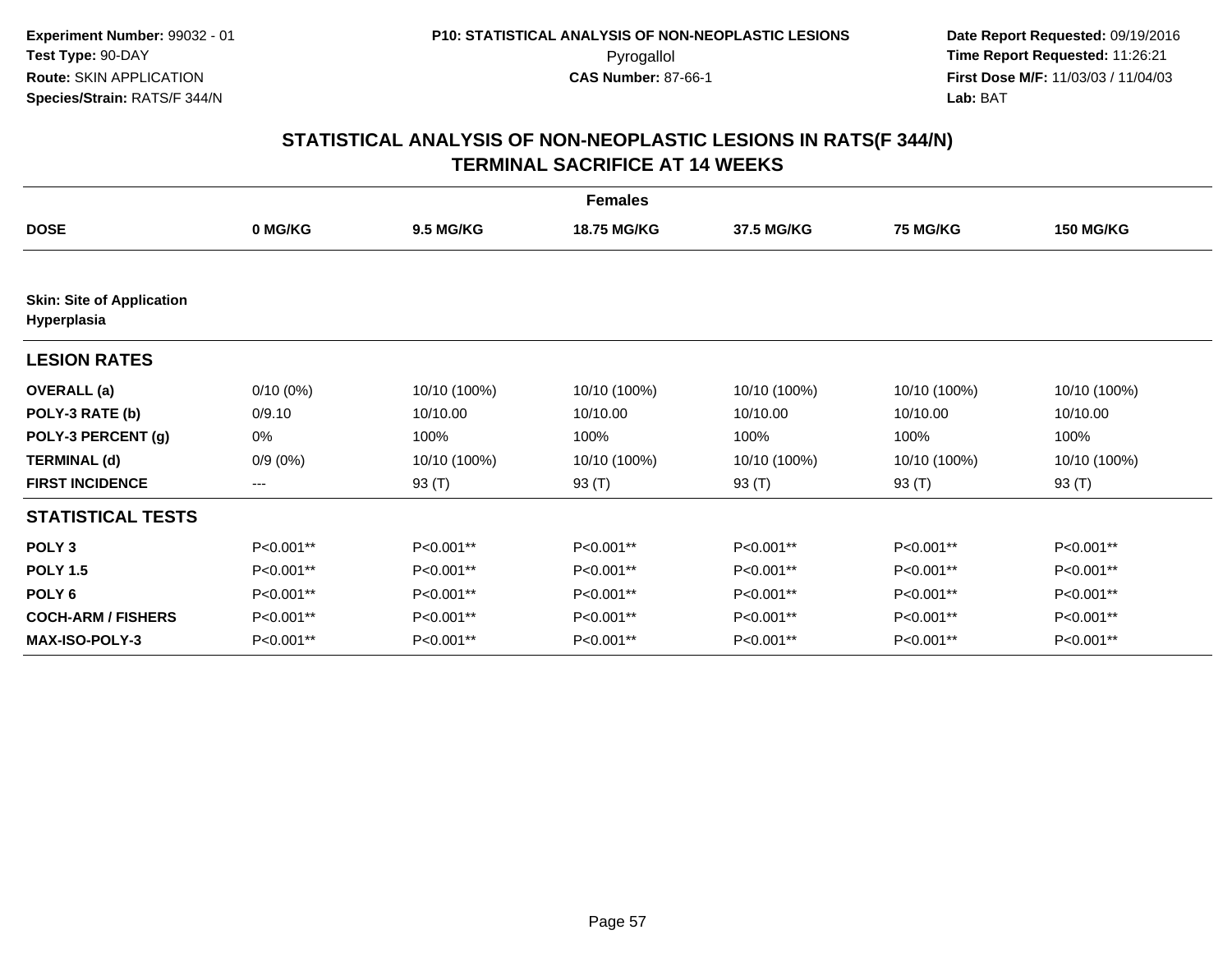Experiment Number: 99032 - 01
Test Type: 90-DAY
Route: SKIN APPLICATION
Species/Strain: RATS/F 344/N

P10: STATISTICAL ANALYSIS OF NON-NEOPLASTIC LESIONS
Pyrogallol
CAS Number: 87-66-1

Date Report Requested: 09/19/2016
Time Report Requested: 11:26:21
First Dose M/F: 11/03/03 / 11/04/03
Lab: BAT

# STATISTICAL ANALYSIS OF NON-NEOPLASTIC LESIONS IN RATS(F 344/N) TERMINAL SACRIFICE AT 14 WEEKS

| | Females | | | | | |
|---|---|---|---|---|---|---|
| **DOSE** | **0 MG/KG** | **9.5 MG/KG** | **18.75 MG/KG** | **37.5 MG/KG** | **75 MG/KG** | **150 MG/KG** |
| **Skin: Site of Application Hyperplasia** | | | | | | |
| **LESION RATES** | | | | | | |
| **OVERALL (a)** | 0/10 (0%) | 10/10 (100%) | 10/10 (100%) | 10/10 (100%) | 10/10 (100%) | 10/10 (100%) |
| **POLY-3 RATE (b)** | 0/9.10 | 10/10.00 | 10/10.00 | 10/10.00 | 10/10.00 | 10/10.00 |
| **POLY-3 PERCENT (g)** | 0% | 100% | 100% | 100% | 100% | 100% |
| **TERMINAL (d)** | 0/9 (0%) | 10/10 (100%) | 10/10 (100%) | 10/10 (100%) | 10/10 (100%) | 10/10 (100%) |
| **FIRST INCIDENCE** | --- | 93 (T) | 93 (T) | 93 (T) | 93 (T) | 93 (T) |
| **STATISTICAL TESTS** | | | | | | |
| **POLY 3** | P<0.001** | P<0.001** | P<0.001** | P<0.001** | P<0.001** | P<0.001** |
| **POLY 1.5** | P<0.001** | P<0.001** | P<0.001** | P<0.001** | P<0.001** | P<0.001** |
| **POLY 6** | P<0.001** | P<0.001** | P<0.001** | P<0.001** | P<0.001** | P<0.001** |
| **COCH-ARM / FISHERS** | P<0.001** | P<0.001** | P<0.001** | P<0.001** | P<0.001** | P<0.001** |
| **MAX-ISO-POLY-3** | P<0.001** | P<0.001** | P<0.001** | P<0.001** | P<0.001** | P<0.001** |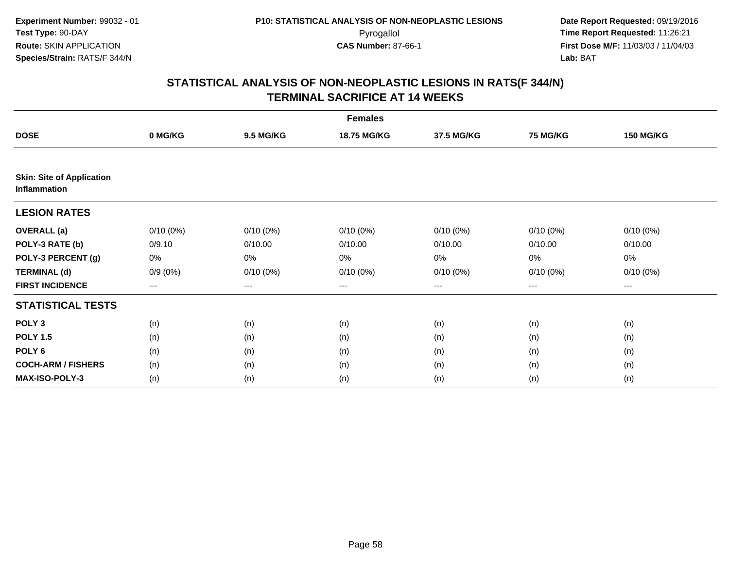**Experiment Number:** 99032 - 01
**Test Type:** 90-DAY
**Route:** SKIN APPLICATION
**Species/Strain:** RATS/F 344/N

**P10: STATISTICAL ANALYSIS OF NON-NEOPLASTIC LESIONS**
Pyrogallol
**CAS Number:** 87-66-1

**Date Report Requested:** 09/19/2016
**Time Report Requested:** 11:26:21
**First Dose M/F:** 11/03/03 / 11/04/03
**Lab:** BAT

# STATISTICAL ANALYSIS OF NON-NEOPLASTIC LESIONS IN RATS(F 344/N)
## TERMINAL SACRIFICE AT 14 WEEKS

| Females | | | | | | |
|---|---|---|---|---|---|---|
| **DOSE** | **0 MG/KG** | **9.5 MG/KG** | **18.75 MG/KG** | **37.5 MG/KG** | **75 MG/KG** | **150 MG/KG** |
| **Skin: Site of Application Inflammation** | | | | | | |
| **LESION RATES** | | | | | | |
| **OVERALL (a)** | 0/10 (0%) | 0/10 (0%) | 0/10 (0%) | 0/10 (0%) | 0/10 (0%) | 0/10 (0%) |
| **POLY-3 RATE (b)** | 0/9.10 | 0/10.00 | 0/10.00 | 0/10.00 | 0/10.00 | 0/10.00 |
| **POLY-3 PERCENT (g)** | 0% | 0% | 0% | 0% | 0% | 0% |
| **TERMINAL (d)** | 0/9 (0%) | 0/10 (0%) | 0/10 (0%) | 0/10 (0%) | 0/10 (0%) | 0/10 (0%) |
| **FIRST INCIDENCE** | --- | --- | --- | --- | --- | --- |
| **STATISTICAL TESTS** | | | | | | |
| **POLY 3** | (n) | (n) | (n) | (n) | (n) | (n) |
| **POLY 1.5** | (n) | (n) | (n) | (n) | (n) | (n) |
| **POLY 6** | (n) | (n) | (n) | (n) | (n) | (n) |
| **COCH-ARM / FISHERS** | (n) | (n) | (n) | (n) | (n) | (n) |
| **MAX-ISO-POLY-3** | (n) | (n) | (n) | (n) | (n) | (n) |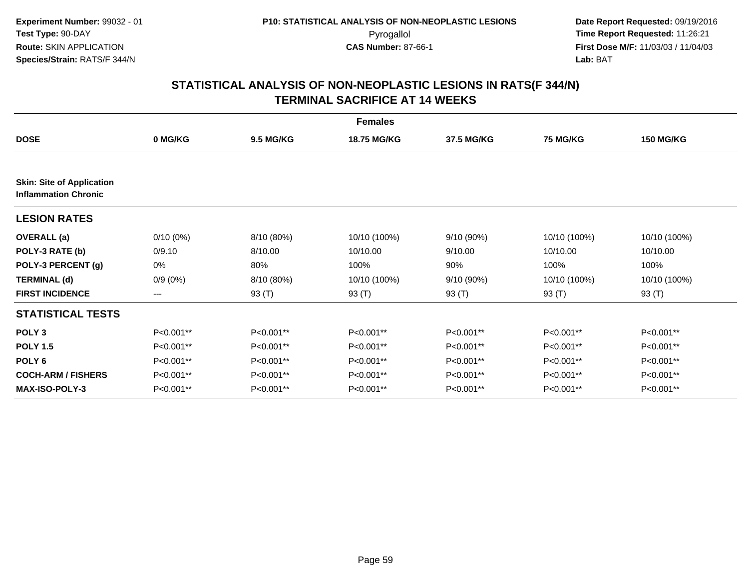**Experiment Number:** 99032 - 01
**Test Type:** 90-DAY
**Route:** SKIN APPLICATION
**Species/Strain:** RATS/F 344/N

**P10: STATISTICAL ANALYSIS OF NON-NEOPLASTIC LESIONS**
Pyrogallol
**CAS Number:** 87-66-1

**Date Report Requested:** 09/19/2016
**Time Report Requested:** 11:26:21
**First Dose M/F:** 11/03/03 / 11/04/03
**Lab:** BAT

## STATISTICAL ANALYSIS OF NON-NEOPLASTIC LESIONS IN RATS(F 344/N)
## TERMINAL SACRIFICE AT 14 WEEKS

**Females**

| DOSE | 0 MG/KG | 9.5 MG/KG | 18.75 MG/KG | 37.5 MG/KG | 75 MG/KG | 150 MG/KG |
|---|---|---|---|---|---|---|
| **Skin: Site of Application** | | | | | | |
| **Inflammation Chronic** | | | | | | |
| **LESION RATES** | | | | | | |
| **OVERALL (a)** | 0/10 (0%) | 8/10 (80%) | 10/10 (100%) | 9/10 (90%) | 10/10 (100%) | 10/10 (100%) |
| **POLY-3 RATE (b)** | 0/9.10 | 8/10.00 | 10/10.00 | 9/10.00 | 10/10.00 | 10/10.00 |
| **POLY-3 PERCENT (g)** | 0% | 80% | 100% | 90% | 100% | 100% |
| **TERMINAL (d)** | 0/9 (0%) | 8/10 (80%) | 10/10 (100%) | 9/10 (90%) | 10/10 (100%) | 10/10 (100%) |
| **FIRST INCIDENCE** | --- | 93 (T) | 93 (T) | 93 (T) | 93 (T) | 93 (T) |
| **STATISTICAL TESTS** | | | | | | |
| **POLY 3** | P<0.001** | P<0.001** | P<0.001** | P<0.001** | P<0.001** | P<0.001** |
| **POLY 1.5** | P<0.001** | P<0.001** | P<0.001** | P<0.001** | P<0.001** | P<0.001** |
| **POLY 6** | P<0.001** | P<0.001** | P<0.001** | P<0.001** | P<0.001** | P<0.001** |
| **COCH-ARM / FISHERS** | P<0.001** | P<0.001** | P<0.001** | P<0.001** | P<0.001** | P<0.001** |
| **MAX-ISO-POLY-3** | P<0.001** | P<0.001** | P<0.001** | P<0.001** | P<0.001** | P<0.001** |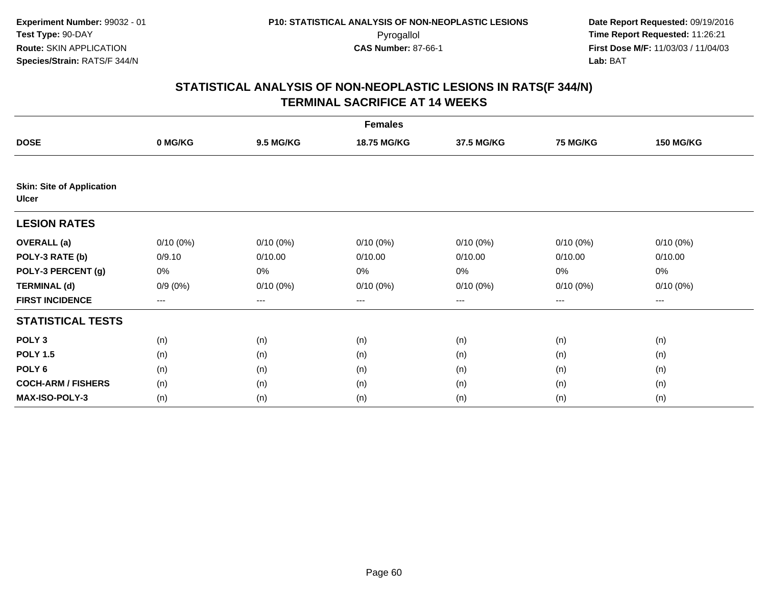**Experiment Number:** 99032 - 01
**Test Type:** 90-DAY
**Route:** SKIN APPLICATION
**Species/Strain:** RATS/F 344/N

**P10: STATISTICAL ANALYSIS OF NON-NEOPLASTIC LESIONS**
Pyrogallol
**CAS Number:** 87-66-1

**Date Report Requested:** 09/19/2016
**Time Report Requested:** 11:26:21
**First Dose M/F:** 11/03/03 / 11/04/03
**Lab:** BAT

## STATISTICAL ANALYSIS OF NON-NEOPLASTIC LESIONS IN RATS(F 344/N)
## TERMINAL SACRIFICE AT 14 WEEKS

| | Females | | | | | |
|---|---|---|---|---|---|---|
| **DOSE** | **0 MG/KG** | **9.5 MG/KG** | **18.75 MG/KG** | **37.5 MG/KG** | **75 MG/KG** | **150 MG/KG** |
| **Skin: Site of Application** | | | | | | |
| **Ulcer** | | | | | | |
| **LESION RATES** | | | | | | |
| **OVERALL (a)** | 0/10 (0%) | 0/10 (0%) | 0/10 (0%) | 0/10 (0%) | 0/10 (0%) | 0/10 (0%) |
| **POLY-3 RATE (b)** | 0/9.10 | 0/10.00 | 0/10.00 | 0/10.00 | 0/10.00 | 0/10.00 |
| **POLY-3 PERCENT (g)** | 0% | 0% | 0% | 0% | 0% | 0% |
| **TERMINAL (d)** | 0/9 (0%) | 0/10 (0%) | 0/10 (0%) | 0/10 (0%) | 0/10 (0%) | 0/10 (0%) |
| **FIRST INCIDENCE** | --- | --- | --- | --- | --- | --- |
| **STATISTICAL TESTS** | | | | | | |
| **POLY 3** | (n) | (n) | (n) | (n) | (n) | (n) |
| **POLY 1.5** | (n) | (n) | (n) | (n) | (n) | (n) |
| **POLY 6** | (n) | (n) | (n) | (n) | (n) | (n) |
| **COCH-ARM / FISHERS** | (n) | (n) | (n) | (n) | (n) | (n) |
| **MAX-ISO-POLY-3** | (n) | (n) | (n) | (n) | (n) | (n) |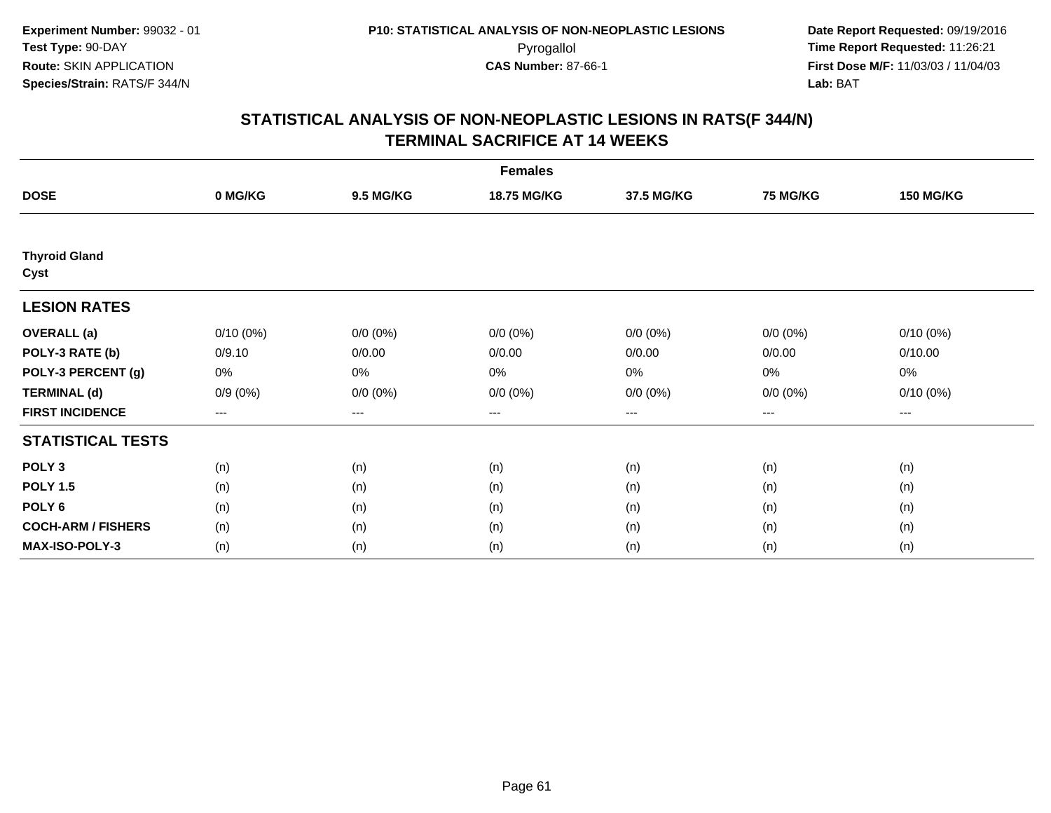**Experiment Number:** 99032 - 01
**Test Type:** 90-DAY
**Route:** SKIN APPLICATION
**Species/Strain:** RATS/F 344/N

**P10: STATISTICAL ANALYSIS OF NON-NEOPLASTIC LESIONS**
Pyrogallol
**CAS Number:** 87-66-1

**Date Report Requested:** 09/19/2016
**Time Report Requested:** 11:26:21
**First Dose M/F:** 11/03/03 / 11/04/03
**Lab:** BAT

## STATISTICAL ANALYSIS OF NON-NEOPLASTIC LESIONS IN RATS(F 344/N)
## TERMINAL SACRIFICE AT 14 WEEKS

| | Females | | | | | |
|---|---|---|---|---|---|---|
| **DOSE** | **0 MG/KG** | **9.5 MG/KG** | **18.75 MG/KG** | **37.5 MG/KG** | **75 MG/KG** | **150 MG/KG** |
| **Thyroid Gland** | | | | | | |
| **Cyst** | | | | | | |
| **LESION RATES** | | | | | | |
| **OVERALL (a)** | 0/10 (0%) | 0/0 (0%) | 0/0 (0%) | 0/0 (0%) | 0/0 (0%) | 0/10 (0%) |
| **POLY-3 RATE (b)** | 0/9.10 | 0/0.00 | 0/0.00 | 0/0.00 | 0/0.00 | 0/10.00 |
| **POLY-3 PERCENT (g)** | 0% | 0% | 0% | 0% | 0% | 0% |
| **TERMINAL (d)** | 0/9 (0%) | 0/0 (0%) | 0/0 (0%) | 0/0 (0%) | 0/0 (0%) | 0/10 (0%) |
| **FIRST INCIDENCE** | --- | --- | --- | --- | --- | --- |
| **STATISTICAL TESTS** | | | | | | |
| **POLY 3** | (n) | (n) | (n) | (n) | (n) | (n) |
| **POLY 1.5** | (n) | (n) | (n) | (n) | (n) | (n) |
| **POLY 6** | (n) | (n) | (n) | (n) | (n) | (n) |
| **COCH-ARM / FISHERS** | (n) | (n) | (n) | (n) | (n) | (n) |
| **MAX-ISO-POLY-3** | (n) | (n) | (n) | (n) | (n) | (n) |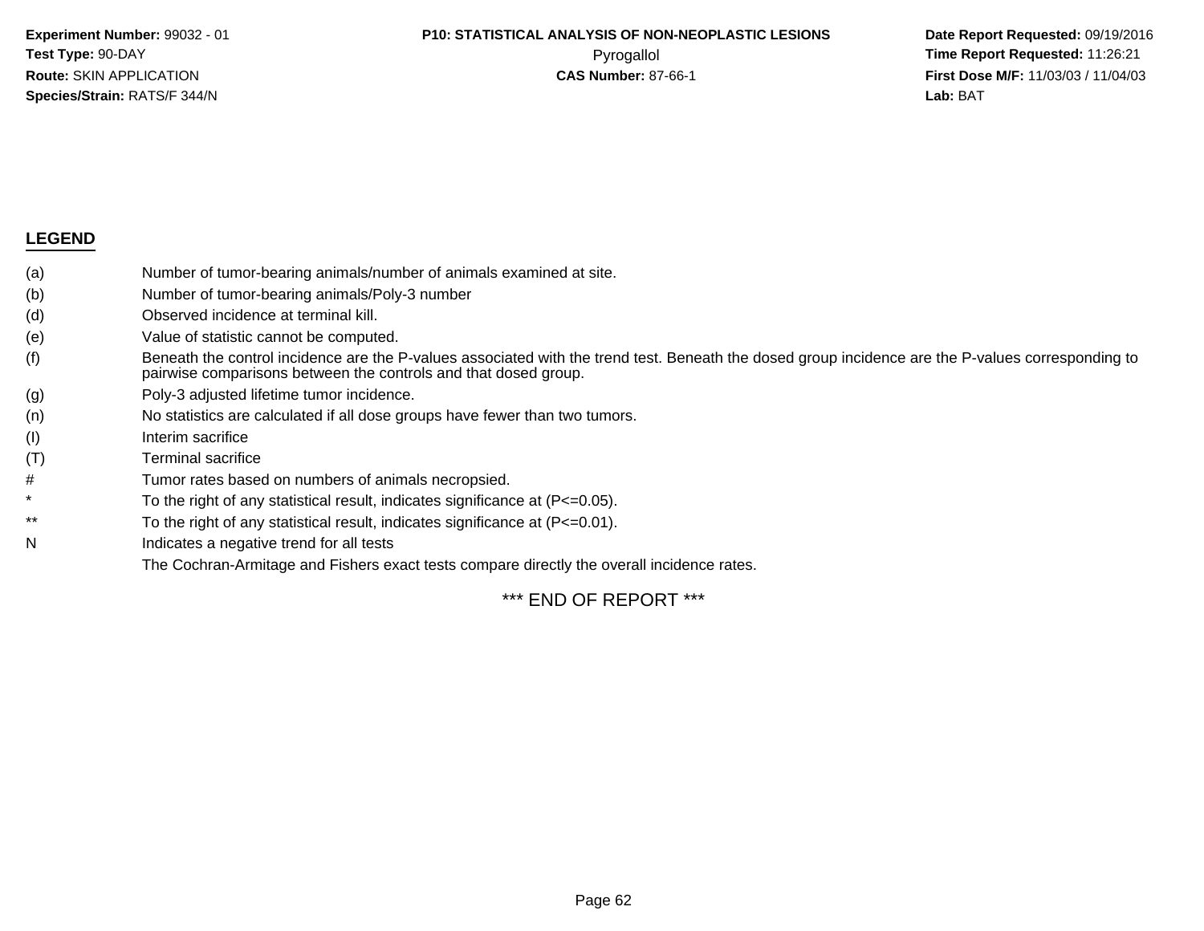**Experiment Number:** 99032 - 01
**Test Type:** 90-DAY
**Route:** SKIN APPLICATION
**Species/Strain:** RATS/F 344/N

**P10: STATISTICAL ANALYSIS OF NON-NEOPLASTIC LESIONS**
Pyrogallol
**CAS Number:** 87-66-1

**Date Report Requested:** 09/19/2016
**Time Report Requested:** 11:26:21
**First Dose M/F:** 11/03/03 / 11/04/03
**Lab:** BAT

## LEGEND

| | |
|---|---|
| (a) | Number of tumor-bearing animals/number of animals examined at site. |
| (b) | Number of tumor-bearing animals/Poly-3 number |
| (d) | Observed incidence at terminal kill. |
| (e) | Value of statistic cannot be computed. |
| (f) | Beneath the control incidence are the P-values associated with the trend test. Beneath the dosed group incidence are the P-values corresponding to pairwise comparisons between the controls and that dosed group. |
| (g) | Poly-3 adjusted lifetime tumor incidence. |
| (n) | No statistics are calculated if all dose groups have fewer than two tumors. |
| (I) | Interim sacrifice |
| (T) | Terminal sacrifice |
| # | Tumor rates based on numbers of animals necropsied. |
| * | To the right of any statistical result, indicates significance at (P<=0.05). |
| ** | To the right of any statistical result, indicates significance at (P<=0.01). |
| N | Indicates a negative trend for all tests |
| | The Cochran-Armitage and Fishers exact tests compare directly the overall incidence rates. |

*** END OF REPORT ***